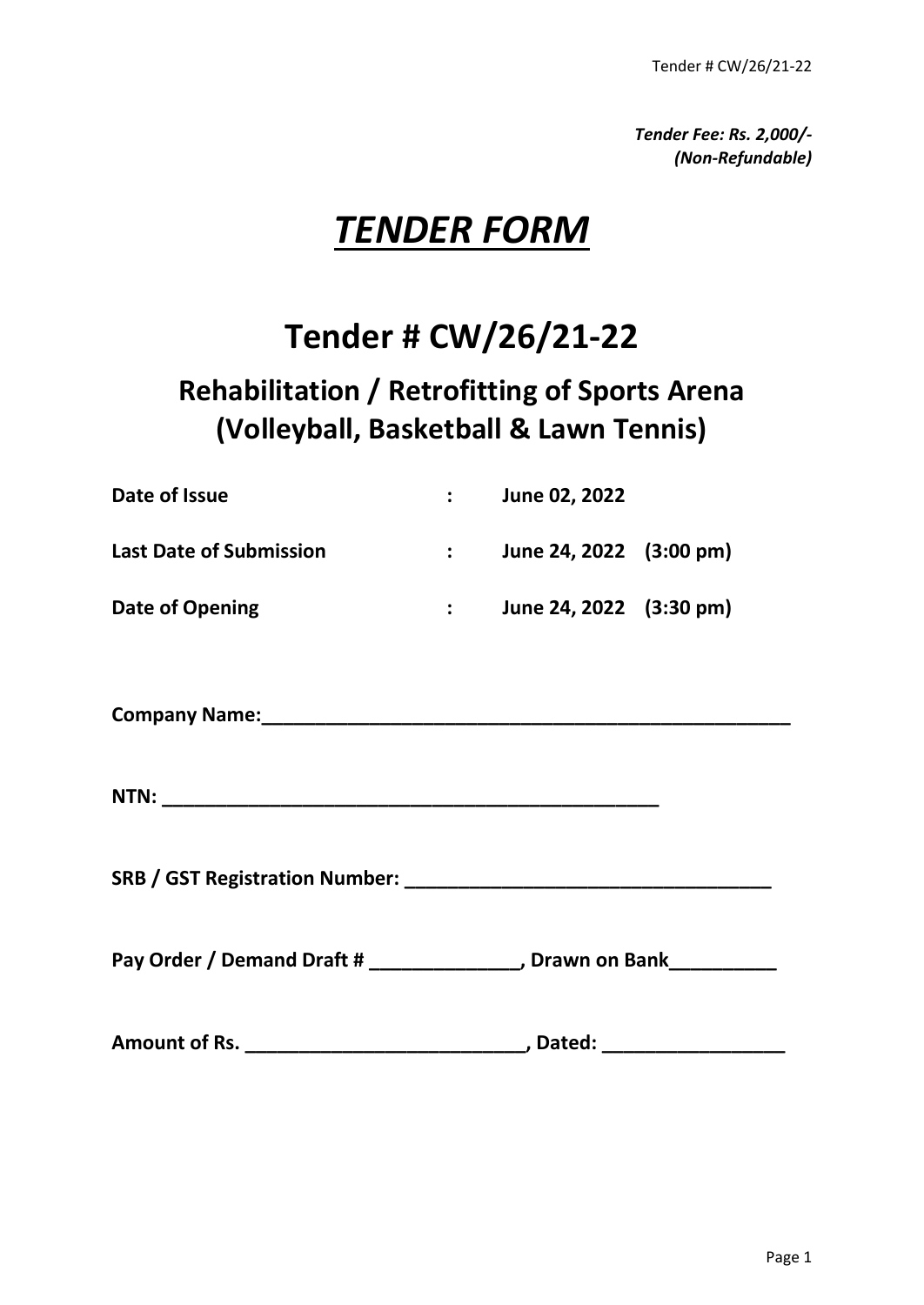*Tender Fee: Rs. 2,000/-*
*(Non-Refundable)*

# *TENDER FORM*

# Tender # CW/26/21-22

## Rehabilitation / Retrofitting of Sports Arena (Volleyball, Basketball & Lawn Tennis)

| | | |
|---|---|---|
| **Date of Issue** | **:** | **June 02, 2022** |
| **Last Date of Submission** | **:** | **June 24, 2022 (3:00 pm)** |
| **Date of Opening** | **:** | **June 24, 2022 (3:30 pm)** |

**Company Name:____________________________________________________**

**NTN: ________________________________________________**

**SRB / GST Registration Number: __________________________________**

**Pay Order / Demand Draft # ______________, Drawn on Bank__________**

**Amount of Rs. __________________________, Dated: _________________**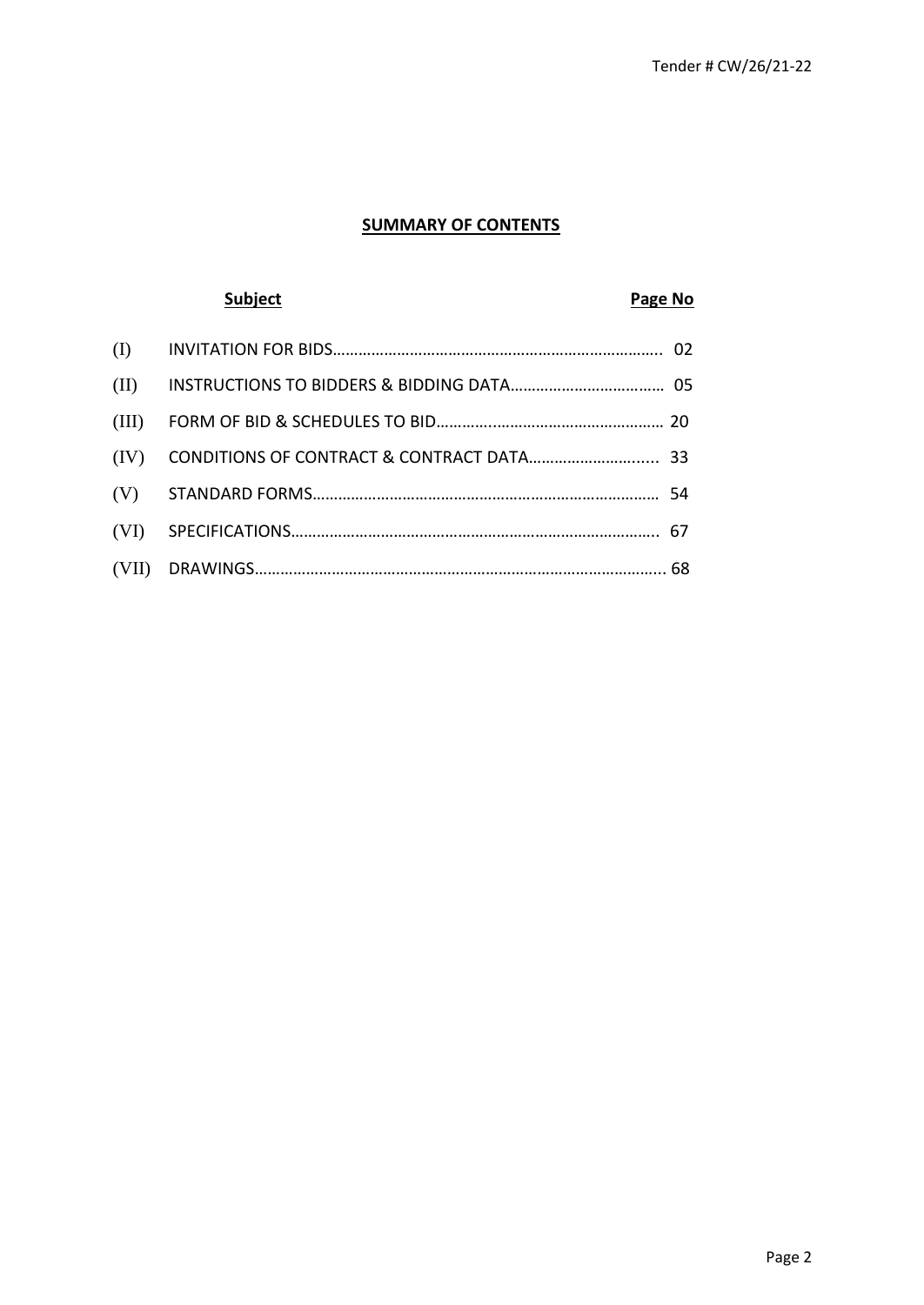## SUMMARY OF CONTENTS

| | Subject | Page No |
|---|---|---|
| (I) | INVITATION FOR BIDS | 02 |
| (II) | INSTRUCTIONS TO BIDDERS & BIDDING DATA | 05 |
| (III) | FORM OF BID & SCHEDULES TO BID | 20 |
| (IV) | CONDITIONS OF CONTRACT & CONTRACT DATA | 33 |
| (V) | STANDARD FORMS | 54 |
| (VI) | SPECIFICATIONS | 67 |
| (VII) | DRAWINGS | 68 |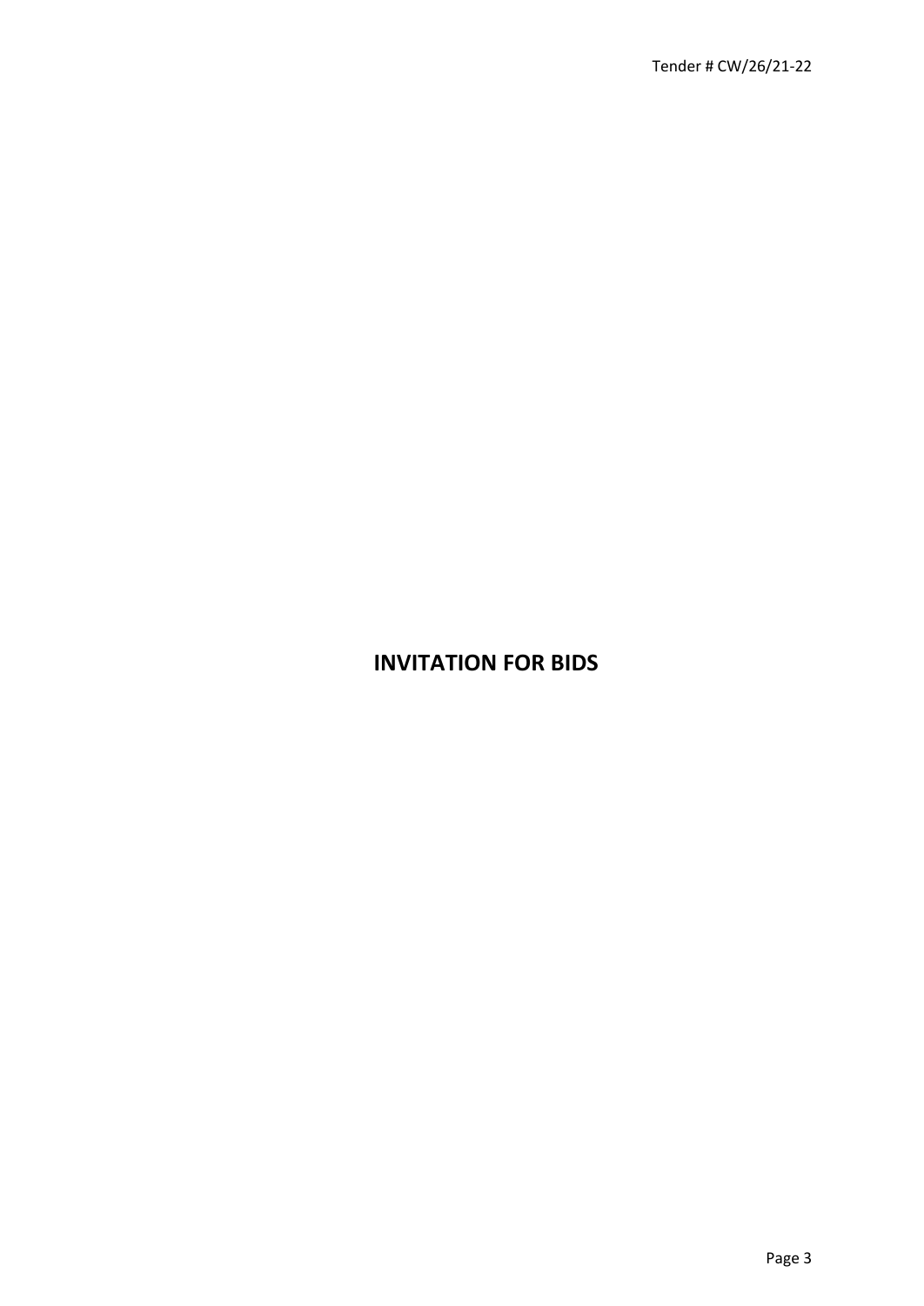# INVITATION FOR BIDS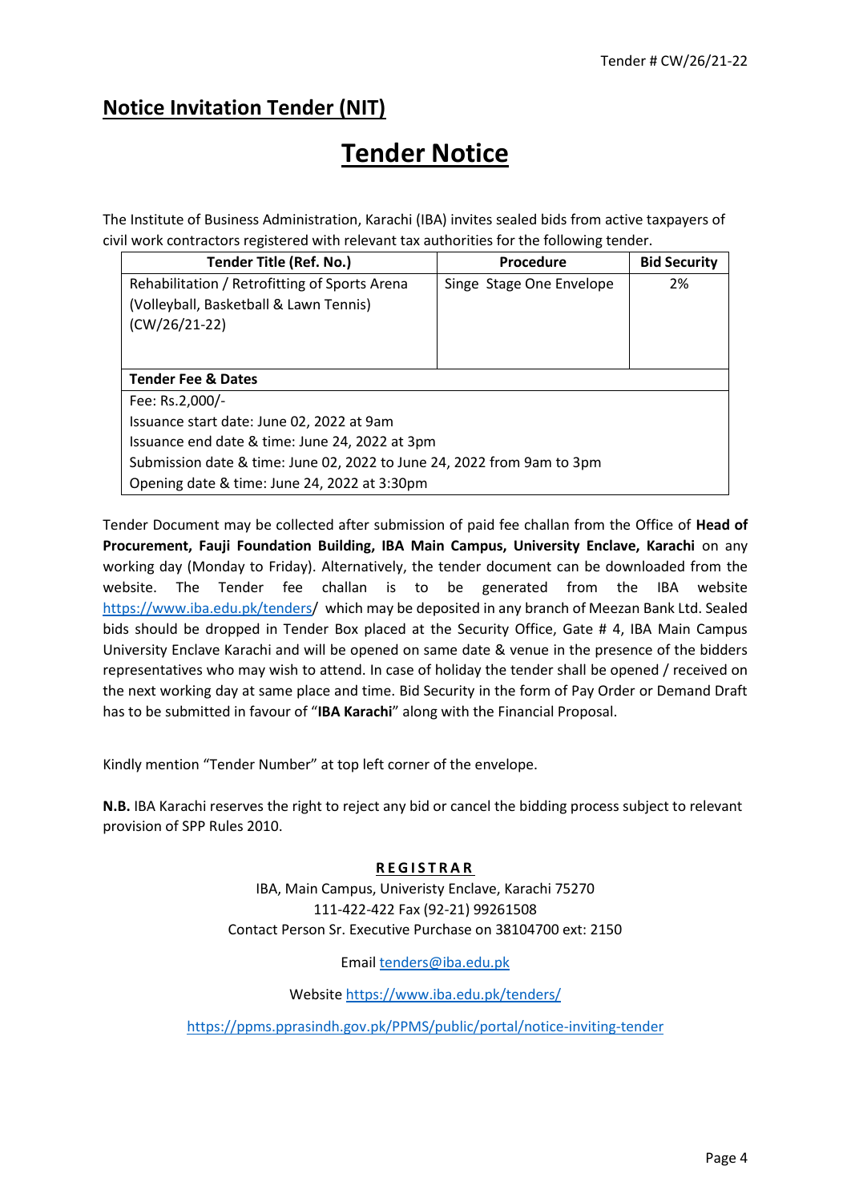Tender # CW/26/21-22

## Notice Invitation Tender (NIT)

# Tender Notice

The Institute of Business Administration, Karachi (IBA) invites sealed bids from active taxpayers of civil work contractors registered with relevant tax authorities for the following tender.

| Tender Title (Ref. No.) | Procedure | Bid Security |
|---|---|---|
| Rehabilitation / Retrofitting of Sports Arena (Volleyball, Basketball & Lawn Tennis) (CW/26/21-22) | Singe Stage One Envelope | 2% |
| **Tender Fee & Dates** | | |
| Fee: Rs.2,000/-<br>Issuance start date: June 02, 2022 at 9am<br>Issuance end date & time: June 24, 2022 at 3pm<br>Submission date & time: June 02, 2022 to June 24, 2022 from 9am to 3pm<br>Opening date & time: June 24, 2022 at 3:30pm | | |

Tender Document may be collected after submission of paid fee challan from the Office of **Head of Procurement, Fauji Foundation Building, IBA Main Campus, University Enclave, Karachi** on any working day (Monday to Friday). Alternatively, the tender document can be downloaded from the website. The Tender fee challan is to be generated from the IBA website https://www.iba.edu.pk/tenders/ which may be deposited in any branch of Meezan Bank Ltd. Sealed bids should be dropped in Tender Box placed at the Security Office, Gate # 4, IBA Main Campus University Enclave Karachi and will be opened on same date & venue in the presence of the bidders representatives who may wish to attend. In case of holiday the tender shall be opened / received on the next working day at same place and time. Bid Security in the form of Pay Order or Demand Draft has to be submitted in favour of "**IBA Karachi**" along with the Financial Proposal.

Kindly mention "Tender Number" at top left corner of the envelope.

**N.B.** IBA Karachi reserves the right to reject any bid or cancel the bidding process subject to relevant provision of SPP Rules 2010.

**REGISTRAR**

IBA, Main Campus, Univeristy Enclave, Karachi 75270

111-422-422 Fax (92-21) 99261508

Contact Person Sr. Executive Purchase on 38104700 ext: 2150

Email tenders@iba.edu.pk

Website https://www.iba.edu.pk/tenders/

https://ppms.pprasindh.gov.pk/PPMS/public/portal/notice-inviting-tender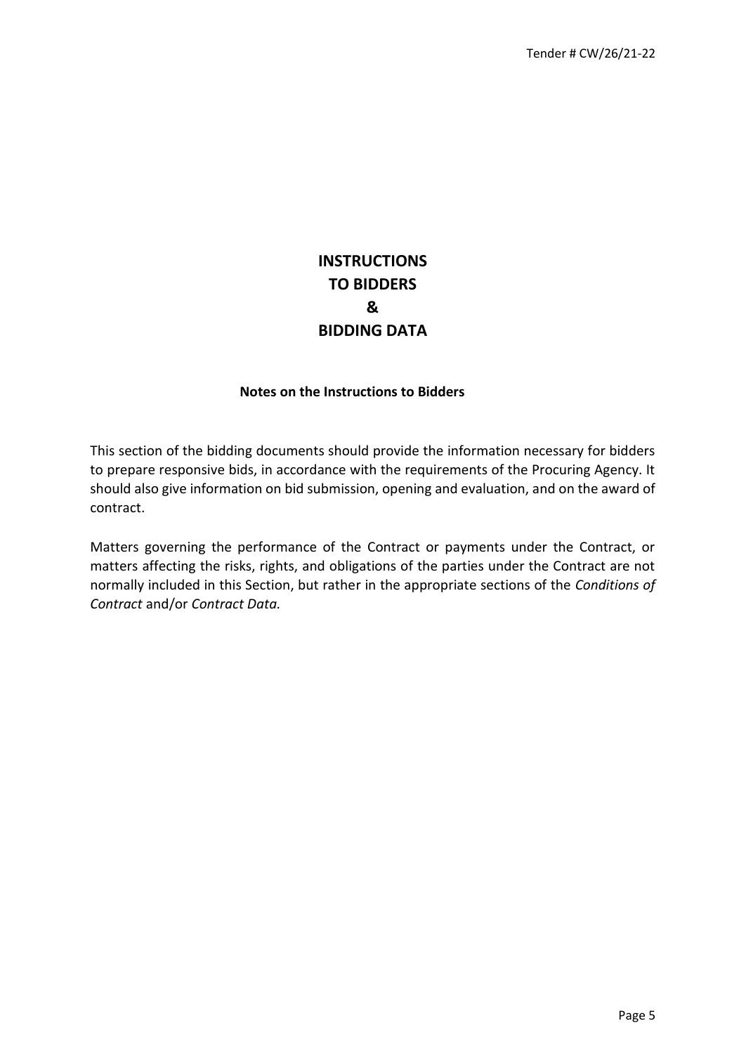# INSTRUCTIONS TO BIDDERS & BIDDING DATA

### Notes on the Instructions to Bidders

This section of the bidding documents should provide the information necessary for bidders to prepare responsive bids, in accordance with the requirements of the Procuring Agency. It should also give information on bid submission, opening and evaluation, and on the award of contract.

Matters governing the performance of the Contract or payments under the Contract, or matters affecting the risks, rights, and obligations of the parties under the Contract are not normally included in this Section, but rather in the appropriate sections of the *Conditions of Contract* and/or *Contract Data.*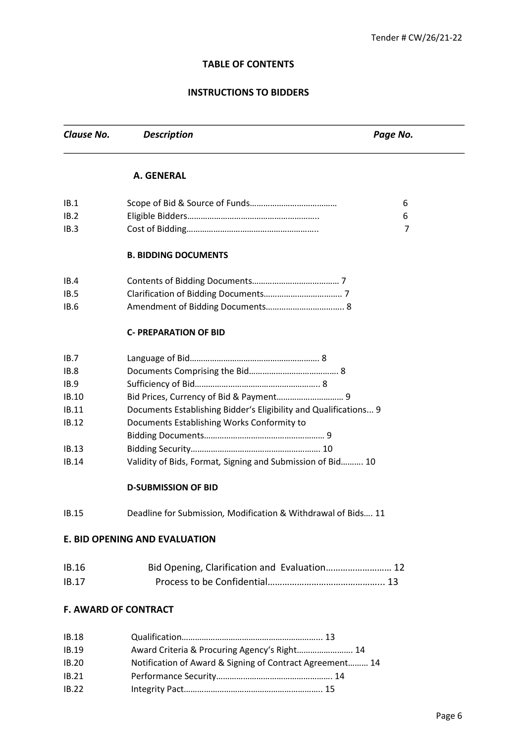**TABLE OF CONTENTS**

**INSTRUCTIONS TO BIDDERS**

| *Clause No.* | *Description* | *Page No.* |
|---|---|---|
| | **A. GENERAL** | |
| IB.1 | Scope of Bid & Source of Funds………………………………… | 6 |
| IB.2 | Eligible Bidders………………………………………………….. | 6 |
| IB.3 | Cost of Bidding………………………………………………….. | 7 |
| | **B. BIDDING DOCUMENTS** | |
| IB.4 | Contents of Bidding Documents………………………………… | 7 |
| IB.5 | Clarification of Bidding Documents……………………………. | 7 |
| IB.6 | Amendment of Bidding Documents…………………………….. | 8 |
| | **C- PREPARATION OF BID** | |
| IB.7 | Language of Bid………………………………………………… | 8 |
| IB.8 | Documents Comprising the Bid………………………………… | 8 |
| IB.9 | Sufficiency of Bid……………………………………………….. | 8 |
| IB.10 | Bid Prices, Currency of Bid & Payment……………………….. | 9 |
| IB.11 | Documents Establishing Bidder's Eligibility and Qualifications... | 9 |
| IB.12 | Documents Establishing Works Conformity to Bidding Documents……………………………………………… | 9 |
| IB.13 | Bidding Security………………………………………………… | 10 |
| IB.14 | Validity of Bids, Format, Signing and Submission of Bid………. | 10 |
| | **D-SUBMISSION OF BID** | |
| IB.15 | Deadline for Submission, Modification & Withdrawal of Bids…. | 11 |
| **E. BID OPENING AND EVALUATION** | | |
| IB.16 | Bid Opening, Clarification and Evaluation……………………… | 12 |
| IB.17 | Process to be Confidential……………………………………….. | 13 |
| **F. AWARD OF CONTRACT** | | |
| IB.18 | Qualification…………………………………………………….. | 13 |
| IB.19 | Award Criteria & Procuring Agency's Right……………………. | 14 |
| IB.20 | Notification of Award & Signing of Contract Agreement……… | 14 |
| IB.21 | Performance Security…………………………………………… | 14 |
| IB.22 | Integrity Pact……………………………………………………. | 15 |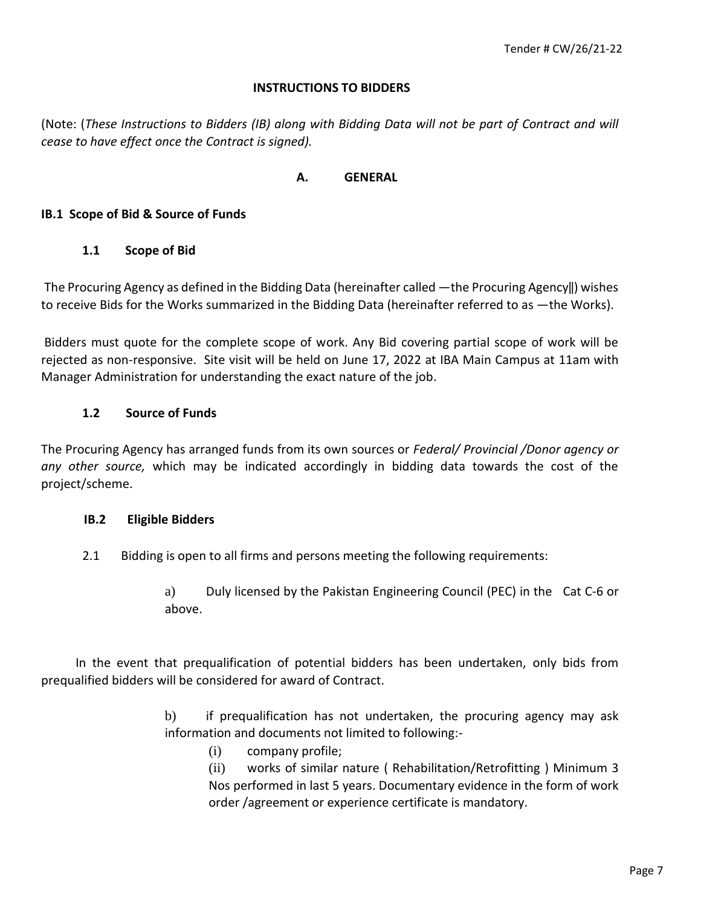# INSTRUCTIONS TO BIDDERS

(Note: (*These Instructions to Bidders (IB) along with Bidding Data will not be part of Contract and will cease to have effect once the Contract is signed).*

## A. GENERAL

### IB.1 Scope of Bid & Source of Funds

#### 1.1 Scope of Bid

The Procuring Agency as defined in the Bidding Data (hereinafter called —the Procuring Agency‖) wishes to receive Bids for the Works summarized in the Bidding Data (hereinafter referred to as —the Works).

Bidders must quote for the complete scope of work. Any Bid covering partial scope of work will be rejected as non-responsive. Site visit will be held on June 17, 2022 at IBA Main Campus at 11am with Manager Administration for understanding the exact nature of the job.

#### 1.2 Source of Funds

The Procuring Agency has arranged funds from its own sources or *Federal/ Provincial /Donor agency or any other source,* which may be indicated accordingly in bidding data towards the cost of the project/scheme.

### IB.2 Eligible Bidders

2.1 Bidding is open to all firms and persons meeting the following requirements:

a) Duly licensed by the Pakistan Engineering Council (PEC) in the Cat C-6 or above.

In the event that prequalification of potential bidders has been undertaken, only bids from prequalified bidders will be considered for award of Contract.

b) if prequalification has not undertaken, the procuring agency may ask information and documents not limited to following:-

(i) company profile;

(ii) works of similar nature ( Rehabilitation/Retrofitting ) Minimum 3 Nos performed in last 5 years. Documentary evidence in the form of work order /agreement or experience certificate is mandatory.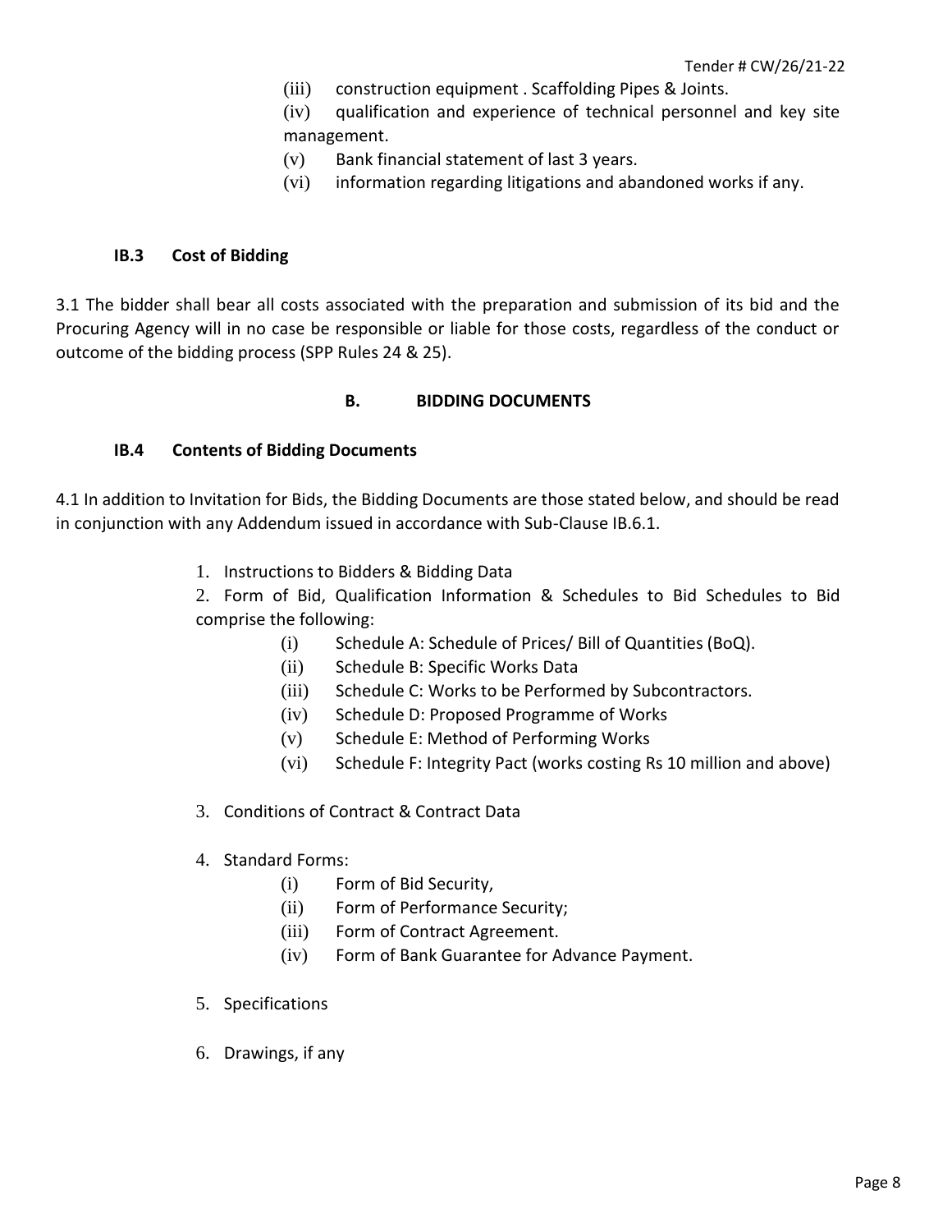(iii) construction equipment . Scaffolding Pipes & Joints.

(iv) qualification and experience of technical personnel and key site management.

(v) Bank financial statement of last 3 years.

(vi) information regarding litigations and abandoned works if any.

### IB.3 Cost of Bidding

3.1 The bidder shall bear all costs associated with the preparation and submission of its bid and the Procuring Agency will in no case be responsible or liable for those costs, regardless of the conduct or outcome of the bidding process (SPP Rules 24 & 25).

## B. BIDDING DOCUMENTS

### IB.4 Contents of Bidding Documents

4.1 In addition to Invitation for Bids, the Bidding Documents are those stated below, and should be read in conjunction with any Addendum issued in accordance with Sub-Clause IB.6.1.

1. Instructions to Bidders & Bidding Data
2. Form of Bid, Qualification Information & Schedules to Bid Schedules to Bid comprise the following:
   - (i) Schedule A: Schedule of Prices/ Bill of Quantities (BoQ).
   - (ii) Schedule B: Specific Works Data
   - (iii) Schedule C: Works to be Performed by Subcontractors.
   - (iv) Schedule D: Proposed Programme of Works
   - (v) Schedule E: Method of Performing Works
   - (vi) Schedule F: Integrity Pact (works costing Rs 10 million and above)
3. Conditions of Contract & Contract Data
4. Standard Forms:
   - (i) Form of Bid Security,
   - (ii) Form of Performance Security;
   - (iii) Form of Contract Agreement.
   - (iv) Form of Bank Guarantee for Advance Payment.
5. Specifications
6. Drawings, if any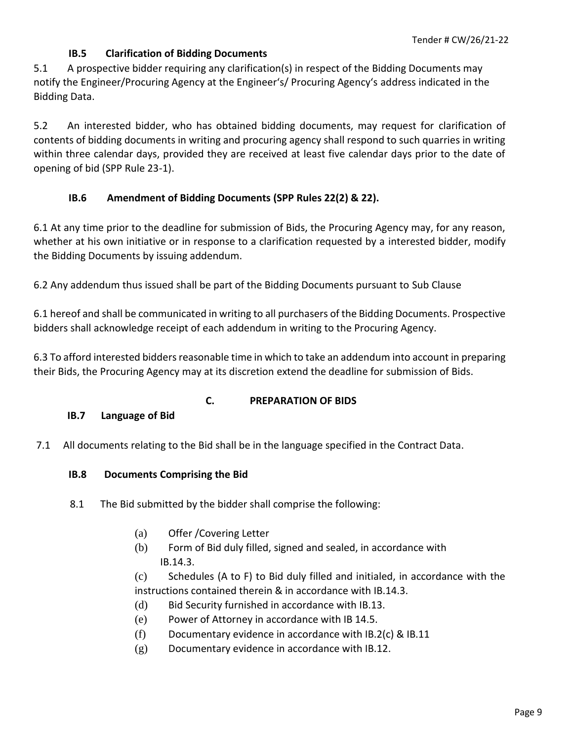### IB.5 Clarification of Bidding Documents

5.1 A prospective bidder requiring any clarification(s) in respect of the Bidding Documents may notify the Engineer/Procuring Agency at the Engineer's/ Procuring Agency's address indicated in the Bidding Data.

5.2 An interested bidder, who has obtained bidding documents, may request for clarification of contents of bidding documents in writing and procuring agency shall respond to such quarries in writing within three calendar days, provided they are received at least five calendar days prior to the date of opening of bid (SPP Rule 23-1).

### IB.6 Amendment of Bidding Documents (SPP Rules 22(2) & 22).

6.1 At any time prior to the deadline for submission of Bids, the Procuring Agency may, for any reason, whether at his own initiative or in response to a clarification requested by a interested bidder, modify the Bidding Documents by issuing addendum.

6.2 Any addendum thus issued shall be part of the Bidding Documents pursuant to Sub Clause

6.1 hereof and shall be communicated in writing to all purchasers of the Bidding Documents. Prospective bidders shall acknowledge receipt of each addendum in writing to the Procuring Agency.

6.3 To afford interested bidders reasonable time in which to take an addendum into account in preparing their Bids, the Procuring Agency may at its discretion extend the deadline for submission of Bids.

## C. PREPARATION OF BIDS

### IB.7 Language of Bid

7.1 All documents relating to the Bid shall be in the language specified in the Contract Data.

### IB.8 Documents Comprising the Bid

8.1 The Bid submitted by the bidder shall comprise the following:

(a) Offer /Covering Letter

(b) Form of Bid duly filled, signed and sealed, in accordance with IB.14.3.

(c) Schedules (A to F) to Bid duly filled and initialed, in accordance with the instructions contained therein & in accordance with IB.14.3.

(d) Bid Security furnished in accordance with IB.13.

(e) Power of Attorney in accordance with IB 14.5.

(f) Documentary evidence in accordance with IB.2(c) & IB.11

(g) Documentary evidence in accordance with IB.12.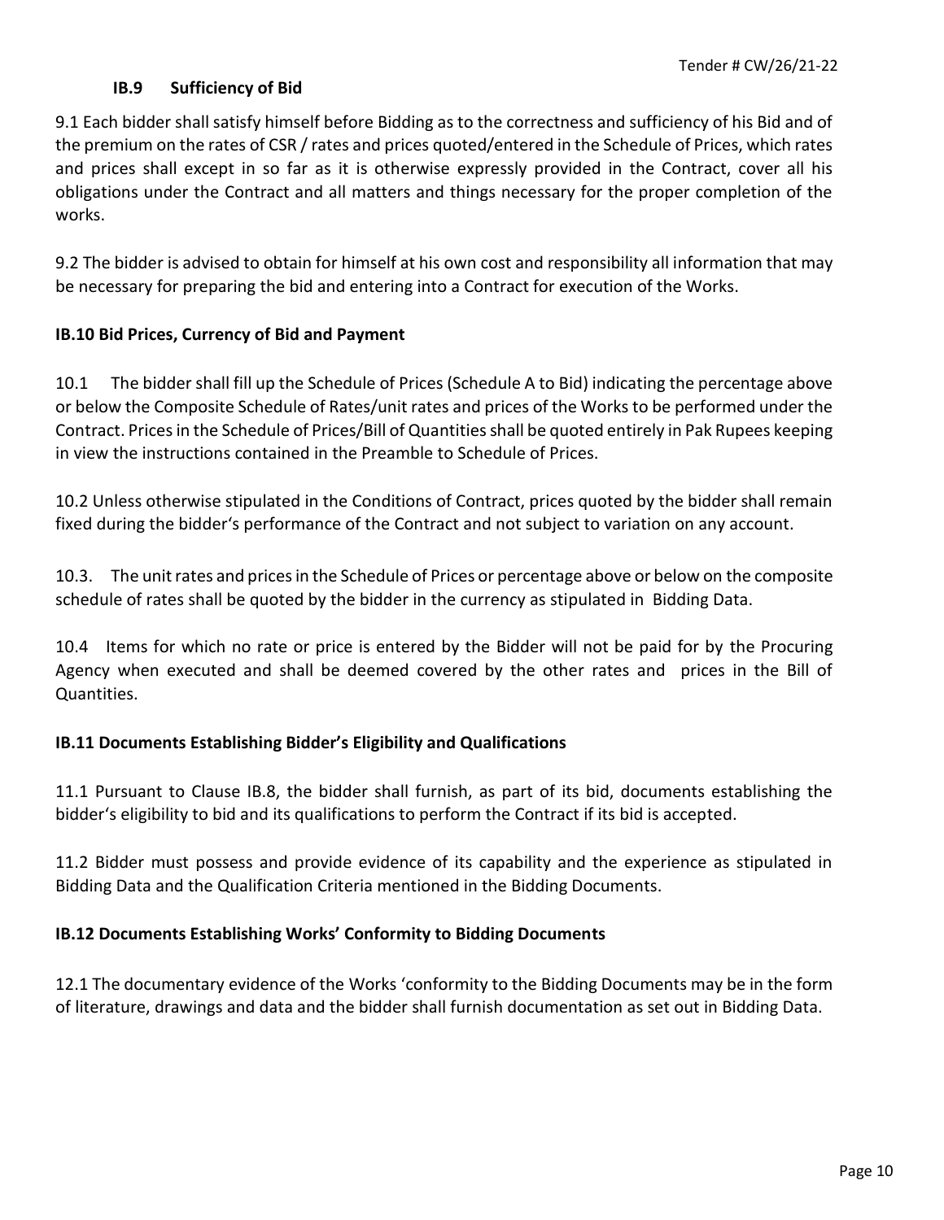### IB.9 Sufficiency of Bid

9.1 Each bidder shall satisfy himself before Bidding as to the correctness and sufficiency of his Bid and of the premium on the rates of CSR / rates and prices quoted/entered in the Schedule of Prices, which rates and prices shall except in so far as it is otherwise expressly provided in the Contract, cover all his obligations under the Contract and all matters and things necessary for the proper completion of the works.

9.2 The bidder is advised to obtain for himself at his own cost and responsibility all information that may be necessary for preparing the bid and entering into a Contract for execution of the Works.

### IB.10 Bid Prices, Currency of Bid and Payment

10.1 The bidder shall fill up the Schedule of Prices (Schedule A to Bid) indicating the percentage above or below the Composite Schedule of Rates/unit rates and prices of the Works to be performed under the Contract. Prices in the Schedule of Prices/Bill of Quantities shall be quoted entirely in Pak Rupees keeping in view the instructions contained in the Preamble to Schedule of Prices.

10.2 Unless otherwise stipulated in the Conditions of Contract, prices quoted by the bidder shall remain fixed during the bidder's performance of the Contract and not subject to variation on any account.

10.3. The unit rates and prices in the Schedule of Prices or percentage above or below on the composite schedule of rates shall be quoted by the bidder in the currency as stipulated in Bidding Data.

10.4 Items for which no rate or price is entered by the Bidder will not be paid for by the Procuring Agency when executed and shall be deemed covered by the other rates and prices in the Bill of Quantities.

### IB.11 Documents Establishing Bidder's Eligibility and Qualifications

11.1 Pursuant to Clause IB.8, the bidder shall furnish, as part of its bid, documents establishing the bidder's eligibility to bid and its qualifications to perform the Contract if its bid is accepted.

11.2 Bidder must possess and provide evidence of its capability and the experience as stipulated in Bidding Data and the Qualification Criteria mentioned in the Bidding Documents.

### IB.12 Documents Establishing Works' Conformity to Bidding Documents

12.1 The documentary evidence of the Works 'conformity to the Bidding Documents may be in the form of literature, drawings and data and the bidder shall furnish documentation as set out in Bidding Data.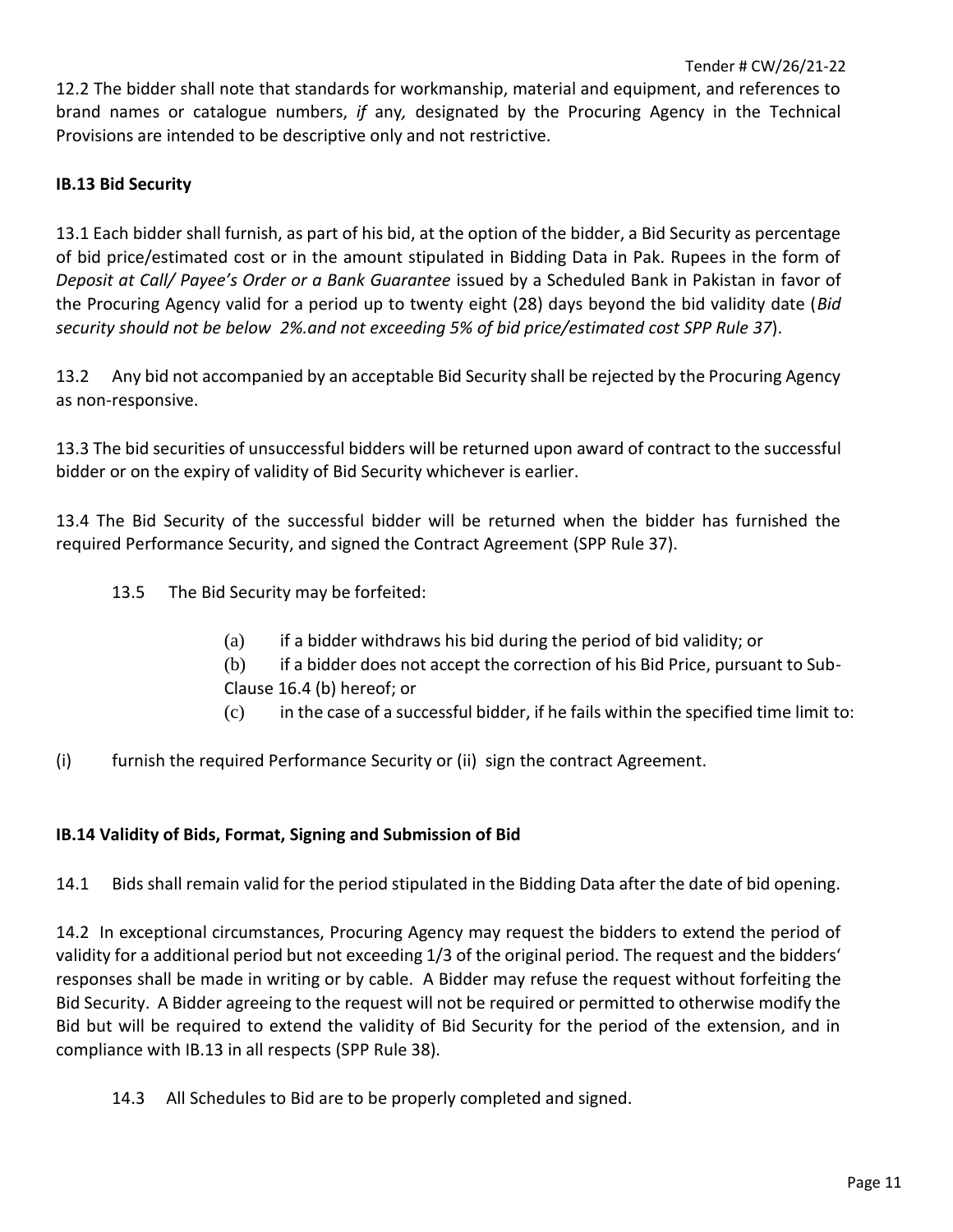12.2 The bidder shall note that standards for workmanship, material and equipment, and references to brand names or catalogue numbers, *if* any*,* designated by the Procuring Agency in the Technical Provisions are intended to be descriptive only and not restrictive.

**IB.13 Bid Security**

13.1 Each bidder shall furnish, as part of his bid, at the option of the bidder, a Bid Security as percentage of bid price/estimated cost or in the amount stipulated in Bidding Data in Pak. Rupees in the form of *Deposit at Call/ Payee's Order or a Bank Guarantee* issued by a Scheduled Bank in Pakistan in favor of the Procuring Agency valid for a period up to twenty eight (28) days beyond the bid validity date (*Bid security should not be below 2%.and not exceeding 5% of bid price/estimated cost SPP Rule 37*).

13.2 Any bid not accompanied by an acceptable Bid Security shall be rejected by the Procuring Agency as non-responsive.

13.3 The bid securities of unsuccessful bidders will be returned upon award of contract to the successful bidder or on the expiry of validity of Bid Security whichever is earlier.

13.4 The Bid Security of the successful bidder will be returned when the bidder has furnished the required Performance Security, and signed the Contract Agreement (SPP Rule 37).

13.5 The Bid Security may be forfeited:

(a) if a bidder withdraws his bid during the period of bid validity; or

(b) if a bidder does not accept the correction of his Bid Price, pursuant to Sub-Clause 16.4 (b) hereof; or

(c) in the case of a successful bidder, if he fails within the specified time limit to:

(i) furnish the required Performance Security or (ii) sign the contract Agreement.

**IB.14 Validity of Bids, Format, Signing and Submission of Bid**

14.1 Bids shall remain valid for the period stipulated in the Bidding Data after the date of bid opening.

14.2 In exceptional circumstances, Procuring Agency may request the bidders to extend the period of validity for a additional period but not exceeding 1/3 of the original period. The request and the bidders' responses shall be made in writing or by cable. A Bidder may refuse the request without forfeiting the Bid Security. A Bidder agreeing to the request will not be required or permitted to otherwise modify the Bid but will be required to extend the validity of Bid Security for the period of the extension, and in compliance with IB.13 in all respects (SPP Rule 38).

14.3 All Schedules to Bid are to be properly completed and signed.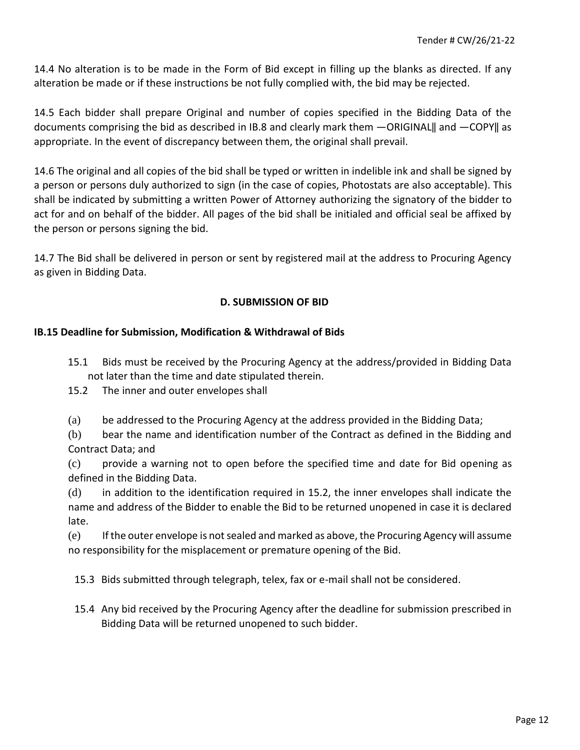14.4 No alteration is to be made in the Form of Bid except in filling up the blanks as directed. If any alteration be made or if these instructions be not fully complied with, the bid may be rejected.

14.5 Each bidder shall prepare Original and number of copies specified in the Bidding Data of the documents comprising the bid as described in IB.8 and clearly mark them —ORIGINAL‖ and —COPY‖ as appropriate. In the event of discrepancy between them, the original shall prevail.

14.6 The original and all copies of the bid shall be typed or written in indelible ink and shall be signed by a person or persons duly authorized to sign (in the case of copies, Photostats are also acceptable). This shall be indicated by submitting a written Power of Attorney authorizing the signatory of the bidder to act for and on behalf of the bidder. All pages of the bid shall be initialed and official seal be affixed by the person or persons signing the bid.

14.7 The Bid shall be delivered in person or sent by registered mail at the address to Procuring Agency as given in Bidding Data.

## D. SUBMISSION OF BID

### IB.15 Deadline for Submission, Modification & Withdrawal of Bids

15.1 Bids must be received by the Procuring Agency at the address/provided in Bidding Data not later than the time and date stipulated therein.

15.2 The inner and outer envelopes shall

(a) be addressed to the Procuring Agency at the address provided in the Bidding Data;

(b) bear the name and identification number of the Contract as defined in the Bidding and Contract Data; and

(c) provide a warning not to open before the specified time and date for Bid opening as defined in the Bidding Data.

(d) in addition to the identification required in 15.2, the inner envelopes shall indicate the name and address of the Bidder to enable the Bid to be returned unopened in case it is declared late.

(e) If the outer envelope is not sealed and marked as above, the Procuring Agency will assume no responsibility for the misplacement or premature opening of the Bid.

15.3 Bids submitted through telegraph, telex, fax or e-mail shall not be considered.

15.4 Any bid received by the Procuring Agency after the deadline for submission prescribed in Bidding Data will be returned unopened to such bidder.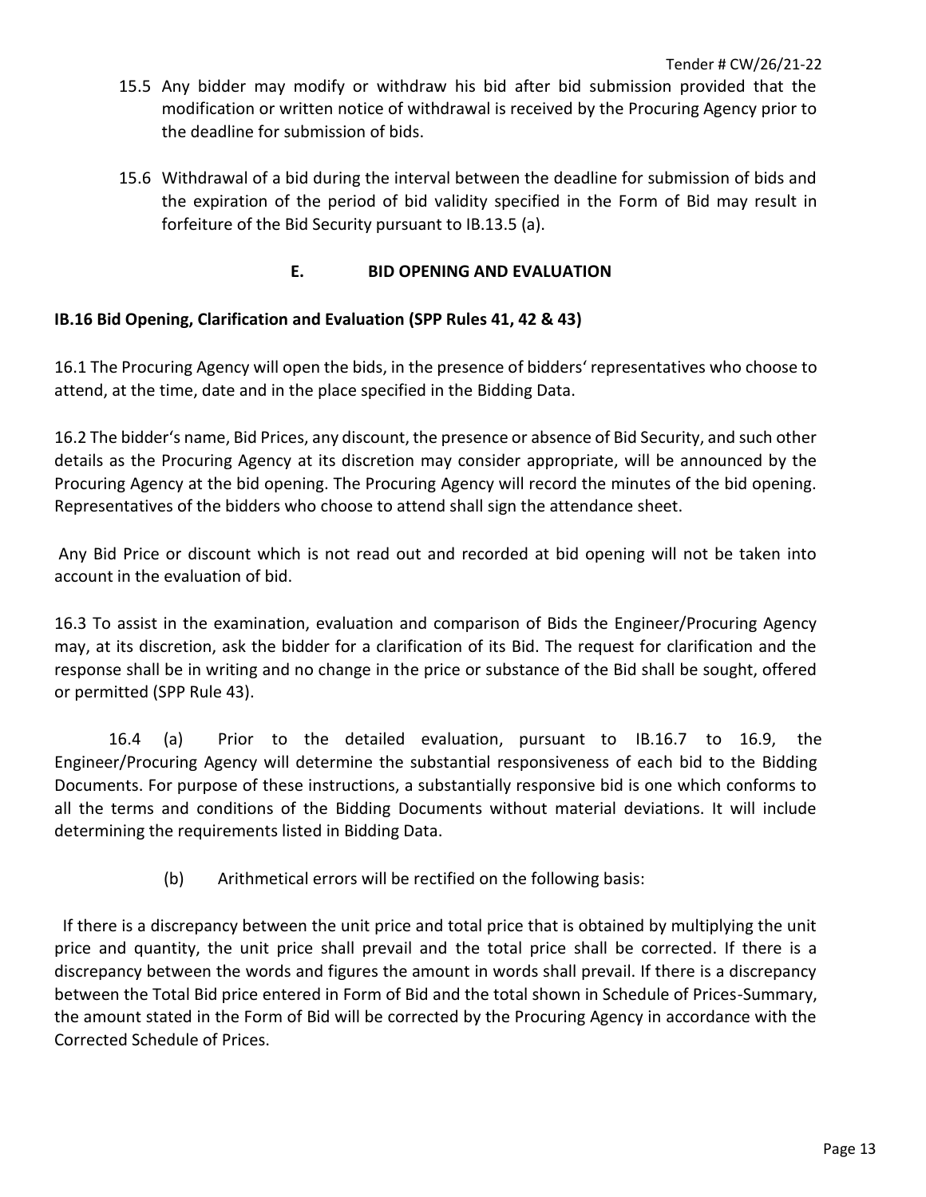15.5 Any bidder may modify or withdraw his bid after bid submission provided that the modification or written notice of withdrawal is received by the Procuring Agency prior to the deadline for submission of bids.

15.6 Withdrawal of a bid during the interval between the deadline for submission of bids and the expiration of the period of bid validity specified in the Form of Bid may result in forfeiture of the Bid Security pursuant to IB.13.5 (a).

## E. BID OPENING AND EVALUATION

### IB.16 Bid Opening, Clarification and Evaluation (SPP Rules 41, 42 & 43)

16.1 The Procuring Agency will open the bids, in the presence of bidders' representatives who choose to attend, at the time, date and in the place specified in the Bidding Data.

16.2 The bidder's name, Bid Prices, any discount, the presence or absence of Bid Security, and such other details as the Procuring Agency at its discretion may consider appropriate, will be announced by the Procuring Agency at the bid opening. The Procuring Agency will record the minutes of the bid opening. Representatives of the bidders who choose to attend shall sign the attendance sheet.

Any Bid Price or discount which is not read out and recorded at bid opening will not be taken into account in the evaluation of bid.

16.3 To assist in the examination, evaluation and comparison of Bids the Engineer/Procuring Agency may, at its discretion, ask the bidder for a clarification of its Bid. The request for clarification and the response shall be in writing and no change in the price or substance of the Bid shall be sought, offered or permitted (SPP Rule 43).

16.4 (a) Prior to the detailed evaluation, pursuant to IB.16.7 to 16.9, the Engineer/Procuring Agency will determine the substantial responsiveness of each bid to the Bidding Documents. For purpose of these instructions, a substantially responsive bid is one which conforms to all the terms and conditions of the Bidding Documents without material deviations. It will include determining the requirements listed in Bidding Data.

(b) Arithmetical errors will be rectified on the following basis:

If there is a discrepancy between the unit price and total price that is obtained by multiplying the unit price and quantity, the unit price shall prevail and the total price shall be corrected. If there is a discrepancy between the words and figures the amount in words shall prevail. If there is a discrepancy between the Total Bid price entered in Form of Bid and the total shown in Schedule of Prices-Summary, the amount stated in the Form of Bid will be corrected by the Procuring Agency in accordance with the Corrected Schedule of Prices.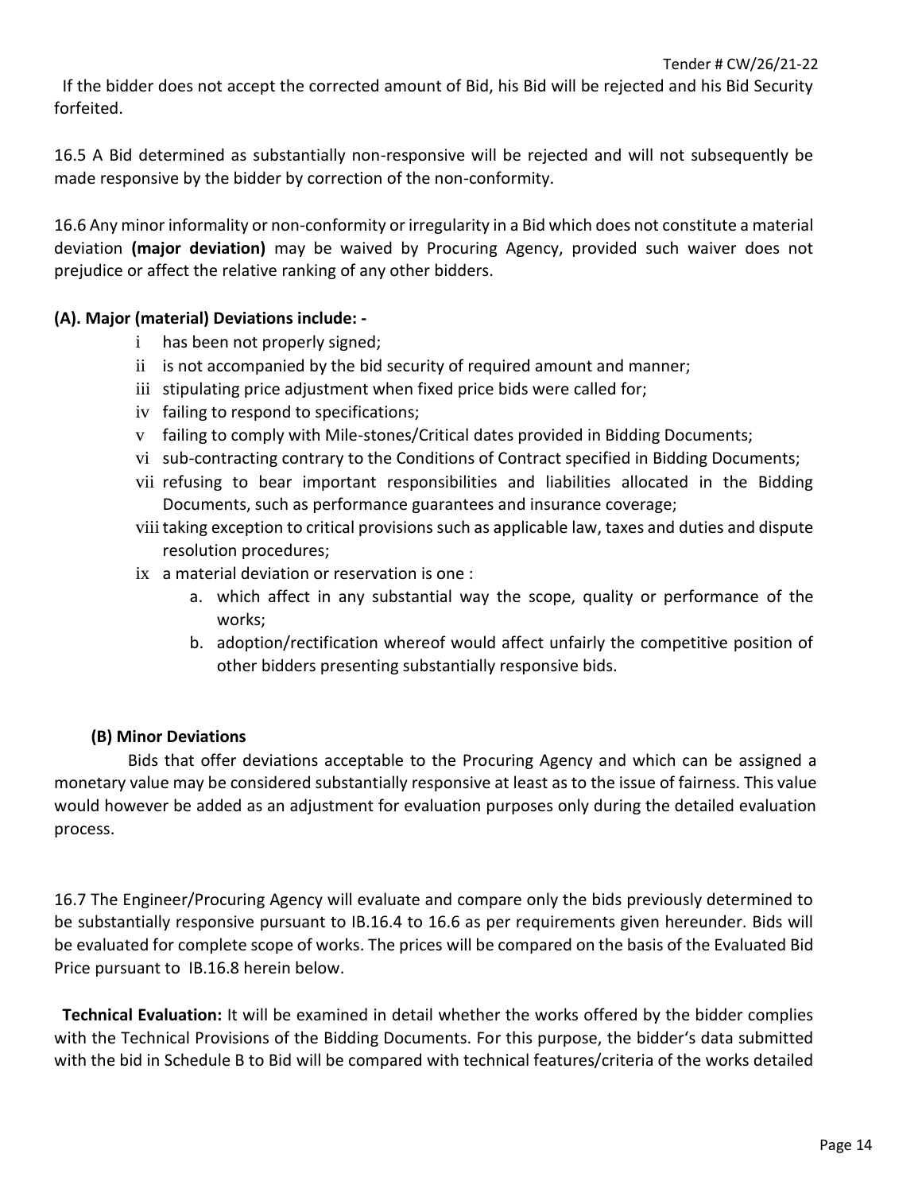If the bidder does not accept the corrected amount of Bid, his Bid will be rejected and his Bid Security forfeited.

16.5 A Bid determined as substantially non-responsive will be rejected and will not subsequently be made responsive by the bidder by correction of the non-conformity.

16.6 Any minor informality or non-conformity or irregularity in a Bid which does not constitute a material deviation **(major deviation)** may be waived by Procuring Agency, provided such waiver does not prejudice or affect the relative ranking of any other bidders.

**(A). Major (material) Deviations include: -**

- i has been not properly signed;
- ii is not accompanied by the bid security of required amount and manner;
- iii stipulating price adjustment when fixed price bids were called for;
- iv failing to respond to specifications;
- v failing to comply with Mile-stones/Critical dates provided in Bidding Documents;
- vi sub-contracting contrary to the Conditions of Contract specified in Bidding Documents;
- vii refusing to bear important responsibilities and liabilities allocated in the Bidding Documents, such as performance guarantees and insurance coverage;
- viii taking exception to critical provisions such as applicable law, taxes and duties and dispute resolution procedures;
- ix a material deviation or reservation is one :
    - a. which affect in any substantial way the scope, quality or performance of the works;
    - b. adoption/rectification whereof would affect unfairly the competitive position of other bidders presenting substantially responsive bids.

**(B) Minor Deviations**

Bids that offer deviations acceptable to the Procuring Agency and which can be assigned a monetary value may be considered substantially responsive at least as to the issue of fairness. This value would however be added as an adjustment for evaluation purposes only during the detailed evaluation process.

16.7 The Engineer/Procuring Agency will evaluate and compare only the bids previously determined to be substantially responsive pursuant to IB.16.4 to 16.6 as per requirements given hereunder. Bids will be evaluated for complete scope of works. The prices will be compared on the basis of the Evaluated Bid Price pursuant to IB.16.8 herein below.

**Technical Evaluation:** It will be examined in detail whether the works offered by the bidder complies with the Technical Provisions of the Bidding Documents. For this purpose, the bidder's data submitted with the bid in Schedule B to Bid will be compared with technical features/criteria of the works detailed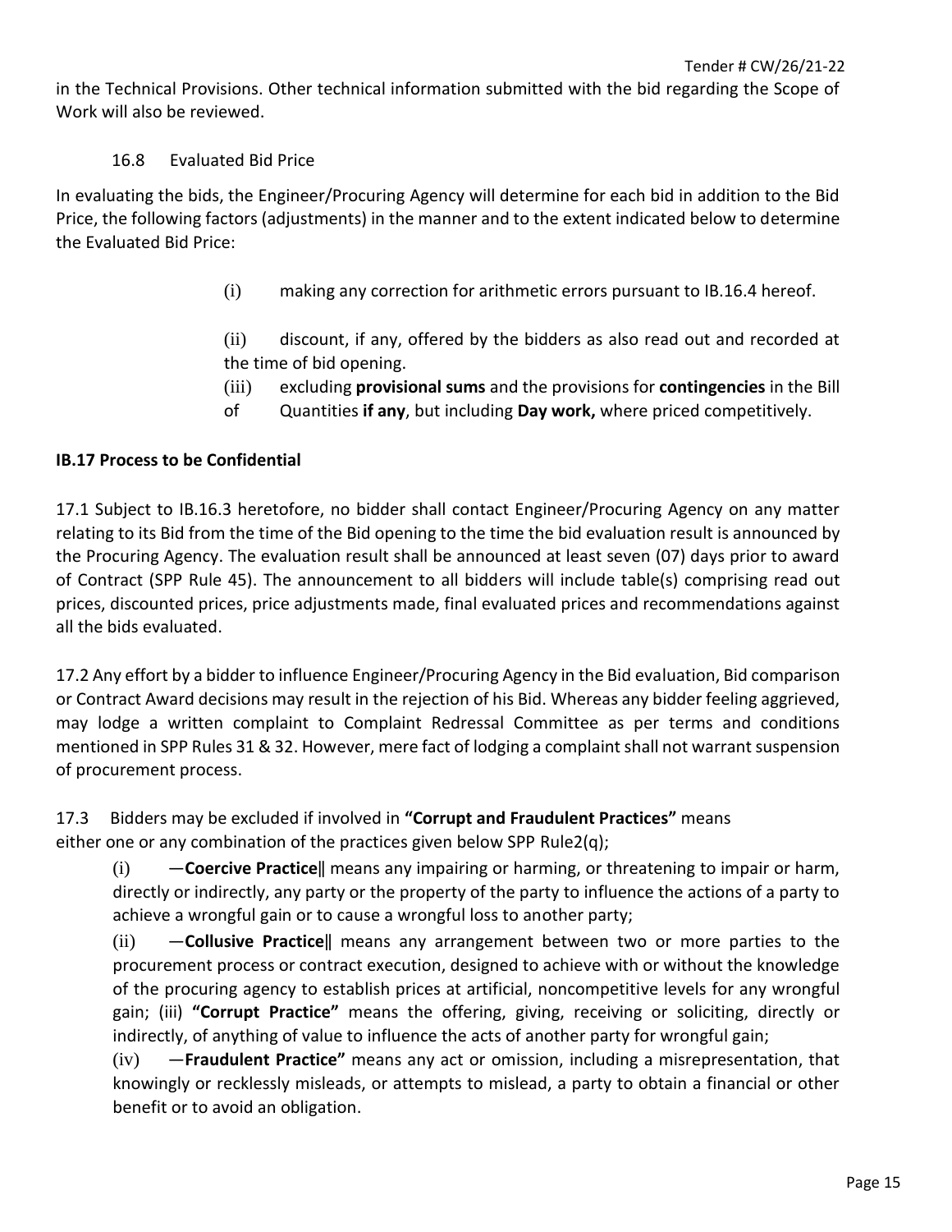in the Technical Provisions. Other technical information submitted with the bid regarding the Scope of Work will also be reviewed.

16.8 Evaluated Bid Price

In evaluating the bids, the Engineer/Procuring Agency will determine for each bid in addition to the Bid Price, the following factors (adjustments) in the manner and to the extent indicated below to determine the Evaluated Bid Price:

(i) making any correction for arithmetic errors pursuant to IB.16.4 hereof.

(ii) discount, if any, offered by the bidders as also read out and recorded at the time of bid opening.

(iii) excluding **provisional sums** and the provisions for **contingencies** in the Bill of Quantities **if any**, but including **Day work,** where priced competitively.

**IB.17 Process to be Confidential**

17.1 Subject to IB.16.3 heretofore, no bidder shall contact Engineer/Procuring Agency on any matter relating to its Bid from the time of the Bid opening to the time the bid evaluation result is announced by the Procuring Agency. The evaluation result shall be announced at least seven (07) days prior to award of Contract (SPP Rule 45). The announcement to all bidders will include table(s) comprising read out prices, discounted prices, price adjustments made, final evaluated prices and recommendations against all the bids evaluated.

17.2 Any effort by a bidder to influence Engineer/Procuring Agency in the Bid evaluation, Bid comparison or Contract Award decisions may result in the rejection of his Bid. Whereas any bidder feeling aggrieved, may lodge a written complaint to Complaint Redressal Committee as per terms and conditions mentioned in SPP Rules 31 & 32. However, mere fact of lodging a complaint shall not warrant suspension of procurement process.

17.3 Bidders may be excluded if involved in **"Corrupt and Fraudulent Practices"** means either one or any combination of the practices given below SPP Rule2(q);

(i) ―**Coercive Practice‖** means any impairing or harming, or threatening to impair or harm, directly or indirectly, any party or the property of the party to influence the actions of a party to achieve a wrongful gain or to cause a wrongful loss to another party;

(ii) ―**Collusive Practice‖** means any arrangement between two or more parties to the procurement process or contract execution, designed to achieve with or without the knowledge of the procuring agency to establish prices at artificial, noncompetitive levels for any wrongful gain; (iii) **"Corrupt Practice"** means the offering, giving, receiving or soliciting, directly or indirectly, of anything of value to influence the acts of another party for wrongful gain;

(iv) ―**Fraudulent Practice"** means any act or omission, including a misrepresentation, that knowingly or recklessly misleads, or attempts to mislead, a party to obtain a financial or other benefit or to avoid an obligation.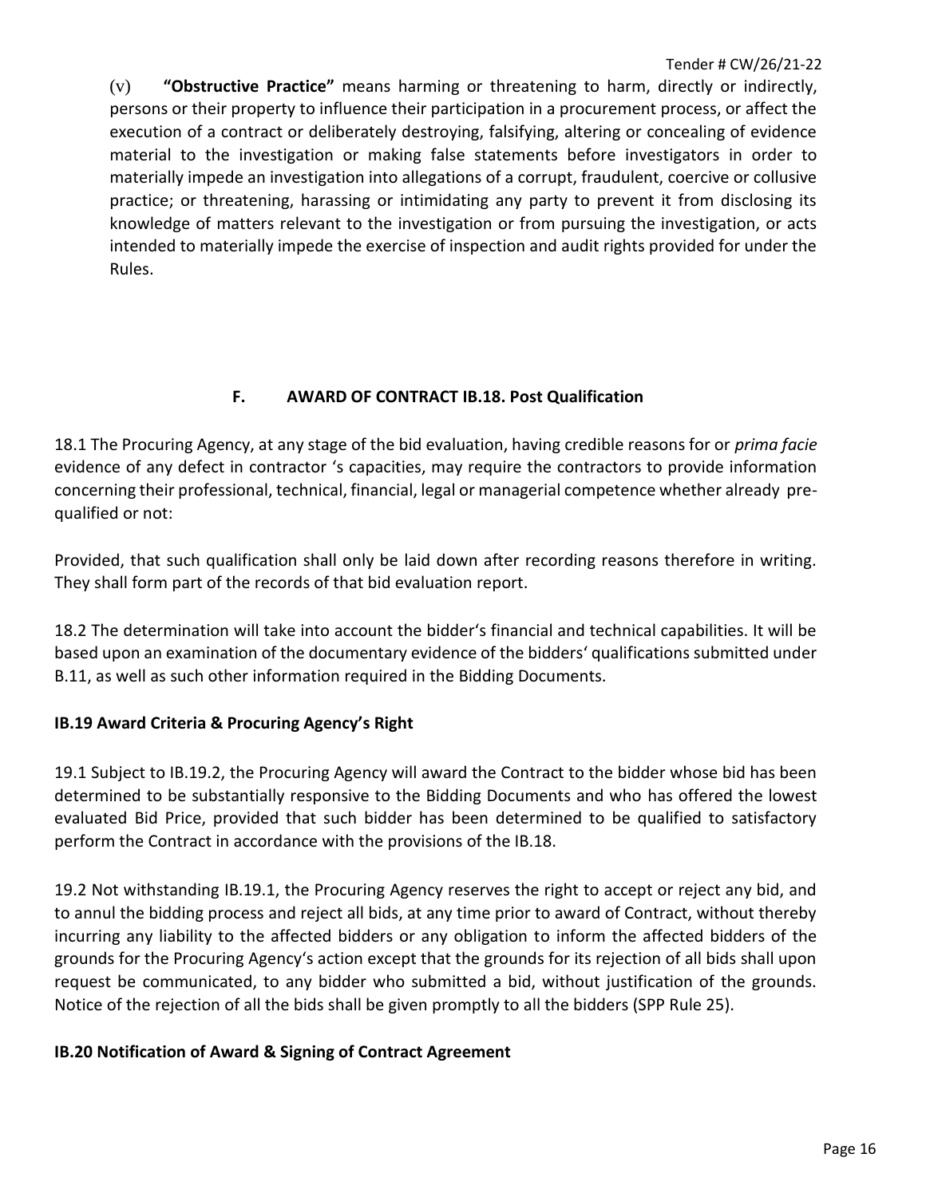(v) **“Obstructive Practice”** means harming or threatening to harm, directly or indirectly, persons or their property to influence their participation in a procurement process, or affect the execution of a contract or deliberately destroying, falsifying, altering or concealing of evidence material to the investigation or making false statements before investigators in order to materially impede an investigation into allegations of a corrupt, fraudulent, coercive or collusive practice; or threatening, harassing or intimidating any party to prevent it from disclosing its knowledge of matters relevant to the investigation or from pursuing the investigation, or acts intended to materially impede the exercise of inspection and audit rights provided for under the Rules.

## F. AWARD OF CONTRACT IB.18. Post Qualification

18.1 The Procuring Agency, at any stage of the bid evaluation, having credible reasons for or *prima facie* evidence of any defect in contractor 's capacities, may require the contractors to provide information concerning their professional, technical, financial, legal or managerial competence whether already pre-qualified or not:

Provided, that such qualification shall only be laid down after recording reasons therefore in writing. They shall form part of the records of that bid evaluation report.

18.2 The determination will take into account the bidder's financial and technical capabilities. It will be based upon an examination of the documentary evidence of the bidders' qualifications submitted under B.11, as well as such other information required in the Bidding Documents.

### IB.19 Award Criteria & Procuring Agency's Right

19.1 Subject to IB.19.2, the Procuring Agency will award the Contract to the bidder whose bid has been determined to be substantially responsive to the Bidding Documents and who has offered the lowest evaluated Bid Price, provided that such bidder has been determined to be qualified to satisfactory perform the Contract in accordance with the provisions of the IB.18.

19.2 Not withstanding IB.19.1, the Procuring Agency reserves the right to accept or reject any bid, and to annul the bidding process and reject all bids, at any time prior to award of Contract, without thereby incurring any liability to the affected bidders or any obligation to inform the affected bidders of the grounds for the Procuring Agency's action except that the grounds for its rejection of all bids shall upon request be communicated, to any bidder who submitted a bid, without justification of the grounds. Notice of the rejection of all the bids shall be given promptly to all the bidders (SPP Rule 25).

### IB.20 Notification of Award & Signing of Contract Agreement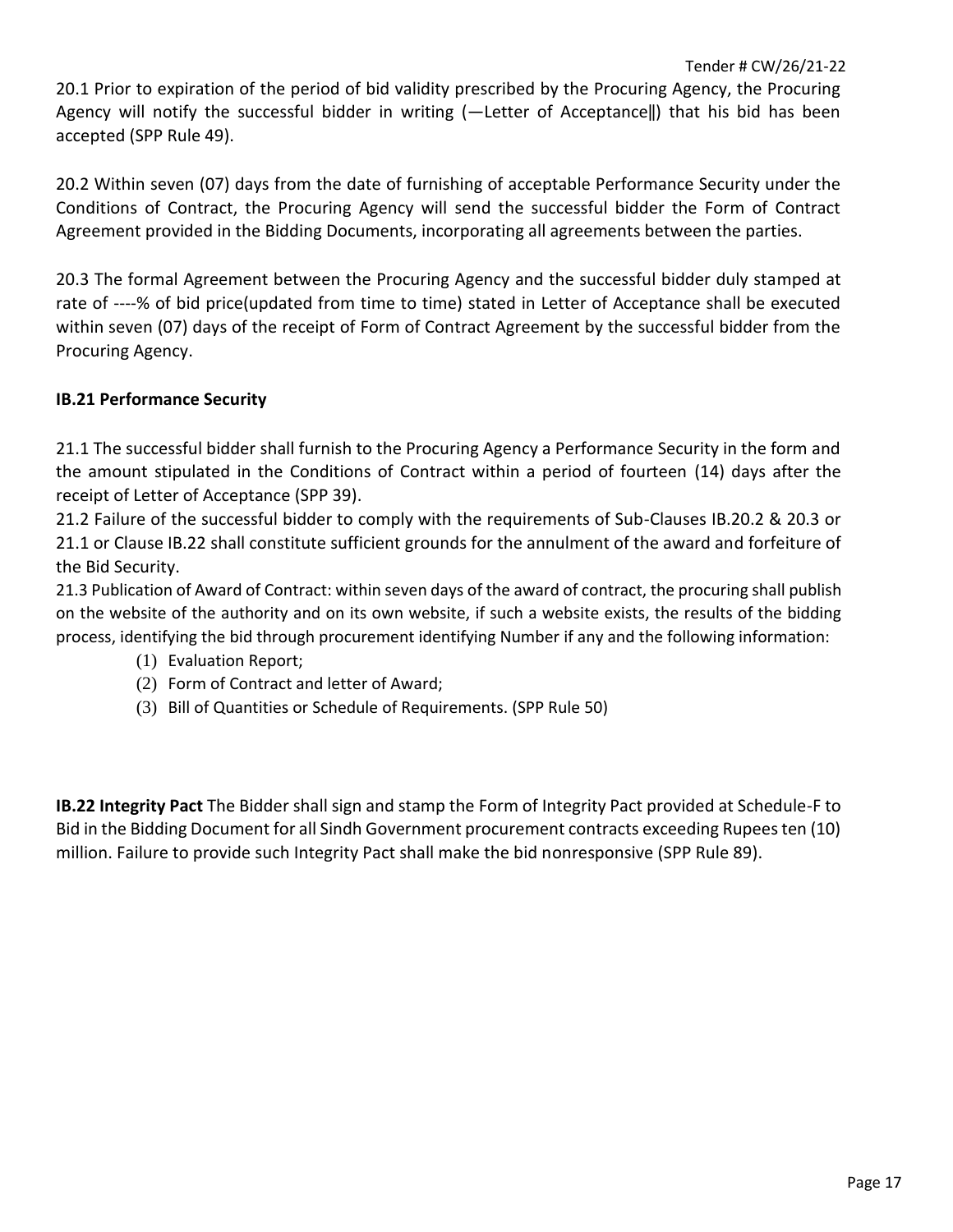20.1 Prior to expiration of the period of bid validity prescribed by the Procuring Agency, the Procuring Agency will notify the successful bidder in writing (―Letter of Acceptance‖) that his bid has been accepted (SPP Rule 49).

20.2 Within seven (07) days from the date of furnishing of acceptable Performance Security under the Conditions of Contract, the Procuring Agency will send the successful bidder the Form of Contract Agreement provided in the Bidding Documents, incorporating all agreements between the parties.

20.3 The formal Agreement between the Procuring Agency and the successful bidder duly stamped at rate of ----% of bid price(updated from time to time) stated in Letter of Acceptance shall be executed within seven (07) days of the receipt of Form of Contract Agreement by the successful bidder from the Procuring Agency.

**IB.21 Performance Security**

21.1 The successful bidder shall furnish to the Procuring Agency a Performance Security in the form and the amount stipulated in the Conditions of Contract within a period of fourteen (14) days after the receipt of Letter of Acceptance (SPP 39).

21.2 Failure of the successful bidder to comply with the requirements of Sub-Clauses IB.20.2 & 20.3 or 21.1 or Clause IB.22 shall constitute sufficient grounds for the annulment of the award and forfeiture of the Bid Security.

21.3 Publication of Award of Contract: within seven days of the award of contract, the procuring shall publish on the website of the authority and on its own website, if such a website exists, the results of the bidding process, identifying the bid through procurement identifying Number if any and the following information:

(1) Evaluation Report;
(2) Form of Contract and letter of Award;
(3) Bill of Quantities or Schedule of Requirements. (SPP Rule 50)

**IB.22 Integrity Pact** The Bidder shall sign and stamp the Form of Integrity Pact provided at Schedule-F to Bid in the Bidding Document for all Sindh Government procurement contracts exceeding Rupees ten (10) million. Failure to provide such Integrity Pact shall make the bid nonresponsive (SPP Rule 89).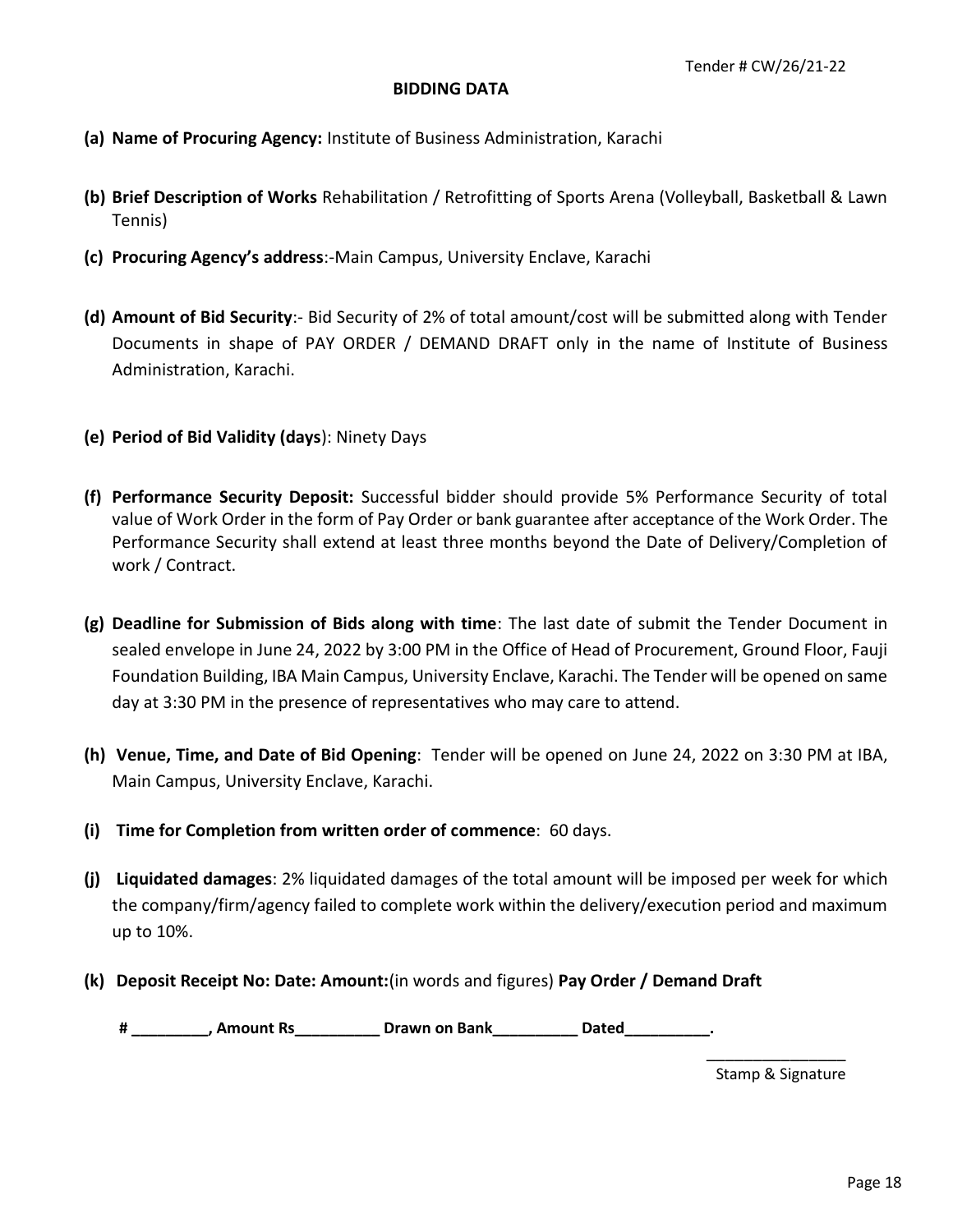Tender # CW/26/21-22

## BIDDING DATA

**(a) Name of Procuring Agency:** Institute of Business Administration, Karachi

**(b) Brief Description of Works** Rehabilitation / Retrofitting of Sports Arena (Volleyball, Basketball & Lawn Tennis)

**(c) Procuring Agency's address**:-Main Campus, University Enclave, Karachi

**(d) Amount of Bid Security**:- Bid Security of 2% of total amount/cost will be submitted along with Tender Documents in shape of PAY ORDER / DEMAND DRAFT only in the name of Institute of Business Administration, Karachi.

**(e) Period of Bid Validity (days**): Ninety Days

**(f) Performance Security Deposit:** Successful bidder should provide 5% Performance Security of total value of Work Order in the form of Pay Order or bank guarantee after acceptance of the Work Order. The Performance Security shall extend at least three months beyond the Date of Delivery/Completion of work / Contract.

**(g) Deadline for Submission of Bids along with time**: The last date of submit the Tender Document in sealed envelope in June 24, 2022 by 3:00 PM in the Office of Head of Procurement, Ground Floor, Fauji Foundation Building, IBA Main Campus, University Enclave, Karachi. The Tender will be opened on same day at 3:30 PM in the presence of representatives who may care to attend.

**(h) Venue, Time, and Date of Bid Opening**: Tender will be opened on June 24, 2022 on 3:30 PM at IBA, Main Campus, University Enclave, Karachi.

**(i) Time for Completion from written order of commence**: 60 days.

**(j) Liquidated damages**: 2% liquidated damages of the total amount will be imposed per week for which the company/firm/agency failed to complete work within the delivery/execution period and maximum up to 10%.

**(k) Deposit Receipt No: Date: Amount:**(in words and figures) **Pay Order / Demand Draft**

**# _________, Amount Rs__________ Drawn on Bank__________ Dated__________.**

________________

Stamp & Signature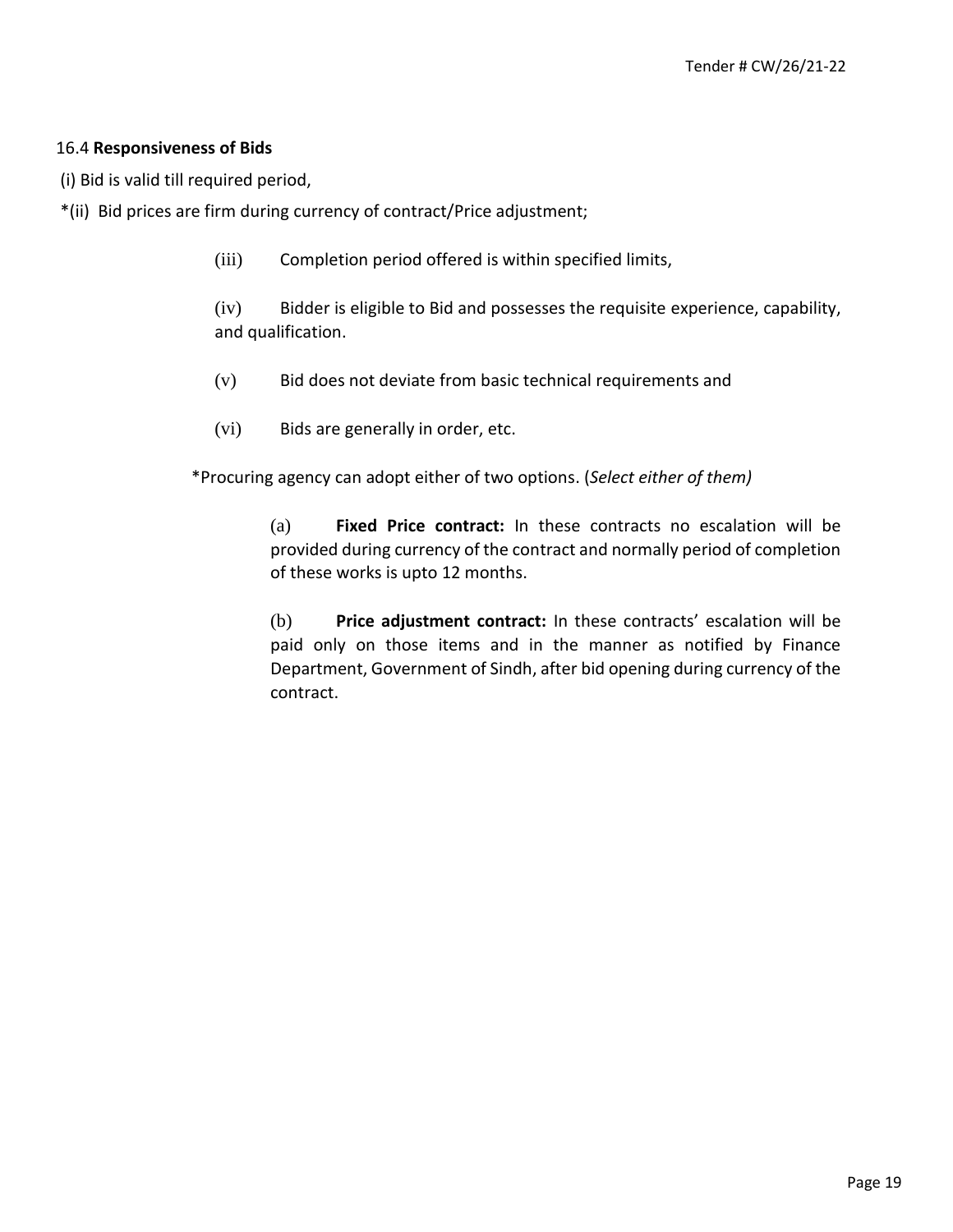16.4 **Responsiveness of Bids**

(i) Bid is valid till required period,

*(ii) Bid prices are firm during currency of contract/Price adjustment;

(iii) Completion period offered is within specified limits,

(iv) Bidder is eligible to Bid and possesses the requisite experience, capability, and qualification.

(v) Bid does not deviate from basic technical requirements and

(vi) Bids are generally in order, etc.

*Procuring agency can adopt either of two options. (*Select either of them)*

(a) **Fixed Price contract:** In these contracts no escalation will be provided during currency of the contract and normally period of completion of these works is upto 12 months.

(b) **Price adjustment contract:** In these contracts' escalation will be paid only on those items and in the manner as notified by Finance Department, Government of Sindh, after bid opening during currency of the contract.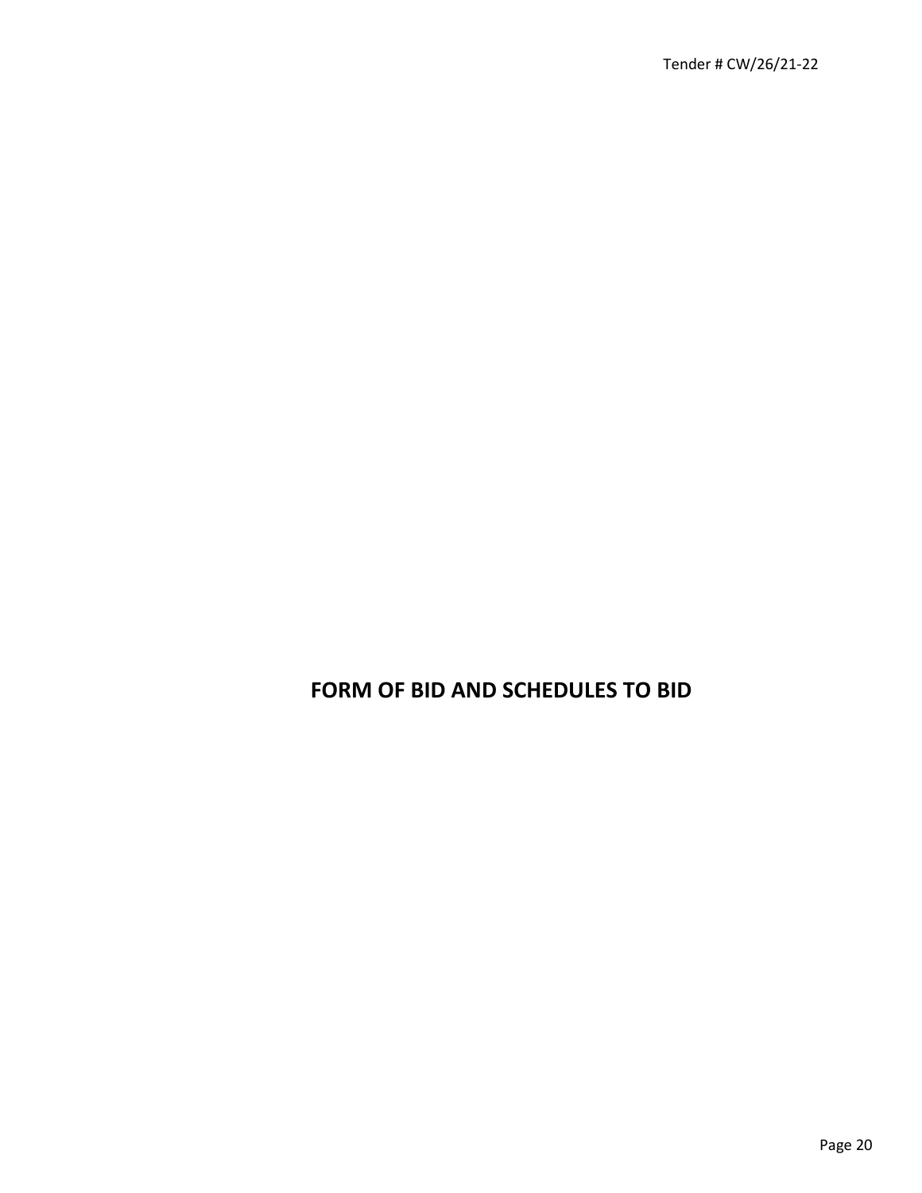# FORM OF BID AND SCHEDULES TO BID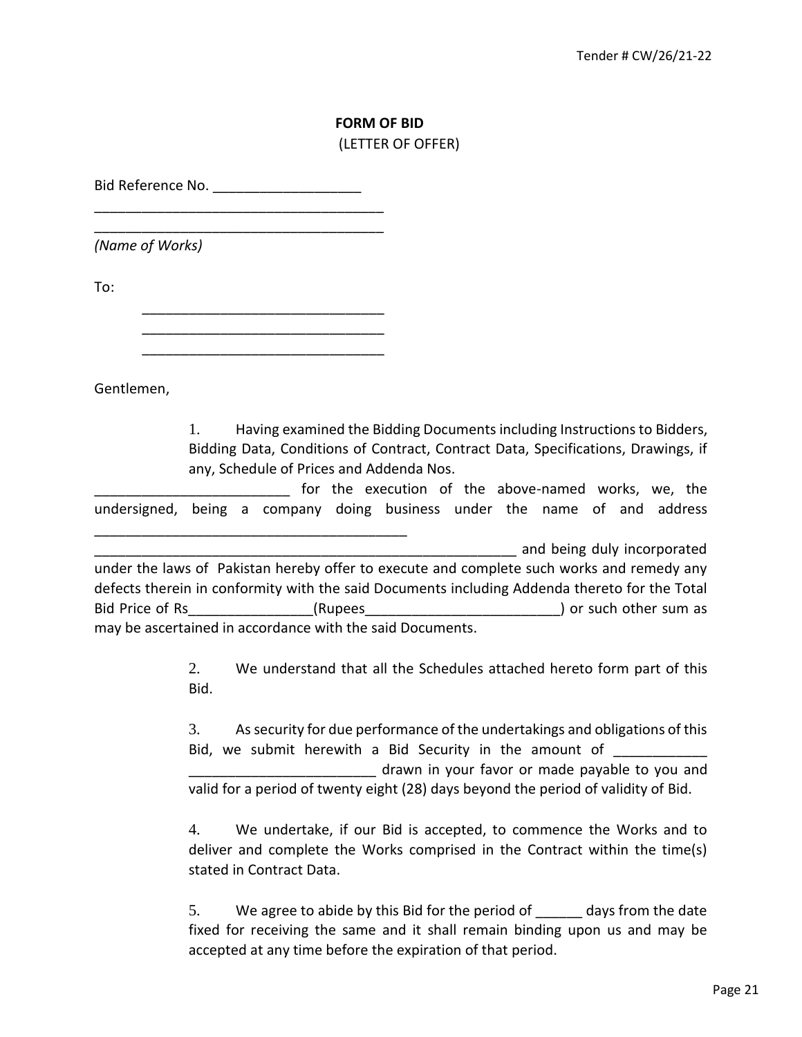**FORM OF BID**

(LETTER OF OFFER)

Bid Reference No. ___________________

______________________________________

______________________________________

*(Name of Works)*

To:

________________________________

________________________________

________________________________

Gentlemen,

1. Having examined the Bidding Documents including Instructions to Bidders, Bidding Data, Conditions of Contract, Contract Data, Specifications, Drawings, if any, Schedule of Prices and Addenda Nos. _________________________ for the execution of the above-named works, we, the undersigned, being a company doing business under the name of and address _________________________________________ _______________________________________________________ and being duly incorporated under the laws of Pakistan hereby offer to execute and complete such works and remedy any defects therein in conformity with the said Documents including Addenda thereto for the Total Bid Price of Rs________________(Rupees_________________________) or such other sum as may be ascertained in accordance with the said Documents.

2. We understand that all the Schedules attached hereto form part of this Bid.

3. As security for due performance of the undertakings and obligations of this Bid, we submit herewith a Bid Security in the amount of ____________ ________________________ drawn in your favor or made payable to you and valid for a period of twenty eight (28) days beyond the period of validity of Bid.

4. We undertake, if our Bid is accepted, to commence the Works and to deliver and complete the Works comprised in the Contract within the time(s) stated in Contract Data.

5. We agree to abide by this Bid for the period of ______ days from the date fixed for receiving the same and it shall remain binding upon us and may be accepted at any time before the expiration of that period.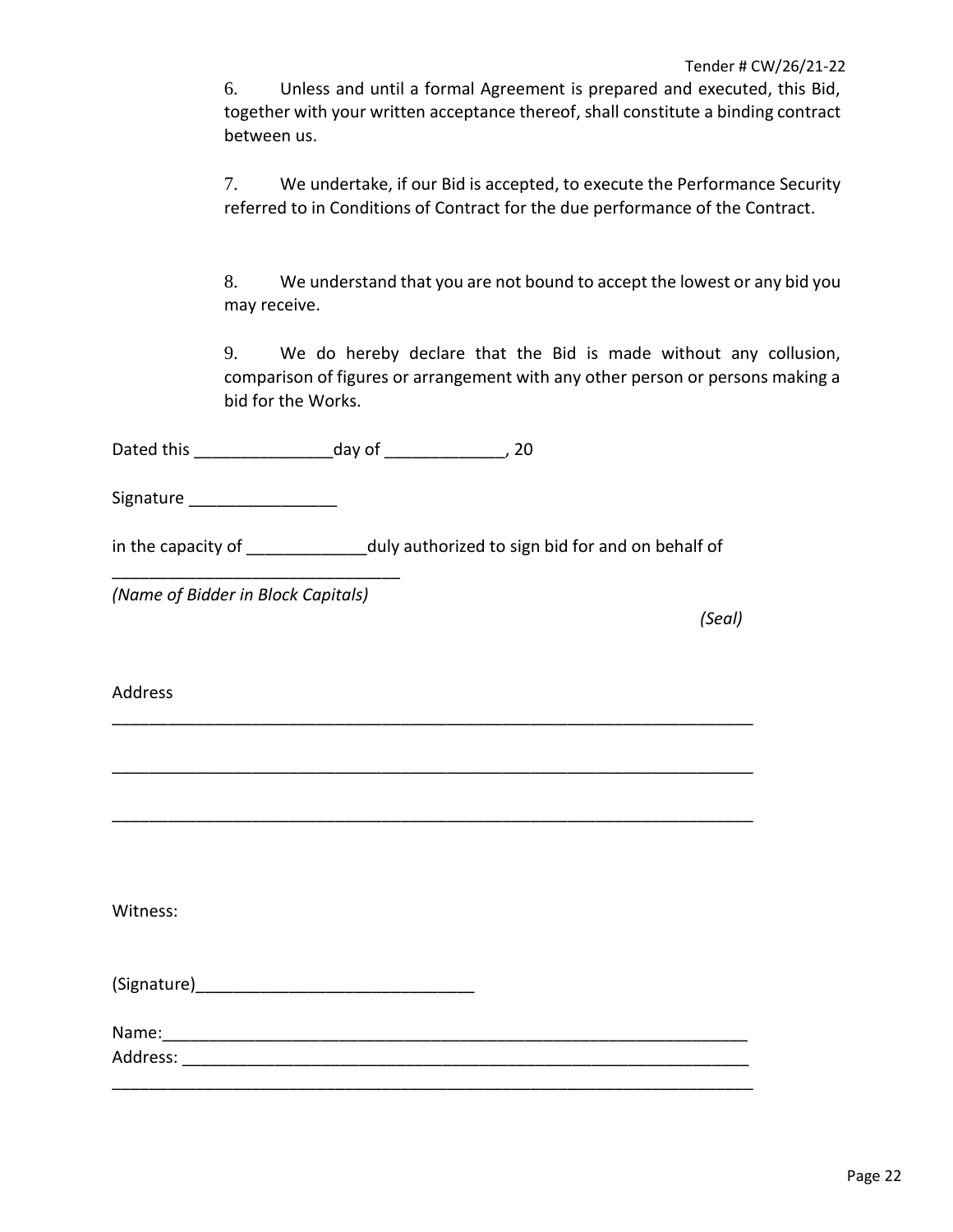6. Unless and until a formal Agreement is prepared and executed, this Bid, together with your written acceptance thereof, shall constitute a binding contract between us.

7. We undertake, if our Bid is accepted, to execute the Performance Security referred to in Conditions of Contract for the due performance of the Contract.

8. We understand that you are not bound to accept the lowest or any bid you may receive.

9. We do hereby declare that the Bid is made without any collusion, comparison of figures or arrangement with any other person or persons making a bid for the Works.

Dated this _______________day of _____________, 20

Signature ________________

in the capacity of _____________duly authorized to sign bid for and on behalf of

_______________________________

*(Name of Bidder in Block Capitals)*

*(Seal)*

Address

_______________________________________________________________________

_______________________________________________________________________

_______________________________________________________________________

Witness:

(Signature)______________________________

Name:_________________________________________________________________

Address: ______________________________________________________________

_______________________________________________________________________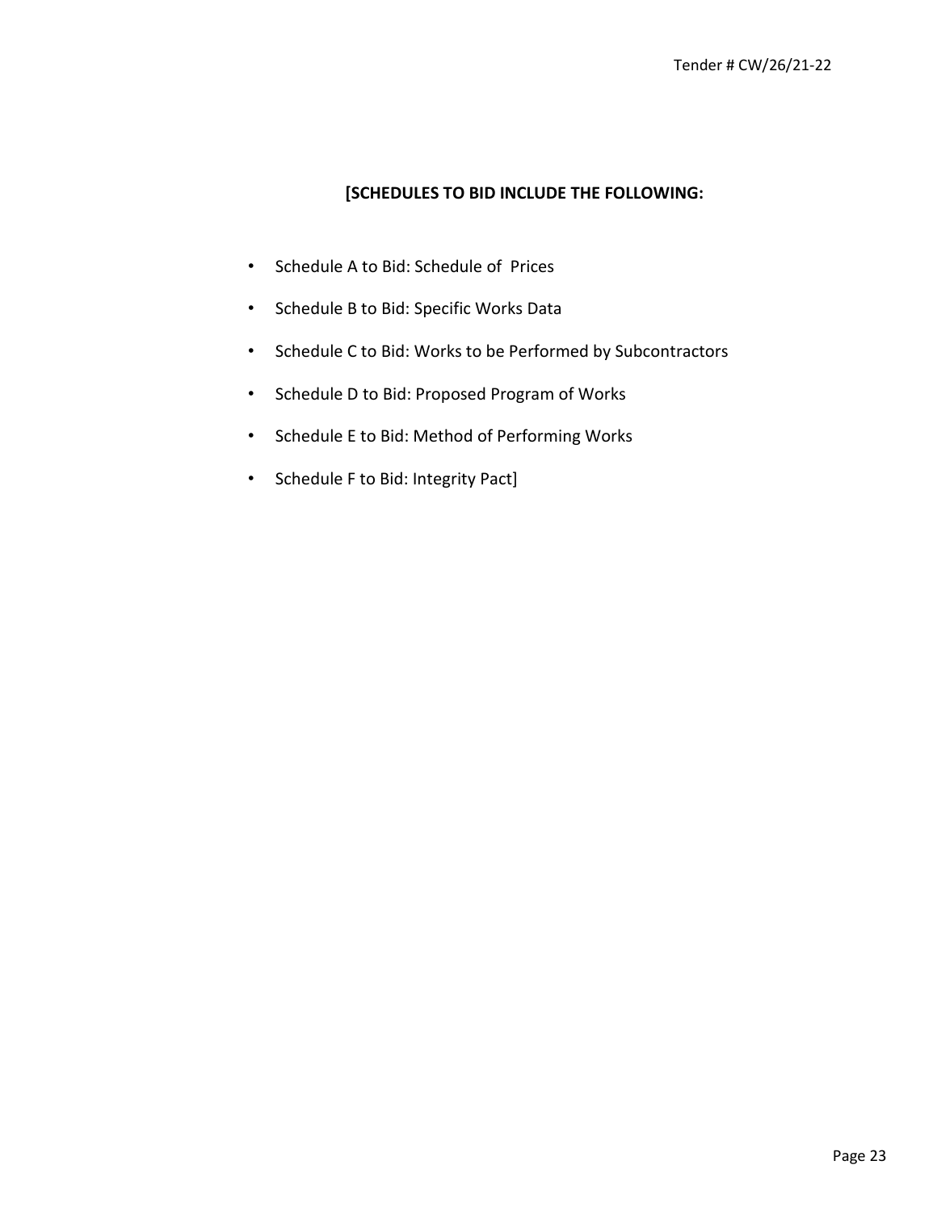**[SCHEDULES TO BID INCLUDE THE FOLLOWING:**

- Schedule A to Bid: Schedule of Prices
- Schedule B to Bid: Specific Works Data
- Schedule C to Bid: Works to be Performed by Subcontractors
- Schedule D to Bid: Proposed Program of Works
- Schedule E to Bid: Method of Performing Works
- Schedule F to Bid: Integrity Pact]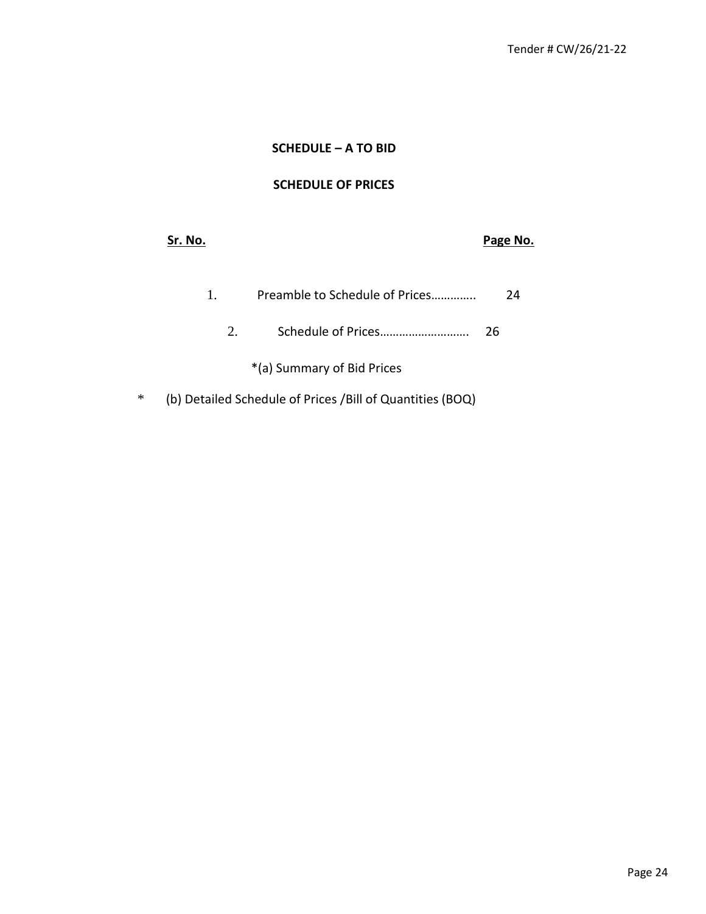## SCHEDULE – A TO BID

## SCHEDULE OF PRICES

| Sr. No. | | Page No. |
|---|---|---|
| 1. | Preamble to Schedule of Prices…………. | 24 |
| 2. | Schedule of Prices………………………. | 26 |

*(a) Summary of Bid Prices

* (b) Detailed Schedule of Prices /Bill of Quantities (BOQ)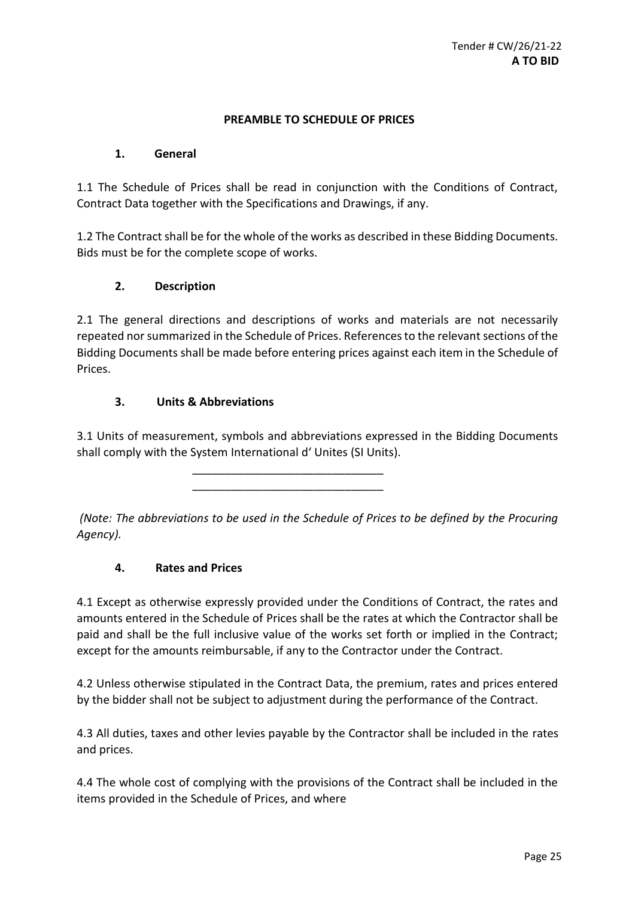Tender # CW/26/21-22
**A TO BID**

## PREAMBLE TO SCHEDULE OF PRICES

### 1. General

1.1 The Schedule of Prices shall be read in conjunction with the Conditions of Contract, Contract Data together with the Specifications and Drawings, if any.

1.2 The Contract shall be for the whole of the works as described in these Bidding Documents. Bids must be for the complete scope of works.

### 2. Description

2.1 The general directions and descriptions of works and materials are not necessarily repeated nor summarized in the Schedule of Prices. References to the relevant sections of the Bidding Documents shall be made before entering prices against each item in the Schedule of Prices.

### 3. Units & Abbreviations

3.1 Units of measurement, symbols and abbreviations expressed in the Bidding Documents shall comply with the System International d' Unites (SI Units).

______________________________

______________________________

*(Note: The abbreviations to be used in the Schedule of Prices to be defined by the Procuring Agency).*

### 4. Rates and Prices

4.1 Except as otherwise expressly provided under the Conditions of Contract, the rates and amounts entered in the Schedule of Prices shall be the rates at which the Contractor shall be paid and shall be the full inclusive value of the works set forth or implied in the Contract; except for the amounts reimbursable, if any to the Contractor under the Contract.

4.2 Unless otherwise stipulated in the Contract Data, the premium, rates and prices entered by the bidder shall not be subject to adjustment during the performance of the Contract.

4.3 All duties, taxes and other levies payable by the Contractor shall be included in the rates and prices.

4.4 The whole cost of complying with the provisions of the Contract shall be included in the items provided in the Schedule of Prices, and where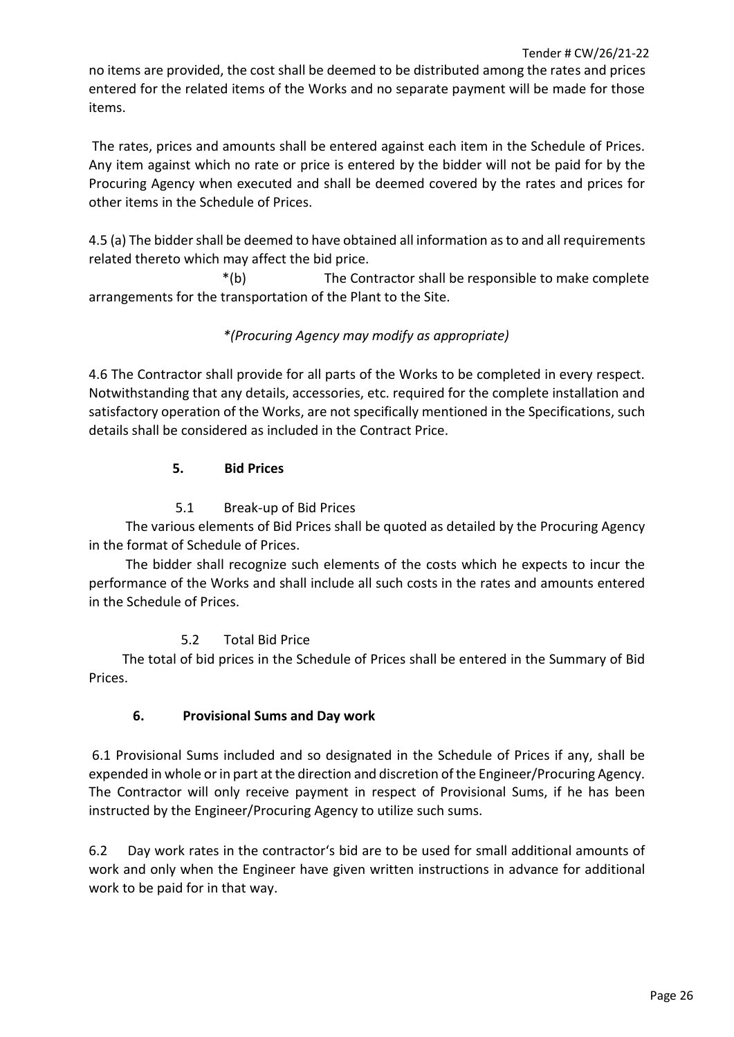no items are provided, the cost shall be deemed to be distributed among the rates and prices entered for the related items of the Works and no separate payment will be made for those items.

The rates, prices and amounts shall be entered against each item in the Schedule of Prices. Any item against which no rate or price is entered by the bidder will not be paid for by the Procuring Agency when executed and shall be deemed covered by the rates and prices for other items in the Schedule of Prices.

4.5 (a) The bidder shall be deemed to have obtained all information as to and all requirements related thereto which may affect the bid price.

*(b) The Contractor shall be responsible to make complete arrangements for the transportation of the Plant to the Site.

*\*(Procuring Agency may modify as appropriate)*

4.6 The Contractor shall provide for all parts of the Works to be completed in every respect. Notwithstanding that any details, accessories, etc. required for the complete installation and satisfactory operation of the Works, are not specifically mentioned in the Specifications, such details shall be considered as included in the Contract Price.

## 5. Bid Prices

### 5.1 Break-up of Bid Prices

The various elements of Bid Prices shall be quoted as detailed by the Procuring Agency in the format of Schedule of Prices.

The bidder shall recognize such elements of the costs which he expects to incur the performance of the Works and shall include all such costs in the rates and amounts entered in the Schedule of Prices.

### 5.2 Total Bid Price

The total of bid prices in the Schedule of Prices shall be entered in the Summary of Bid Prices.

## 6. Provisional Sums and Day work

6.1 Provisional Sums included and so designated in the Schedule of Prices if any, shall be expended in whole or in part at the direction and discretion of the Engineer/Procuring Agency. The Contractor will only receive payment in respect of Provisional Sums, if he has been instructed by the Engineer/Procuring Agency to utilize such sums.

6.2 Day work rates in the contractor's bid are to be used for small additional amounts of work and only when the Engineer have given written instructions in advance for additional work to be paid for in that way.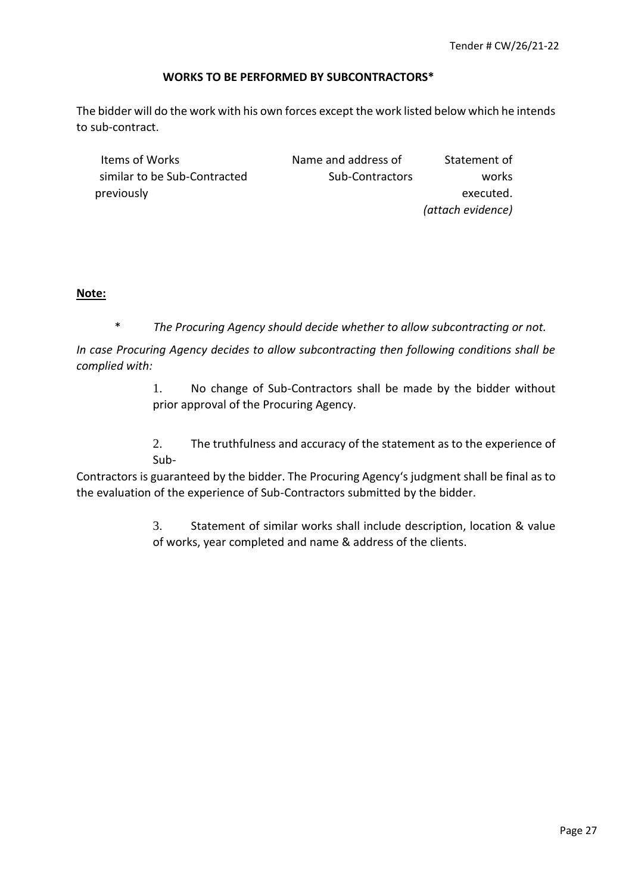### WORKS TO BE PERFORMED BY SUBCONTRACTORS*

The bidder will do the work with his own forces except the work listed below which he intends to sub-contract.

| Items of Works similar to be Sub-Contracted previously | Name and address of Sub-Contractors | Statement of works executed. *(attach evidence)* |
|---|---|---|
| | | |

**Note:**

\* *The Procuring Agency should decide whether to allow subcontracting or not.*

*In case Procuring Agency decides to allow subcontracting then following conditions shall be complied with:*

1. No change of Sub-Contractors shall be made by the bidder without prior approval of the Procuring Agency.

2. The truthfulness and accuracy of the statement as to the experience of Sub-Contractors is guaranteed by the bidder. The Procuring Agency's judgment shall be final as to the evaluation of the experience of Sub-Contractors submitted by the bidder.

3. Statement of similar works shall include description, location & value of works, year completed and name & address of the clients.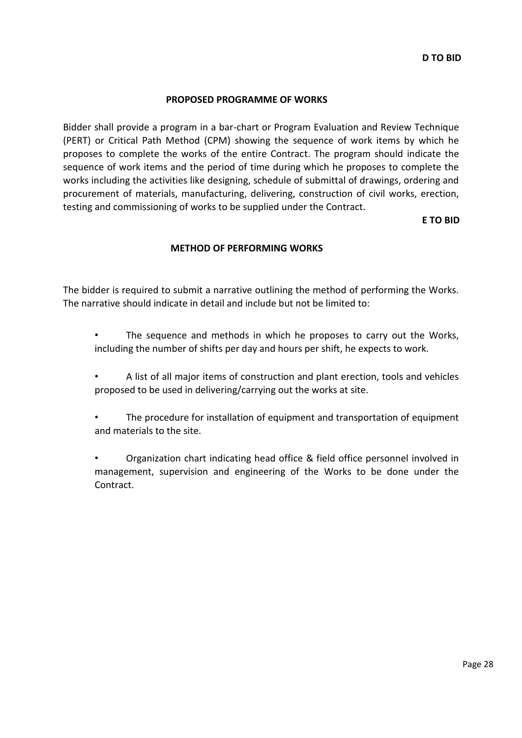**D TO BID**

## PROPOSED PROGRAMME OF WORKS

Bidder shall provide a program in a bar-chart or Program Evaluation and Review Technique (PERT) or Critical Path Method (CPM) showing the sequence of work items by which he proposes to complete the works of the entire Contract. The program should indicate the sequence of work items and the period of time during which he proposes to complete the works including the activities like designing, schedule of submittal of drawings, ordering and procurement of materials, manufacturing, delivering, construction of civil works, erection, testing and commissioning of works to be supplied under the Contract.

**E TO BID**

## METHOD OF PERFORMING WORKS

The bidder is required to submit a narrative outlining the method of performing the Works. The narrative should indicate in detail and include but not be limited to:

- The sequence and methods in which he proposes to carry out the Works, including the number of shifts per day and hours per shift, he expects to work.
- A list of all major items of construction and plant erection, tools and vehicles proposed to be used in delivering/carrying out the works at site.
- The procedure for installation of equipment and transportation of equipment and materials to the site.
- Organization chart indicating head office & field office personnel involved in management, supervision and engineering of the Works to be done under the Contract.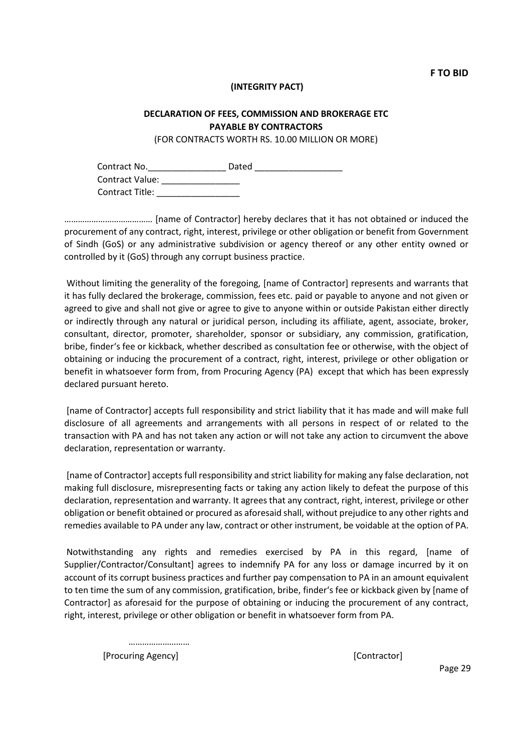**F TO BID**

**(INTEGRITY PACT)**

**DECLARATION OF FEES, COMMISSION AND BROKERAGE ETC PAYABLE BY CONTRACTORS**

(FOR CONTRACTS WORTH RS. 10.00 MILLION OR MORE)

Contract No.________________ Dated __________________
Contract Value: ________________
Contract Title: _________________

………………………………… [name of Contractor] hereby declares that it has not obtained or induced the procurement of any contract, right, interest, privilege or other obligation or benefit from Government of Sindh (GoS) or any administrative subdivision or agency thereof or any other entity owned or controlled by it (GoS) through any corrupt business practice.

Without limiting the generality of the foregoing, [name of Contractor] represents and warrants that it has fully declared the brokerage, commission, fees etc. paid or payable to anyone and not given or agreed to give and shall not give or agree to give to anyone within or outside Pakistan either directly or indirectly through any natural or juridical person, including its affiliate, agent, associate, broker, consultant, director, promoter, shareholder, sponsor or subsidiary, any commission, gratification, bribe, finder's fee or kickback, whether described as consultation fee or otherwise, with the object of obtaining or inducing the procurement of a contract, right, interest, privilege or other obligation or benefit in whatsoever form from, from Procuring Agency (PA) except that which has been expressly declared pursuant hereto.

[name of Contractor] accepts full responsibility and strict liability that it has made and will make full disclosure of all agreements and arrangements with all persons in respect of or related to the transaction with PA and has not taken any action or will not take any action to circumvent the above declaration, representation or warranty.

[name of Contractor] accepts full responsibility and strict liability for making any false declaration, not making full disclosure, misrepresenting facts or taking any action likely to defeat the purpose of this declaration, representation and warranty. It agrees that any contract, right, interest, privilege or other obligation or benefit obtained or procured as aforesaid shall, without prejudice to any other rights and remedies available to PA under any law, contract or other instrument, be voidable at the option of PA.

Notwithstanding any rights and remedies exercised by PA in this regard, [name of Supplier/Contractor/Consultant] agrees to indemnify PA for any loss or damage incurred by it on account of its corrupt business practices and further pay compensation to PA in an amount equivalent to ten time the sum of any commission, gratification, bribe, finder's fee or kickback given by [name of Contractor] as aforesaid for the purpose of obtaining or inducing the procurement of any contract, right, interest, privilege or other obligation or benefit in whatsoever form from PA.

……………………
[Procuring Agency]                                                        [Contractor]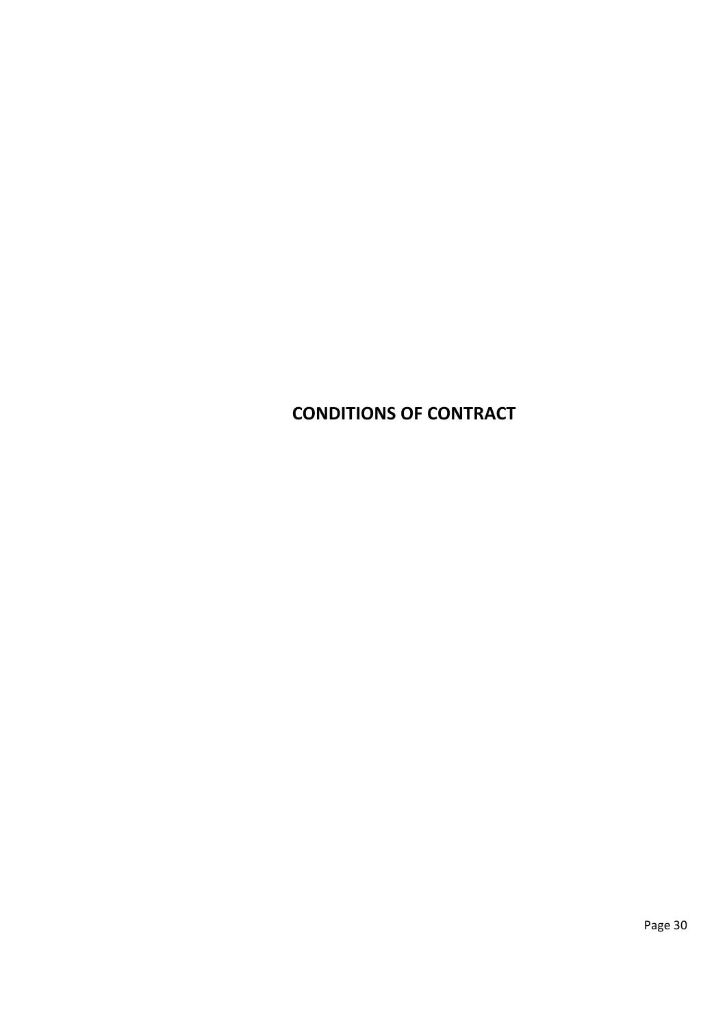# CONDITIONS OF CONTRACT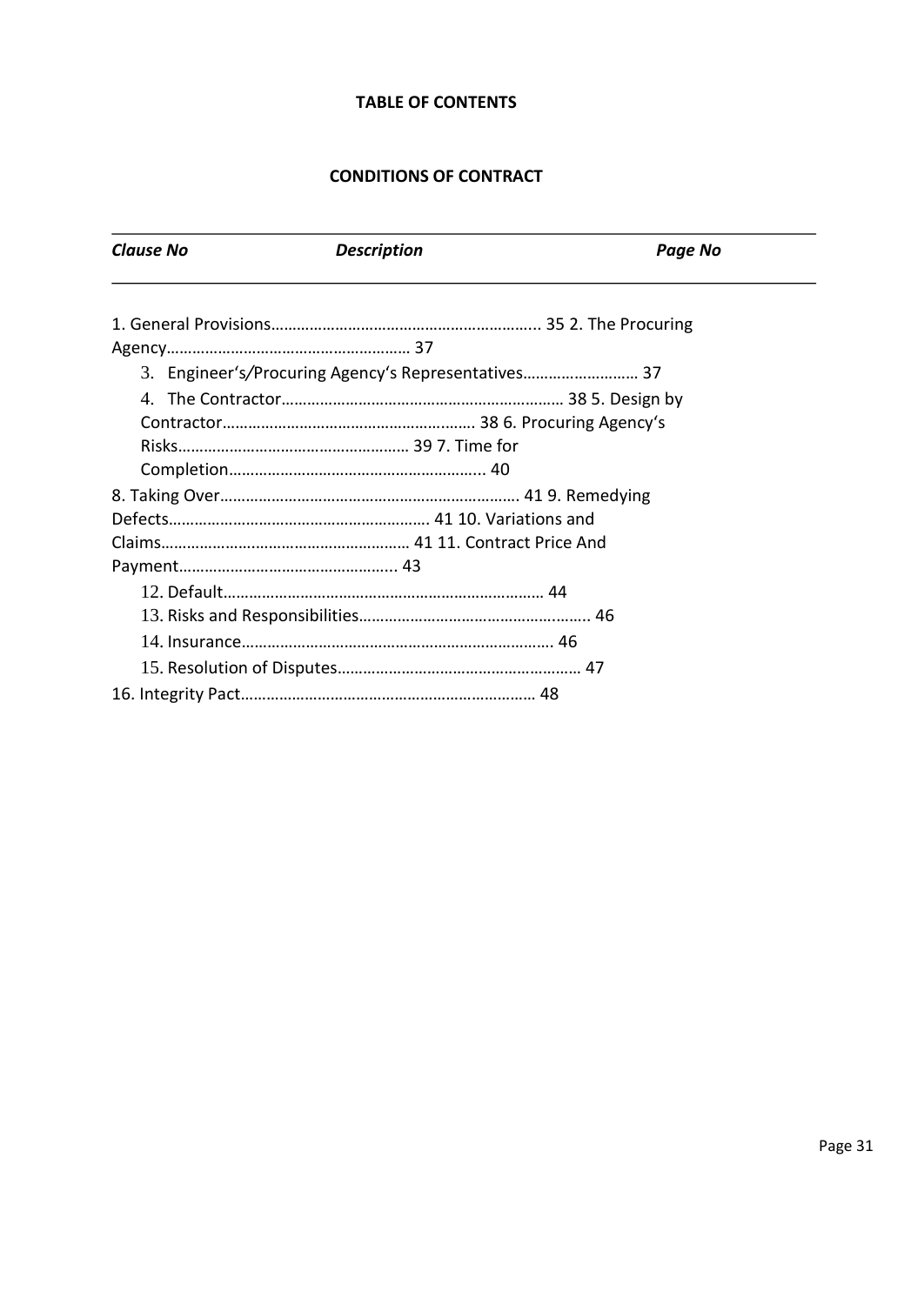**TABLE OF CONTENTS**

**CONDITIONS OF CONTRACT**

| *Clause No* | *Description* | *Page No* |
|---|---|---|
| 1. | General Provisions | 35 |
| 2. | The Procuring Agency | 37 |
| 3. | Engineer's/Procuring Agency's Representatives | 37 |
| 4. | The Contractor | 38 |
| 5. | Design by Contractor | 38 |
| 6. | Procuring Agency's Risks | 39 |
| 7. | Time for Completion | 40 |
| 8. | Taking Over | 41 |
| 9. | Remedying Defects | 41 |
| 10. | Variations and Claims | 41 |
| 11. | Contract Price And Payment | 43 |
| 12. | Default | 44 |
| 13. | Risks and Responsibilities | 46 |
| 14. | Insurance | 46 |
| 15. | Resolution of Disputes | 47 |
| 16. | Integrity Pact | 48 |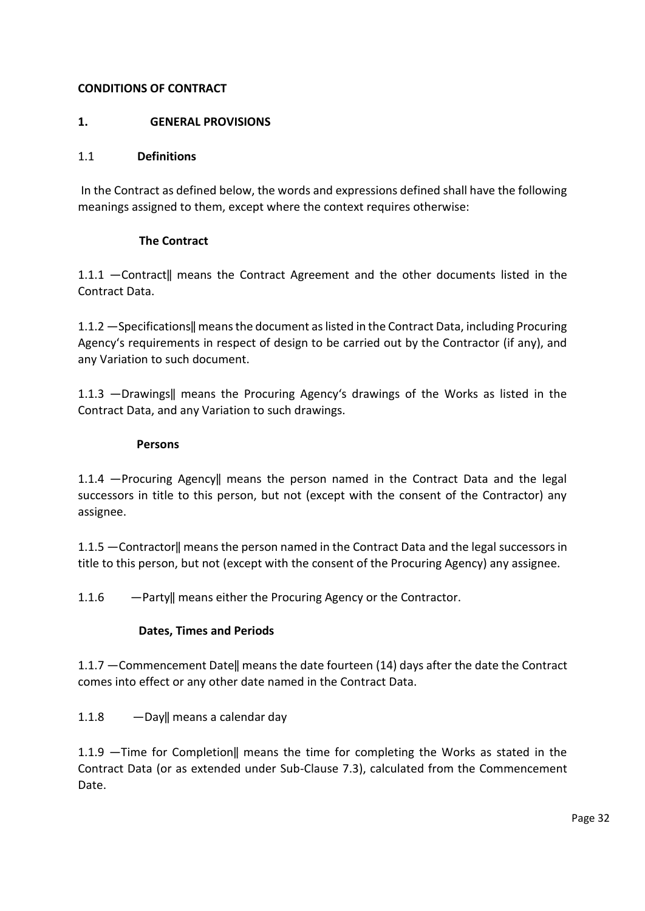**CONDITIONS OF CONTRACT**

## 1. GENERAL PROVISIONS

### 1.1 Definitions

In the Contract as defined below, the words and expressions defined shall have the following meanings assigned to them, except where the context requires otherwise:

**The Contract**

1.1.1 ―Contract‖ means the Contract Agreement and the other documents listed in the Contract Data.

1.1.2 ―Specifications‖ means the document as listed in the Contract Data, including Procuring Agency's requirements in respect of design to be carried out by the Contractor (if any), and any Variation to such document.

1.1.3 ―Drawings‖ means the Procuring Agency's drawings of the Works as listed in the Contract Data, and any Variation to such drawings.

**Persons**

1.1.4 ―Procuring Agency‖ means the person named in the Contract Data and the legal successors in title to this person, but not (except with the consent of the Contractor) any assignee.

1.1.5 ―Contractor‖ means the person named in the Contract Data and the legal successors in title to this person, but not (except with the consent of the Procuring Agency) any assignee.

1.1.6 ―Party‖ means either the Procuring Agency or the Contractor.

**Dates, Times and Periods**

1.1.7 ―Commencement Date‖ means the date fourteen (14) days after the date the Contract comes into effect or any other date named in the Contract Data.

1.1.8 ―Day‖ means a calendar day

1.1.9 ―Time for Completion‖ means the time for completing the Works as stated in the Contract Data (or as extended under Sub-Clause 7.3), calculated from the Commencement Date.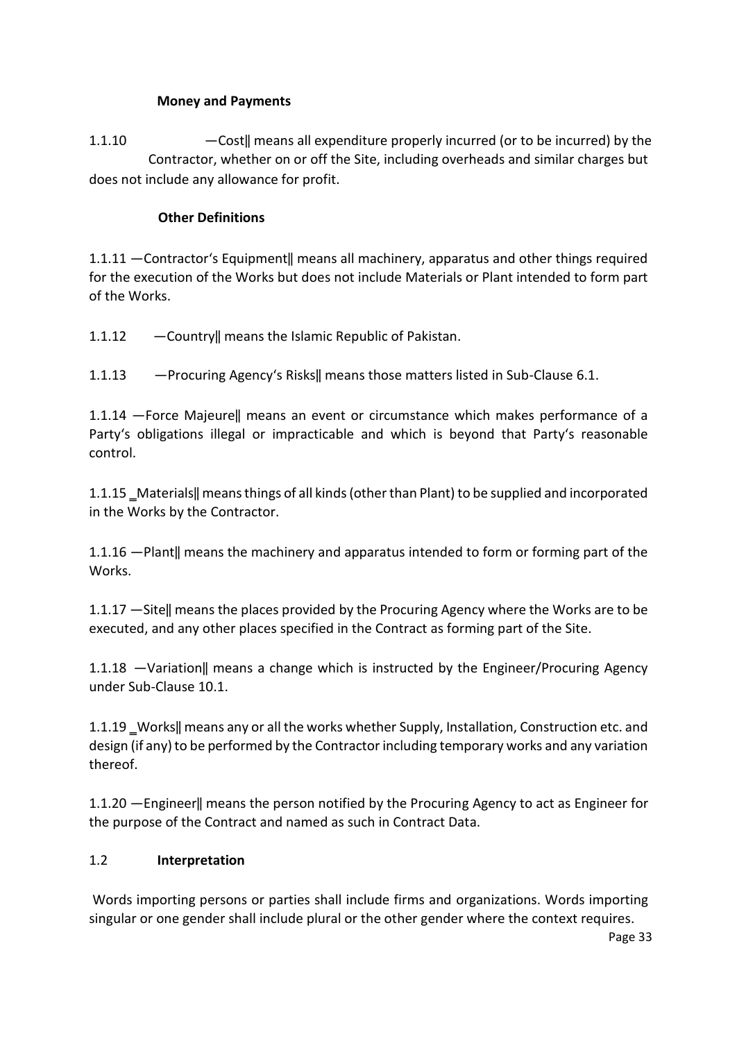**Money and Payments**

1.1.10 —Cost‖ means all expenditure properly incurred (or to be incurred) by the Contractor, whether on or off the Site, including overheads and similar charges but does not include any allowance for profit.

**Other Definitions**

1.1.11 —Contractor‘s Equipment‖ means all machinery, apparatus and other things required for the execution of the Works but does not include Materials or Plant intended to form part of the Works.

1.1.12 —Country‖ means the Islamic Republic of Pakistan.

1.1.13 —Procuring Agency‘s Risks‖ means those matters listed in Sub-Clause 6.1.

1.1.14 —Force Majeure‖ means an event or circumstance which makes performance of a Party‘s obligations illegal or impracticable and which is beyond that Party‘s reasonable control.

1.1.15 ‗Materials‖ means things of all kinds (other than Plant) to be supplied and incorporated in the Works by the Contractor.

1.1.16 —Plant‖ means the machinery and apparatus intended to form or forming part of the Works.

1.1.17 —Site‖ means the places provided by the Procuring Agency where the Works are to be executed, and any other places specified in the Contract as forming part of the Site.

1.1.18 —Variation‖ means a change which is instructed by the Engineer/Procuring Agency under Sub-Clause 10.1.

1.1.19 ‗Works‖ means any or all the works whether Supply, Installation, Construction etc. and design (if any) to be performed by the Contractor including temporary works and any variation thereof.

1.1.20 —Engineer‖ means the person notified by the Procuring Agency to act as Engineer for the purpose of the Contract and named as such in Contract Data.

## 1.2 Interpretation

Words importing persons or parties shall include firms and organizations. Words importing singular or one gender shall include plural or the other gender where the context requires.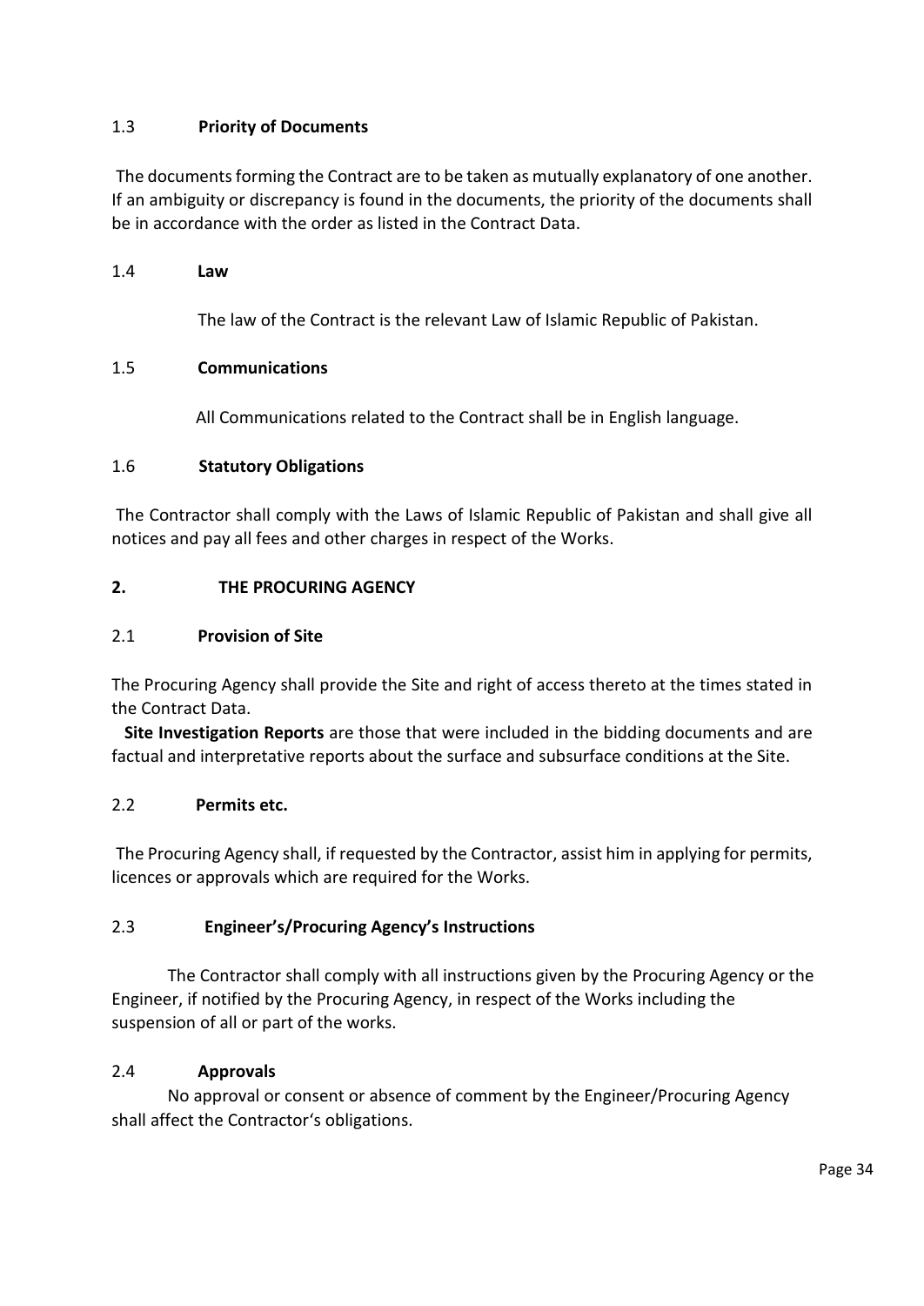### 1.3 Priority of Documents

The documents forming the Contract are to be taken as mutually explanatory of one another. If an ambiguity or discrepancy is found in the documents, the priority of the documents shall be in accordance with the order as listed in the Contract Data.

### 1.4 Law

The law of the Contract is the relevant Law of Islamic Republic of Pakistan.

### 1.5 Communications

All Communications related to the Contract shall be in English language.

### 1.6 Statutory Obligations

The Contractor shall comply with the Laws of Islamic Republic of Pakistan and shall give all notices and pay all fees and other charges in respect of the Works.

## 2. THE PROCURING AGENCY

### 2.1 Provision of Site

The Procuring Agency shall provide the Site and right of access thereto at the times stated in the Contract Data.

**Site Investigation Reports** are those that were included in the bidding documents and are factual and interpretative reports about the surface and subsurface conditions at the Site.

### 2.2 Permits etc.

The Procuring Agency shall, if requested by the Contractor, assist him in applying for permits, licences or approvals which are required for the Works.

### 2.3 Engineer's/Procuring Agency's Instructions

The Contractor shall comply with all instructions given by the Procuring Agency or the Engineer, if notified by the Procuring Agency, in respect of the Works including the suspension of all or part of the works.

### 2.4 Approvals

No approval or consent or absence of comment by the Engineer/Procuring Agency shall affect the Contractor's obligations.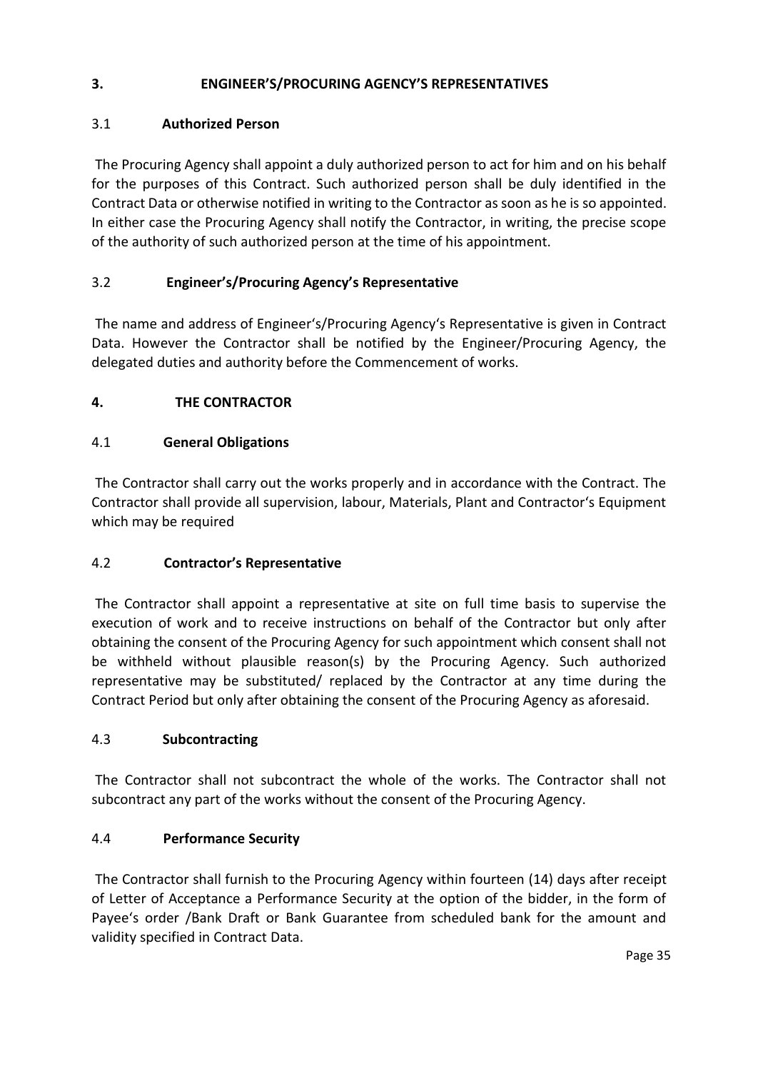## 3. ENGINEER'S/PROCURING AGENCY'S REPRESENTATIVES

### 3.1 Authorized Person

The Procuring Agency shall appoint a duly authorized person to act for him and on his behalf for the purposes of this Contract. Such authorized person shall be duly identified in the Contract Data or otherwise notified in writing to the Contractor as soon as he is so appointed. In either case the Procuring Agency shall notify the Contractor, in writing, the precise scope of the authority of such authorized person at the time of his appointment.

### 3.2 Engineer's/Procuring Agency's Representative

The name and address of Engineer's/Procuring Agency's Representative is given in Contract Data. However the Contractor shall be notified by the Engineer/Procuring Agency, the delegated duties and authority before the Commencement of works.

## 4. THE CONTRACTOR

### 4.1 General Obligations

The Contractor shall carry out the works properly and in accordance with the Contract. The Contractor shall provide all supervision, labour, Materials, Plant and Contractor's Equipment which may be required

### 4.2 Contractor's Representative

The Contractor shall appoint a representative at site on full time basis to supervise the execution of work and to receive instructions on behalf of the Contractor but only after obtaining the consent of the Procuring Agency for such appointment which consent shall not be withheld without plausible reason(s) by the Procuring Agency. Such authorized representative may be substituted/ replaced by the Contractor at any time during the Contract Period but only after obtaining the consent of the Procuring Agency as aforesaid.

### 4.3 Subcontracting

The Contractor shall not subcontract the whole of the works. The Contractor shall not subcontract any part of the works without the consent of the Procuring Agency.

### 4.4 Performance Security

The Contractor shall furnish to the Procuring Agency within fourteen (14) days after receipt of Letter of Acceptance a Performance Security at the option of the bidder, in the form of Payee's order /Bank Draft or Bank Guarantee from scheduled bank for the amount and validity specified in Contract Data.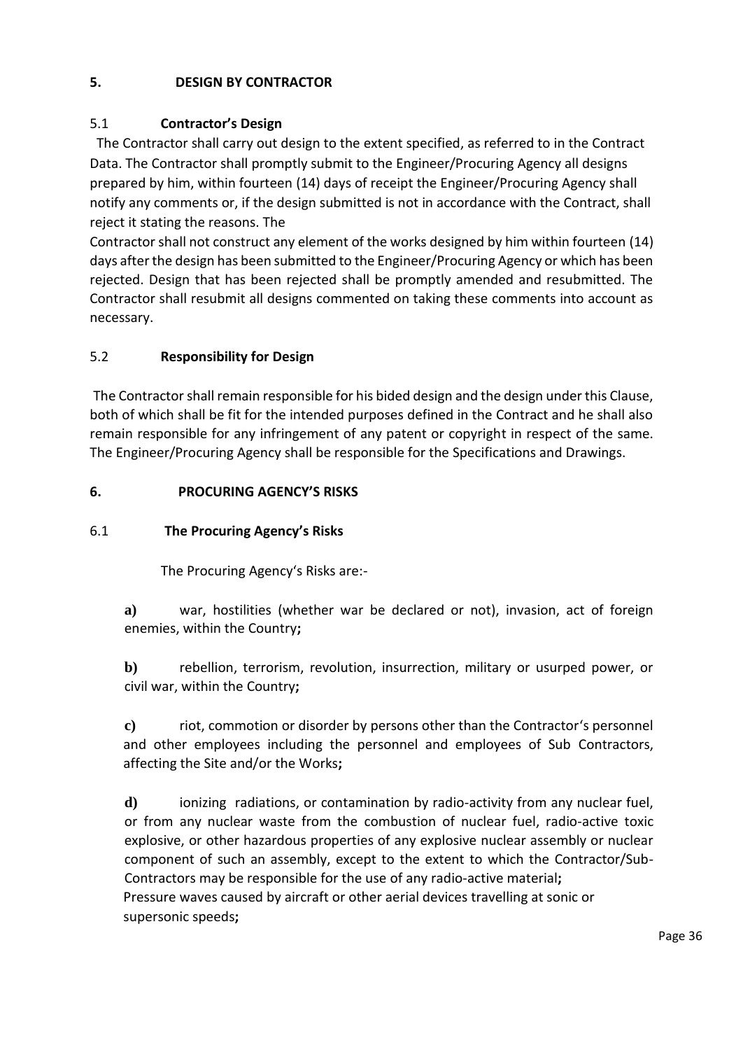## 5. DESIGN BY CONTRACTOR

### 5.1 Contractor's Design

The Contractor shall carry out design to the extent specified, as referred to in the Contract Data. The Contractor shall promptly submit to the Engineer/Procuring Agency all designs prepared by him, within fourteen (14) days of receipt the Engineer/Procuring Agency shall notify any comments or, if the design submitted is not in accordance with the Contract, shall reject it stating the reasons. The Contractor shall not construct any element of the works designed by him within fourteen (14) days after the design has been submitted to the Engineer/Procuring Agency or which has been rejected. Design that has been rejected shall be promptly amended and resubmitted. The Contractor shall resubmit all designs commented on taking these comments into account as necessary.

### 5.2 Responsibility for Design

The Contractor shall remain responsible for his bided design and the design under this Clause, both of which shall be fit for the intended purposes defined in the Contract and he shall also remain responsible for any infringement of any patent or copyright in respect of the same. The Engineer/Procuring Agency shall be responsible for the Specifications and Drawings.

## 6. PROCURING AGENCY'S RISKS

### 6.1 The Procuring Agency's Risks

The Procuring Agency's Risks are:-

**a)** war, hostilities (whether war be declared or not), invasion, act of foreign enemies, within the Country**;**

**b)** rebellion, terrorism, revolution, insurrection, military or usurped power, or civil war, within the Country**;**

**c)** riot, commotion or disorder by persons other than the Contractor's personnel and other employees including the personnel and employees of Sub Contractors, affecting the Site and/or the Works**;**

**d)** ionizing radiations, or contamination by radio-activity from any nuclear fuel, or from any nuclear waste from the combustion of nuclear fuel, radio-active toxic explosive, or other hazardous properties of any explosive nuclear assembly or nuclear component of such an assembly, except to the extent to which the Contractor/Sub-Contractors may be responsible for the use of any radio-active material**;**
Pressure waves caused by aircraft or other aerial devices travelling at sonic or supersonic speeds**;**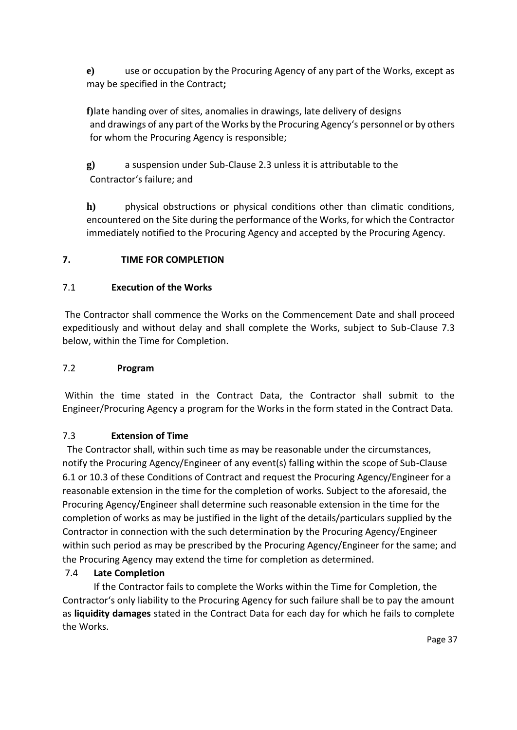**e)** use or occupation by the Procuring Agency of any part of the Works, except as may be specified in the Contract**;**

**f)**late handing over of sites, anomalies in drawings, late delivery of designs and drawings of any part of the Works by the Procuring Agency's personnel or by others for whom the Procuring Agency is responsible;

**g)** a suspension under Sub-Clause 2.3 unless it is attributable to the Contractor's failure; and

**h)** physical obstructions or physical conditions other than climatic conditions, encountered on the Site during the performance of the Works, for which the Contractor immediately notified to the Procuring Agency and accepted by the Procuring Agency.

## 7. TIME FOR COMPLETION

### 7.1 Execution of the Works

The Contractor shall commence the Works on the Commencement Date and shall proceed expeditiously and without delay and shall complete the Works, subject to Sub-Clause 7.3 below, within the Time for Completion.

### 7.2 Program

Within the time stated in the Contract Data, the Contractor shall submit to the Engineer/Procuring Agency a program for the Works in the form stated in the Contract Data.

### 7.3 Extension of Time

The Contractor shall, within such time as may be reasonable under the circumstances, notify the Procuring Agency/Engineer of any event(s) falling within the scope of Sub-Clause 6.1 or 10.3 of these Conditions of Contract and request the Procuring Agency/Engineer for a reasonable extension in the time for the completion of works. Subject to the aforesaid, the Procuring Agency/Engineer shall determine such reasonable extension in the time for the completion of works as may be justified in the light of the details/particulars supplied by the Contractor in connection with the such determination by the Procuring Agency/Engineer within such period as may be prescribed by the Procuring Agency/Engineer for the same; and the Procuring Agency may extend the time for completion as determined.

### 7.4 Late Completion

If the Contractor fails to complete the Works within the Time for Completion, the Contractor's only liability to the Procuring Agency for such failure shall be to pay the amount as **liquidity damages** stated in the Contract Data for each day for which he fails to complete the Works.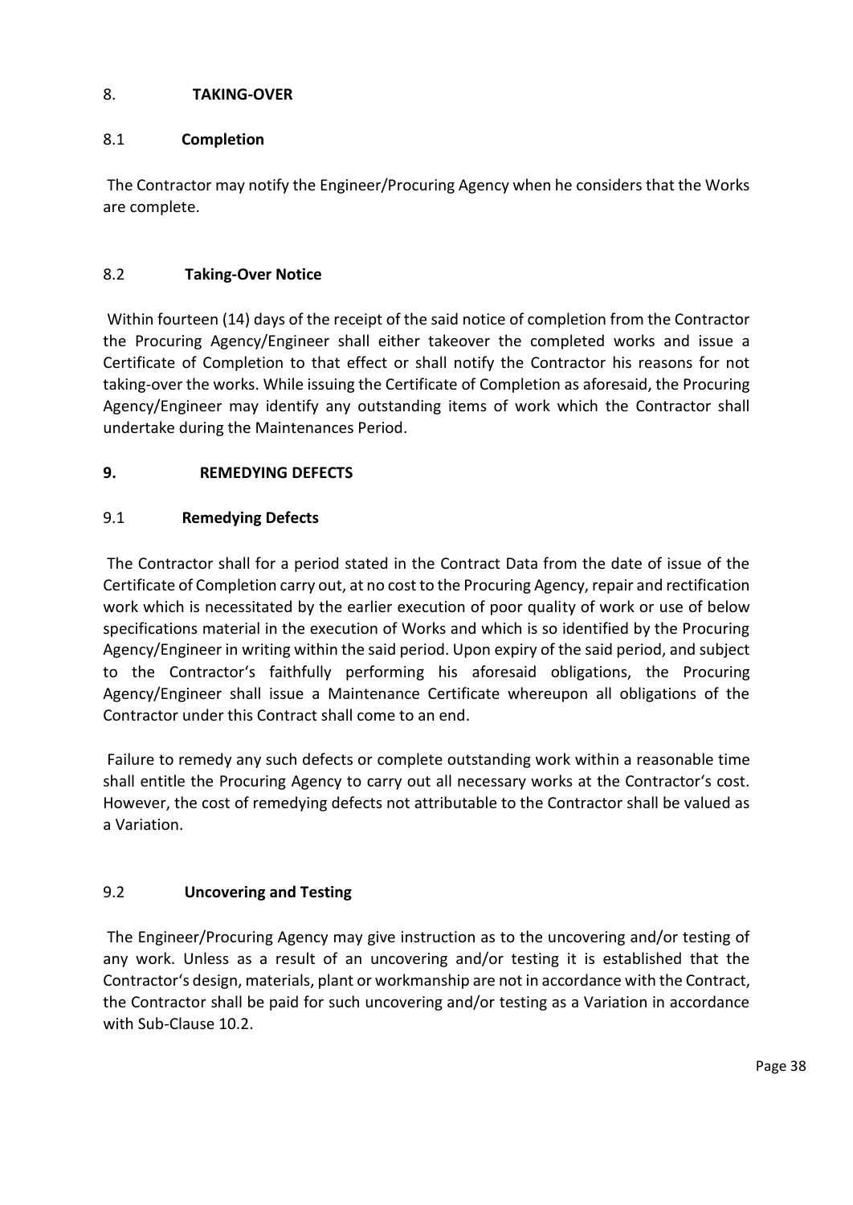## 8. TAKING-OVER

### 8.1 Completion

The Contractor may notify the Engineer/Procuring Agency when he considers that the Works are complete.

### 8.2 Taking-Over Notice

Within fourteen (14) days of the receipt of the said notice of completion from the Contractor the Procuring Agency/Engineer shall either takeover the completed works and issue a Certificate of Completion to that effect or shall notify the Contractor his reasons for not taking-over the works. While issuing the Certificate of Completion as aforesaid, the Procuring Agency/Engineer may identify any outstanding items of work which the Contractor shall undertake during the Maintenances Period.

## 9. REMEDYING DEFECTS

### 9.1 Remedying Defects

The Contractor shall for a period stated in the Contract Data from the date of issue of the Certificate of Completion carry out, at no cost to the Procuring Agency, repair and rectification work which is necessitated by the earlier execution of poor quality of work or use of below specifications material in the execution of Works and which is so identified by the Procuring Agency/Engineer in writing within the said period. Upon expiry of the said period, and subject to the Contractor's faithfully performing his aforesaid obligations, the Procuring Agency/Engineer shall issue a Maintenance Certificate whereupon all obligations of the Contractor under this Contract shall come to an end.

Failure to remedy any such defects or complete outstanding work within a reasonable time shall entitle the Procuring Agency to carry out all necessary works at the Contractor's cost. However, the cost of remedying defects not attributable to the Contractor shall be valued as a Variation.

### 9.2 Uncovering and Testing

The Engineer/Procuring Agency may give instruction as to the uncovering and/or testing of any work. Unless as a result of an uncovering and/or testing it is established that the Contractor's design, materials, plant or workmanship are not in accordance with the Contract, the Contractor shall be paid for such uncovering and/or testing as a Variation in accordance with Sub-Clause 10.2.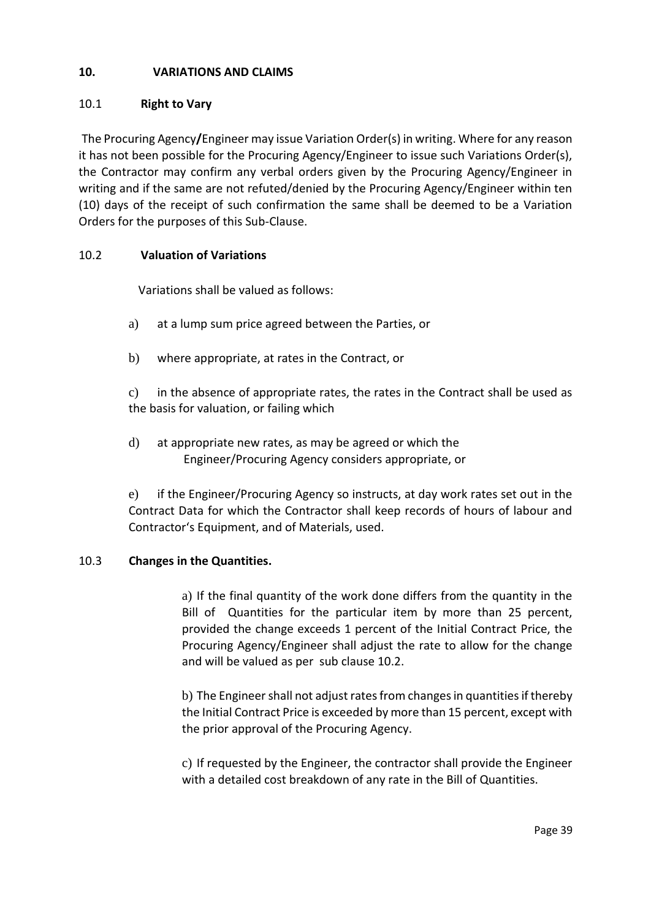## 10. VARIATIONS AND CLAIMS

### 10.1 Right to Vary

The Procuring Agency/Engineer may issue Variation Order(s) in writing. Where for any reason it has not been possible for the Procuring Agency/Engineer to issue such Variations Order(s), the Contractor may confirm any verbal orders given by the Procuring Agency/Engineer in writing and if the same are not refuted/denied by the Procuring Agency/Engineer within ten (10) days of the receipt of such confirmation the same shall be deemed to be a Variation Orders for the purposes of this Sub-Clause.

### 10.2 Valuation of Variations

Variations shall be valued as follows:

a) at a lump sum price agreed between the Parties, or

b) where appropriate, at rates in the Contract, or

c) in the absence of appropriate rates, the rates in the Contract shall be used as the basis for valuation, or failing which

d) at appropriate new rates, as may be agreed or which the Engineer/Procuring Agency considers appropriate, or

e) if the Engineer/Procuring Agency so instructs, at day work rates set out in the Contract Data for which the Contractor shall keep records of hours of labour and Contractor's Equipment, and of Materials, used.

### 10.3 Changes in the Quantities.

a) If the final quantity of the work done differs from the quantity in the Bill of Quantities for the particular item by more than 25 percent, provided the change exceeds 1 percent of the Initial Contract Price, the Procuring Agency/Engineer shall adjust the rate to allow for the change and will be valued as per sub clause 10.2.

b) The Engineer shall not adjust rates from changes in quantities if thereby the Initial Contract Price is exceeded by more than 15 percent, except with the prior approval of the Procuring Agency.

c) If requested by the Engineer, the contractor shall provide the Engineer with a detailed cost breakdown of any rate in the Bill of Quantities.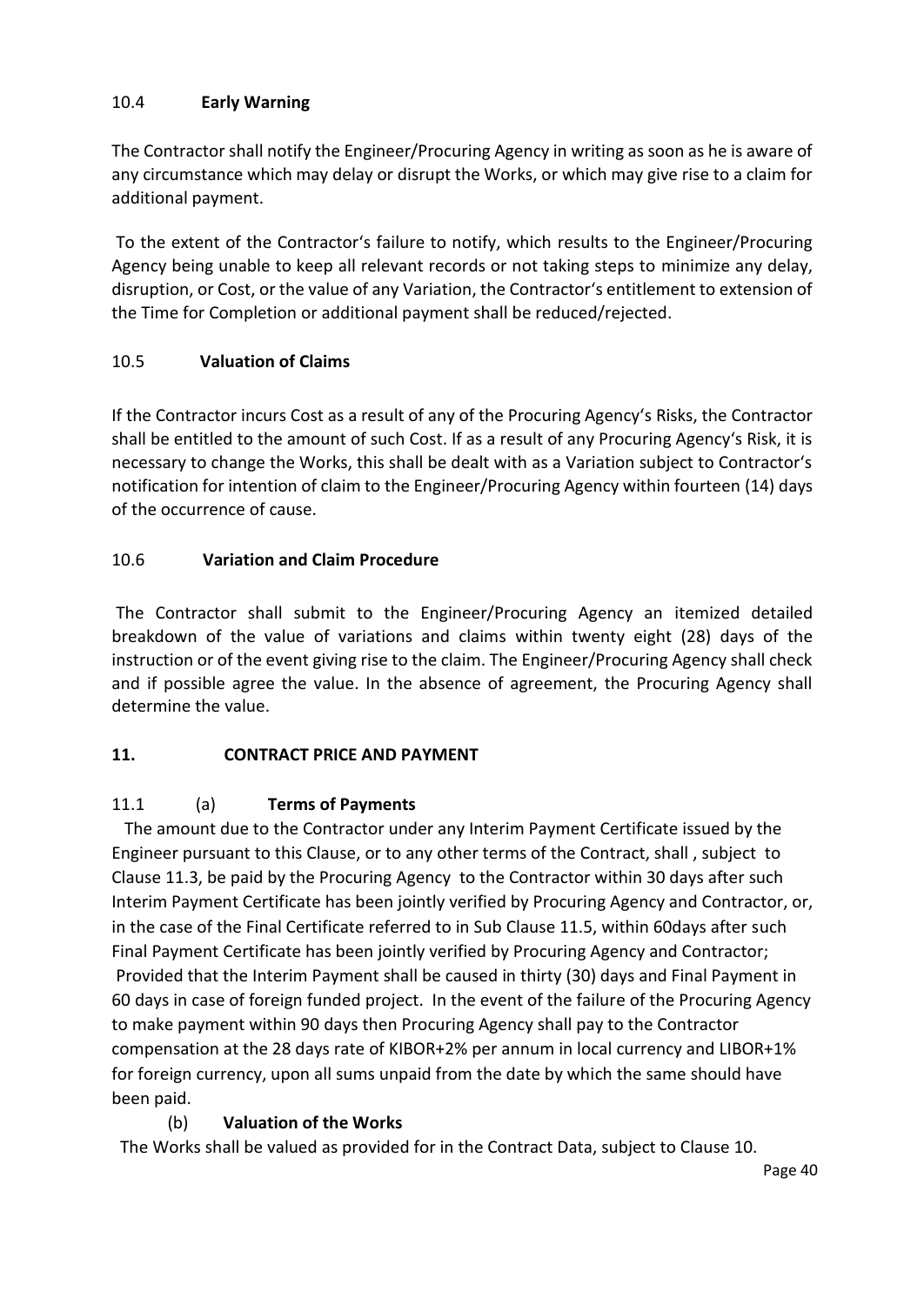### 10.4 **Early Warning**

The Contractor shall notify the Engineer/Procuring Agency in writing as soon as he is aware of any circumstance which may delay or disrupt the Works, or which may give rise to a claim for additional payment.

To the extent of the Contractor's failure to notify, which results to the Engineer/Procuring Agency being unable to keep all relevant records or not taking steps to minimize any delay, disruption, or Cost, or the value of any Variation, the Contractor's entitlement to extension of the Time for Completion or additional payment shall be reduced/rejected.

### 10.5 **Valuation of Claims**

If the Contractor incurs Cost as a result of any of the Procuring Agency's Risks, the Contractor shall be entitled to the amount of such Cost. If as a result of any Procuring Agency's Risk, it is necessary to change the Works, this shall be dealt with as a Variation subject to Contractor's notification for intention of claim to the Engineer/Procuring Agency within fourteen (14) days of the occurrence of cause.

### 10.6 **Variation and Claim Procedure**

The Contractor shall submit to the Engineer/Procuring Agency an itemized detailed breakdown of the value of variations and claims within twenty eight (28) days of the instruction or of the event giving rise to the claim. The Engineer/Procuring Agency shall check and if possible agree the value. In the absence of agreement, the Procuring Agency shall determine the value.

## 11. CONTRACT PRICE AND PAYMENT

### 11.1 (a) **Terms of Payments**

The amount due to the Contractor under any Interim Payment Certificate issued by the Engineer pursuant to this Clause, or to any other terms of the Contract, shall , subject to Clause 11.3, be paid by the Procuring Agency to the Contractor within 30 days after such Interim Payment Certificate has been jointly verified by Procuring Agency and Contractor, or, in the case of the Final Certificate referred to in Sub Clause 11.5, within 60days after such Final Payment Certificate has been jointly verified by Procuring Agency and Contractor; Provided that the Interim Payment shall be caused in thirty (30) days and Final Payment in 60 days in case of foreign funded project. In the event of the failure of the Procuring Agency to make payment within 90 days then Procuring Agency shall pay to the Contractor compensation at the 28 days rate of KIBOR+2% per annum in local currency and LIBOR+1% for foreign currency, upon all sums unpaid from the date by which the same should have been paid.

(b) **Valuation of the Works**

The Works shall be valued as provided for in the Contract Data, subject to Clause 10.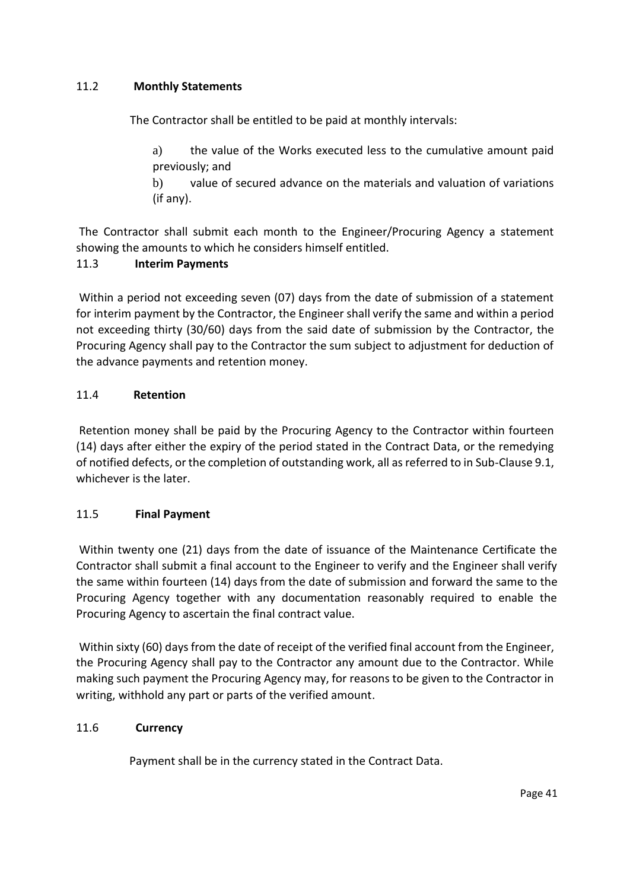## 11.2 Monthly Statements

The Contractor shall be entitled to be paid at monthly intervals:

a) the value of the Works executed less to the cumulative amount paid previously; and

b) value of secured advance on the materials and valuation of variations (if any).

The Contractor shall submit each month to the Engineer/Procuring Agency a statement showing the amounts to which he considers himself entitled.

## 11.3 Interim Payments

Within a period not exceeding seven (07) days from the date of submission of a statement for interim payment by the Contractor, the Engineer shall verify the same and within a period not exceeding thirty (30/60) days from the said date of submission by the Contractor, the Procuring Agency shall pay to the Contractor the sum subject to adjustment for deduction of the advance payments and retention money.

## 11.4 Retention

Retention money shall be paid by the Procuring Agency to the Contractor within fourteen (14) days after either the expiry of the period stated in the Contract Data, or the remedying of notified defects, or the completion of outstanding work, all as referred to in Sub-Clause 9.1, whichever is the later.

## 11.5 Final Payment

Within twenty one (21) days from the date of issuance of the Maintenance Certificate the Contractor shall submit a final account to the Engineer to verify and the Engineer shall verify the same within fourteen (14) days from the date of submission and forward the same to the Procuring Agency together with any documentation reasonably required to enable the Procuring Agency to ascertain the final contract value.

Within sixty (60) days from the date of receipt of the verified final account from the Engineer, the Procuring Agency shall pay to the Contractor any amount due to the Contractor. While making such payment the Procuring Agency may, for reasons to be given to the Contractor in writing, withhold any part or parts of the verified amount.

## 11.6 Currency

Payment shall be in the currency stated in the Contract Data.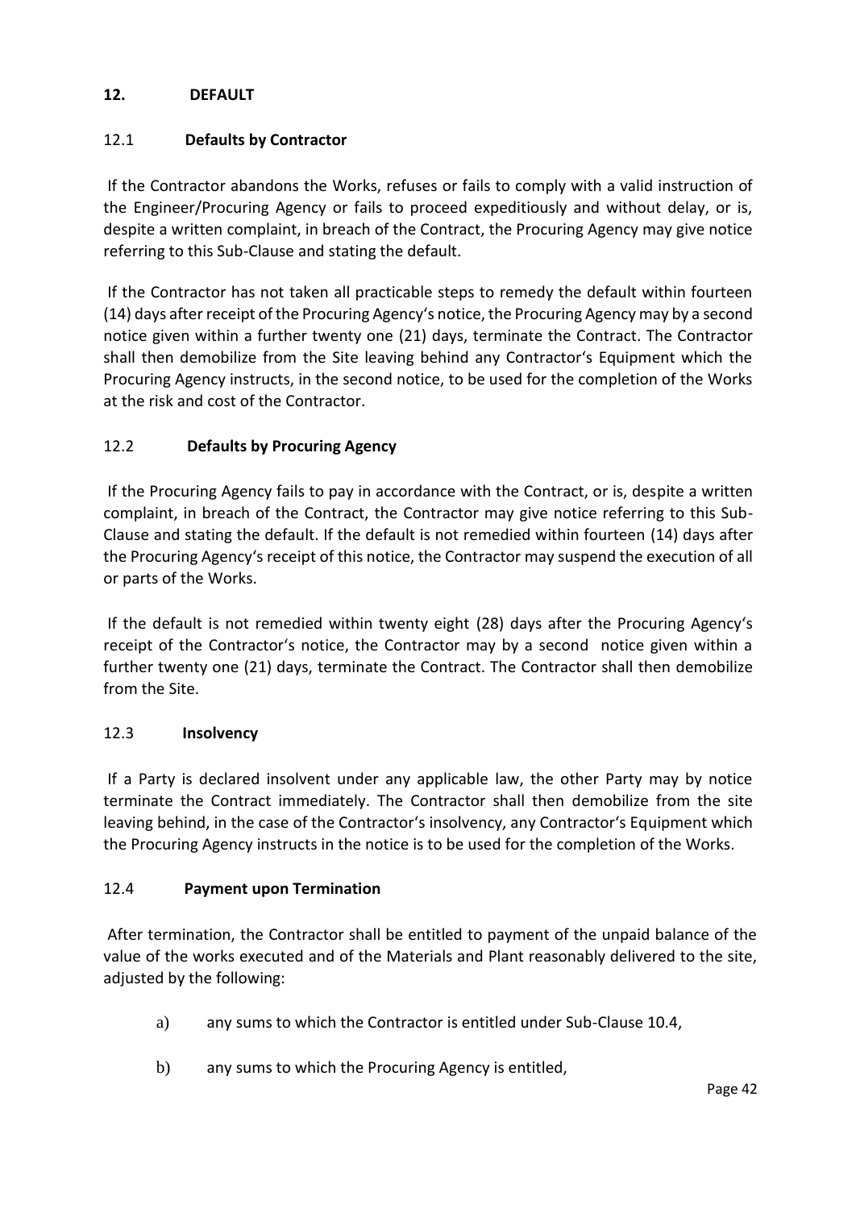## 12. DEFAULT

### 12.1 Defaults by Contractor

If the Contractor abandons the Works, refuses or fails to comply with a valid instruction of the Engineer/Procuring Agency or fails to proceed expeditiously and without delay, or is, despite a written complaint, in breach of the Contract, the Procuring Agency may give notice referring to this Sub-Clause and stating the default.

If the Contractor has not taken all practicable steps to remedy the default within fourteen (14) days after receipt of the Procuring Agency's notice, the Procuring Agency may by a second notice given within a further twenty one (21) days, terminate the Contract. The Contractor shall then demobilize from the Site leaving behind any Contractor's Equipment which the Procuring Agency instructs, in the second notice, to be used for the completion of the Works at the risk and cost of the Contractor.

### 12.2 Defaults by Procuring Agency

If the Procuring Agency fails to pay in accordance with the Contract, or is, despite a written complaint, in breach of the Contract, the Contractor may give notice referring to this Sub-Clause and stating the default. If the default is not remedied within fourteen (14) days after the Procuring Agency's receipt of this notice, the Contractor may suspend the execution of all or parts of the Works.

If the default is not remedied within twenty eight (28) days after the Procuring Agency's receipt of the Contractor's notice, the Contractor may by a second notice given within a further twenty one (21) days, terminate the Contract. The Contractor shall then demobilize from the Site.

### 12.3 Insolvency

If a Party is declared insolvent under any applicable law, the other Party may by notice terminate the Contract immediately. The Contractor shall then demobilize from the site leaving behind, in the case of the Contractor's insolvency, any Contractor's Equipment which the Procuring Agency instructs in the notice is to be used for the completion of the Works.

### 12.4 Payment upon Termination

After termination, the Contractor shall be entitled to payment of the unpaid balance of the value of the works executed and of the Materials and Plant reasonably delivered to the site, adjusted by the following:

a) any sums to which the Contractor is entitled under Sub-Clause 10.4,

b) any sums to which the Procuring Agency is entitled,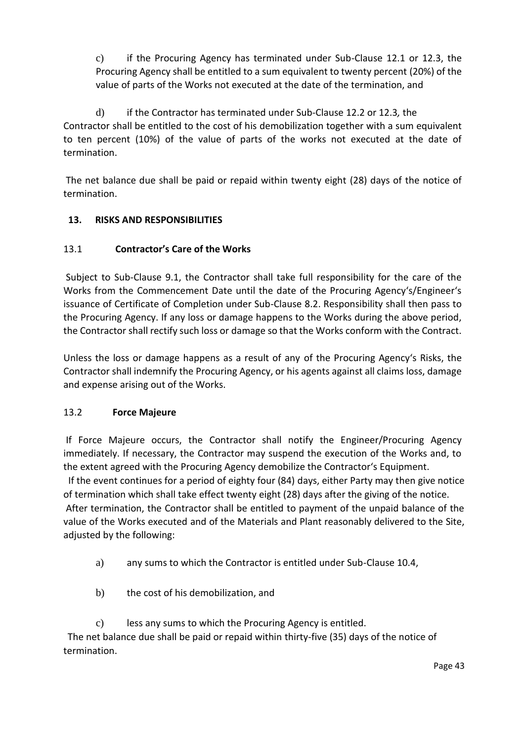c) if the Procuring Agency has terminated under Sub-Clause 12.1 or 12.3, the Procuring Agency shall be entitled to a sum equivalent to twenty percent (20%) of the value of parts of the Works not executed at the date of the termination, and

d) if the Contractor has terminated under Sub-Clause 12.2 or 12.3*,* the Contractor shall be entitled to the cost of his demobilization together with a sum equivalent to ten percent (10%) of the value of parts of the works not executed at the date of termination.

The net balance due shall be paid or repaid within twenty eight (28) days of the notice of termination.

## 13. RISKS AND RESPONSIBILITIES

### 13.1 Contractor's Care of the Works

Subject to Sub-Clause 9.1, the Contractor shall take full responsibility for the care of the Works from the Commencement Date until the date of the Procuring Agency's/Engineer's issuance of Certificate of Completion under Sub-Clause 8.2. Responsibility shall then pass to the Procuring Agency. If any loss or damage happens to the Works during the above period, the Contractor shall rectify such loss or damage so that the Works conform with the Contract.

Unless the loss or damage happens as a result of any of the Procuring Agency's Risks, the Contractor shall indemnify the Procuring Agency, or his agents against all claims loss, damage and expense arising out of the Works.

### 13.2 Force Majeure

If Force Majeure occurs, the Contractor shall notify the Engineer/Procuring Agency immediately. If necessary, the Contractor may suspend the execution of the Works and, to the extent agreed with the Procuring Agency demobilize the Contractor's Equipment.

If the event continues for a period of eighty four (84) days, either Party may then give notice of termination which shall take effect twenty eight (28) days after the giving of the notice.

After termination, the Contractor shall be entitled to payment of the unpaid balance of the value of the Works executed and of the Materials and Plant reasonably delivered to the Site, adjusted by the following:

a) any sums to which the Contractor is entitled under Sub-Clause 10.4,

b) the cost of his demobilization, and

c) less any sums to which the Procuring Agency is entitled.

The net balance due shall be paid or repaid within thirty-five (35) days of the notice of termination.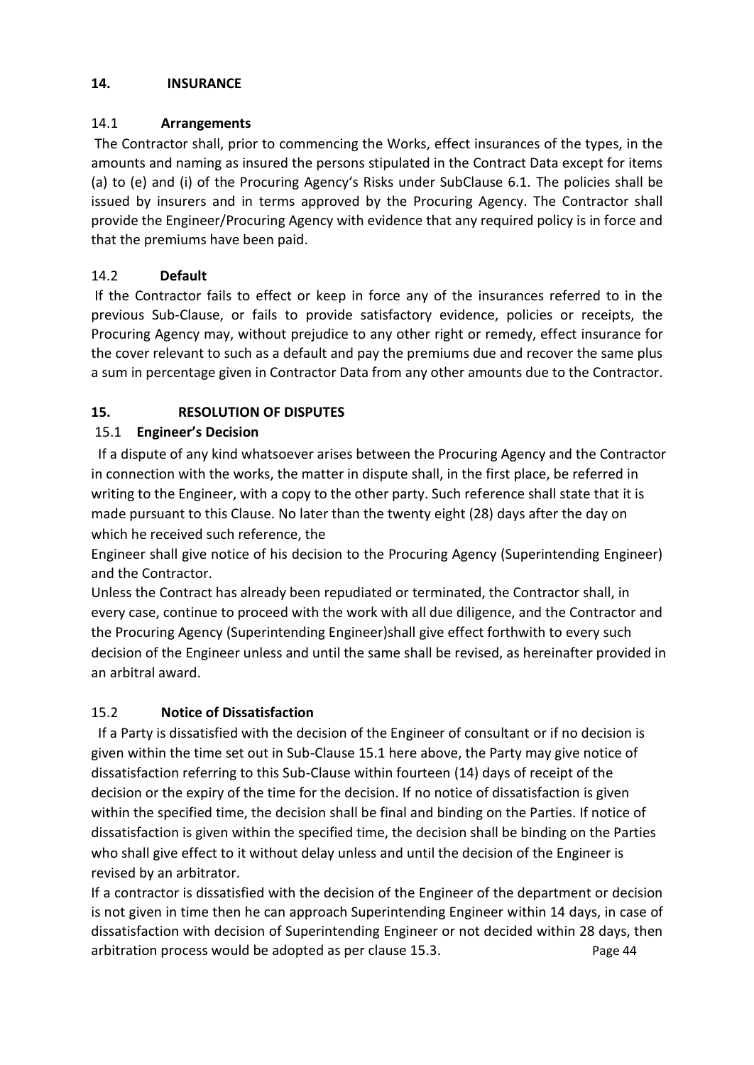## 14. INSURANCE

### 14.1 Arrangements

The Contractor shall, prior to commencing the Works, effect insurances of the types, in the amounts and naming as insured the persons stipulated in the Contract Data except for items (a) to (e) and (i) of the Procuring Agency's Risks under SubClause 6.1. The policies shall be issued by insurers and in terms approved by the Procuring Agency. The Contractor shall provide the Engineer/Procuring Agency with evidence that any required policy is in force and that the premiums have been paid.

### 14.2 Default

If the Contractor fails to effect or keep in force any of the insurances referred to in the previous Sub-Clause, or fails to provide satisfactory evidence, policies or receipts, the Procuring Agency may, without prejudice to any other right or remedy, effect insurance for the cover relevant to such as a default and pay the premiums due and recover the same plus a sum in percentage given in Contractor Data from any other amounts due to the Contractor.

## 15. RESOLUTION OF DISPUTES

### 15.1 Engineer's Decision

If a dispute of any kind whatsoever arises between the Procuring Agency and the Contractor in connection with the works, the matter in dispute shall, in the first place, be referred in writing to the Engineer, with a copy to the other party. Such reference shall state that it is made pursuant to this Clause. No later than the twenty eight (28) days after the day on which he received such reference, the Engineer shall give notice of his decision to the Procuring Agency (Superintending Engineer) and the Contractor.

Unless the Contract has already been repudiated or terminated, the Contractor shall, in every case, continue to proceed with the work with all due diligence, and the Contractor and the Procuring Agency (Superintending Engineer)shall give effect forthwith to every such decision of the Engineer unless and until the same shall be revised, as hereinafter provided in an arbitral award.

### 15.2 Notice of Dissatisfaction

If a Party is dissatisfied with the decision of the Engineer of consultant or if no decision is given within the time set out in Sub-Clause 15.1 here above, the Party may give notice of dissatisfaction referring to this Sub-Clause within fourteen (14) days of receipt of the decision or the expiry of the time for the decision. If no notice of dissatisfaction is given within the specified time, the decision shall be final and binding on the Parties. If notice of dissatisfaction is given within the specified time, the decision shall be binding on the Parties who shall give effect to it without delay unless and until the decision of the Engineer is revised by an arbitrator.

If a contractor is dissatisfied with the decision of the Engineer of the department or decision is not given in time then he can approach Superintending Engineer within 14 days, in case of dissatisfaction with decision of Superintending Engineer or not decided within 28 days, then arbitration process would be adopted as per clause 15.3.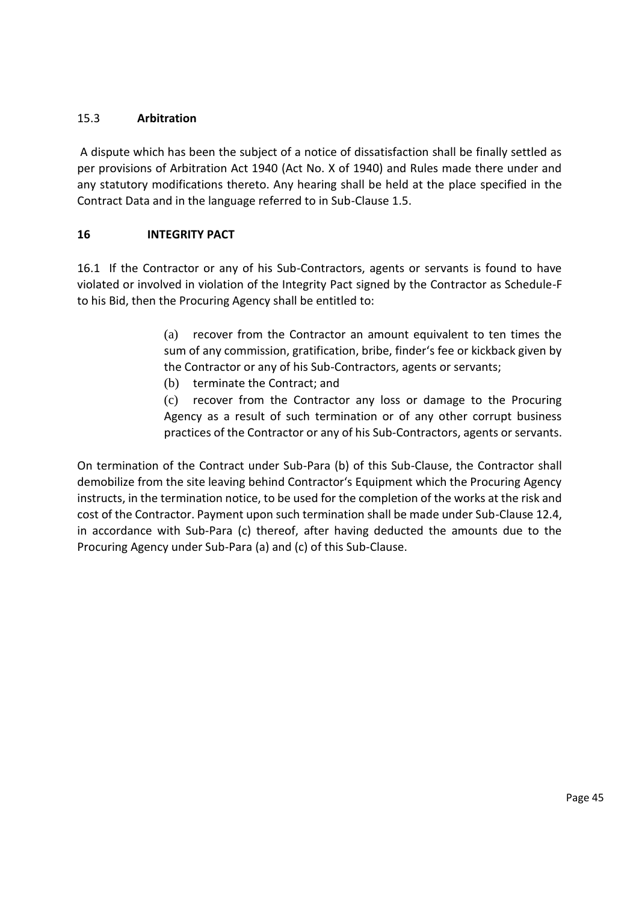### 15.3 **Arbitration**

A dispute which has been the subject of a notice of dissatisfaction shall be finally settled as per provisions of Arbitration Act 1940 (Act No. X of 1940) and Rules made there under and any statutory modifications thereto. Any hearing shall be held at the place specified in the Contract Data and in the language referred to in Sub-Clause 1.5.

## 16 INTEGRITY PACT

16.1 If the Contractor or any of his Sub-Contractors, agents or servants is found to have violated or involved in violation of the Integrity Pact signed by the Contractor as Schedule-F to his Bid, then the Procuring Agency shall be entitled to:

> (a) recover from the Contractor an amount equivalent to ten times the sum of any commission, gratification, bribe, finder‘s fee or kickback given by the Contractor or any of his Sub-Contractors, agents or servants;
>
> (b) terminate the Contract; and
>
> (c) recover from the Contractor any loss or damage to the Procuring Agency as a result of such termination or of any other corrupt business practices of the Contractor or any of his Sub-Contractors, agents or servants.

On termination of the Contract under Sub-Para (b) of this Sub-Clause, the Contractor shall demobilize from the site leaving behind Contractor‘s Equipment which the Procuring Agency instructs, in the termination notice, to be used for the completion of the works at the risk and cost of the Contractor. Payment upon such termination shall be made under Sub-Clause 12.4, in accordance with Sub-Para (c) thereof, after having deducted the amounts due to the Procuring Agency under Sub-Para (a) and (c) of this Sub-Clause.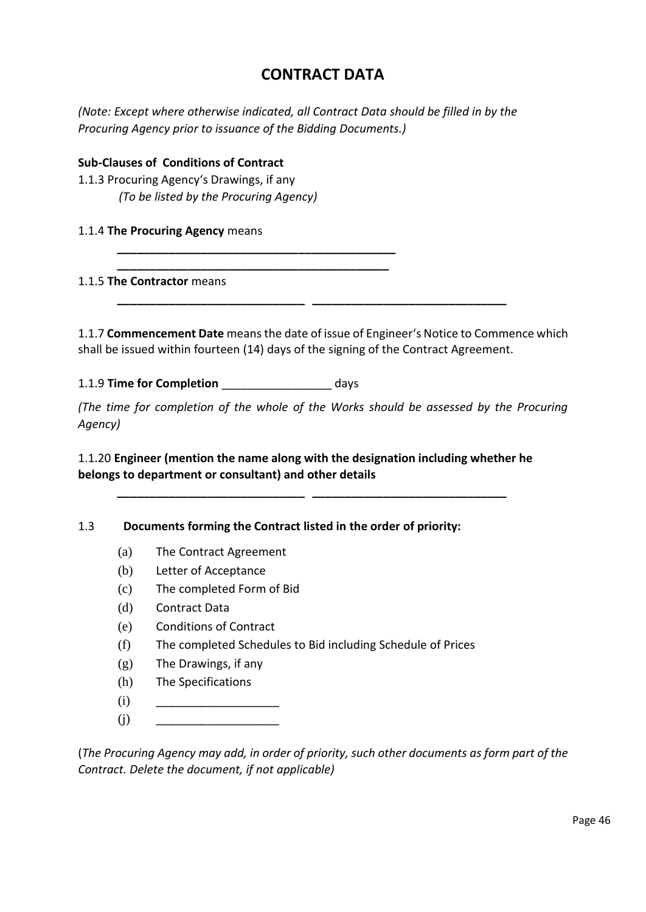# CONTRACT DATA

*(Note: Except where otherwise indicated, all Contract Data should be filled in by the Procuring Agency prior to issuance of the Bidding Documents.)*

**Sub-Clauses of Conditions of Contract**

1.1.3 Procuring Agency's Drawings, if any

*(To be listed by the Procuring Agency)*

1.1.4 **The Procuring Agency** means

**____________________________________________**

**___________________________________________**

1.1.5 **The Contractor** means

**_____________________________ _____________________________**

1.1.7 **Commencement Date** means the date of issue of Engineer's Notice to Commence which shall be issued within fourteen (14) days of the signing of the Contract Agreement.

1.1.9 **Time for Completion** _________________ days

*(The time for completion of the whole of the Works should be assessed by the Procuring Agency)*

1.1.20 **Engineer (mention the name along with the designation including whether he belongs to department or consultant) and other details**

**_____________________________ _____________________________**

1.3 **Documents forming the Contract listed in the order of priority:**

(a) The Contract Agreement

(b) Letter of Acceptance

(c) The completed Form of Bid

(d) Contract Data

(e) Conditions of Contract

(f) The completed Schedules to Bid including Schedule of Prices

(g) The Drawings, if any

(h) The Specifications

(i) ___________________

(j) ___________________

(*The Procuring Agency may add, in order of priority, such other documents as form part of the Contract. Delete the document, if not applicable)*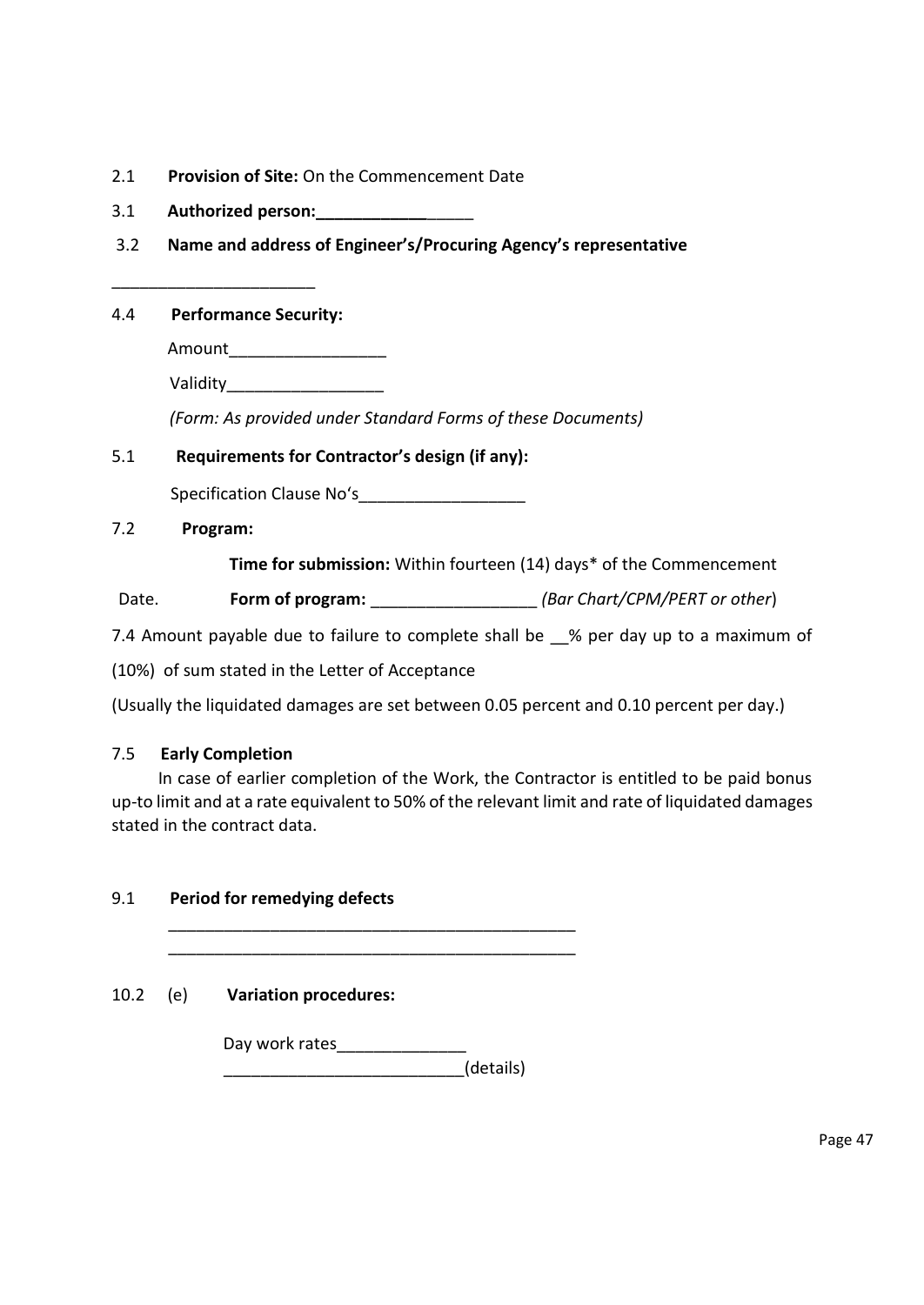2.1 **Provision of Site:** On the Commencement Date

3.1 **Authorized person:____________**_____

3.2 **Name and address of Engineer's/Procuring Agency's representative**

______________________

4.4 **Performance Security:**

Amount_________________

Validity_________________

*(Form: As provided under Standard Forms of these Documents)*

5.1 **Requirements for Contractor's design (if any):**

Specification Clause No's__________________

7.2 **Program:**

**Time for submission:** Within fourteen (14) days* of the Commencement Date.

**Form of program:** __________________ *(Bar Chart/CPM/PERT or other*)

7.4 Amount payable due to failure to complete shall be __% per day up to a maximum of (10%) of sum stated in the Letter of Acceptance

(Usually the liquidated damages are set between 0.05 percent and 0.10 percent per day.)

7.5 **Early Completion**

In case of earlier completion of the Work, the Contractor is entitled to be paid bonus up-to limit and at a rate equivalent to 50% of the relevant limit and rate of liquidated damages stated in the contract data.

9.1 **Period for remedying defects**

_____________________________________________

_____________________________________________

10.2 (e) **Variation procedures:**

Day work rates______________

__________________________(details)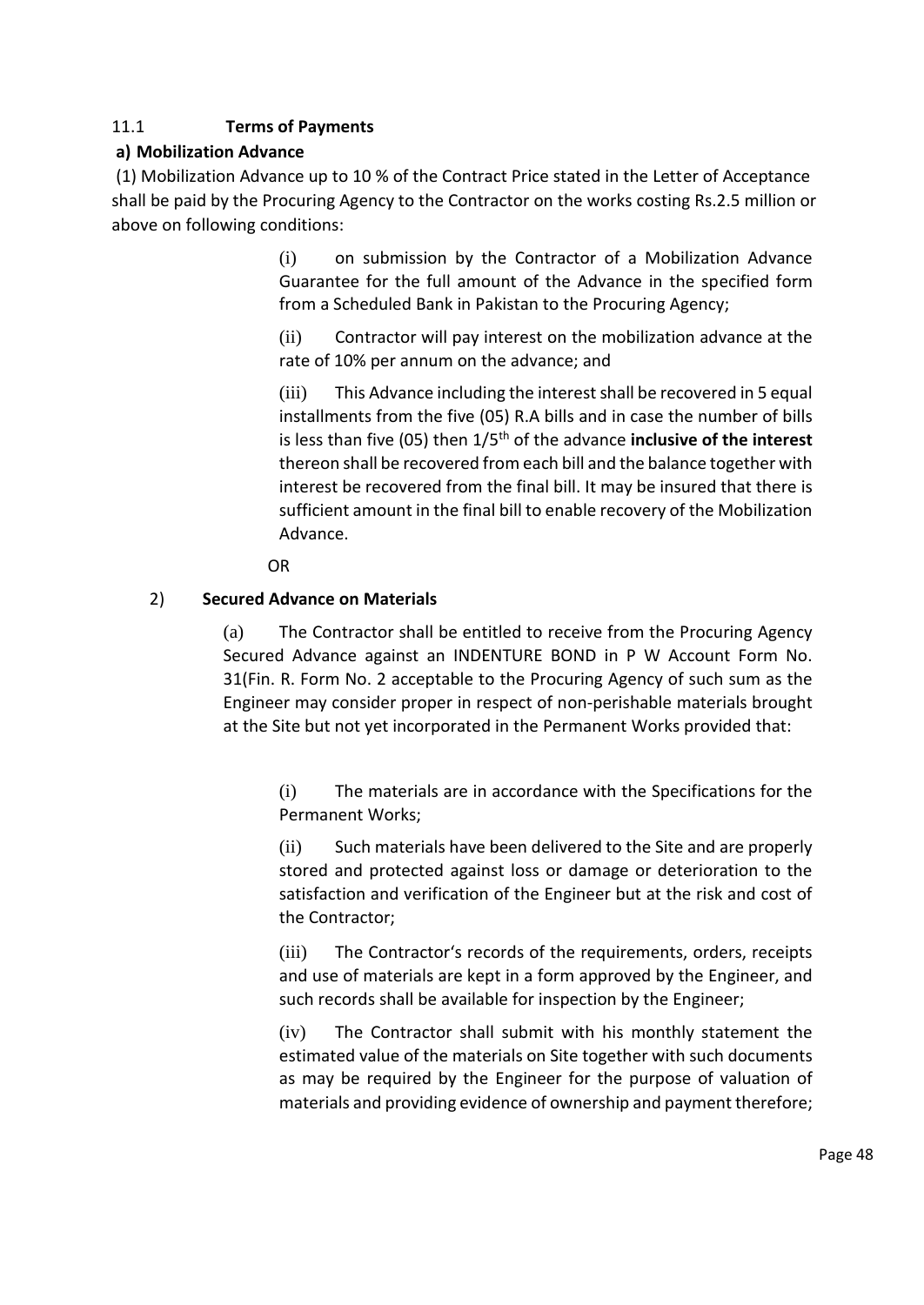11.1 **Terms of Payments**

**a) Mobilization Advance**

(1) Mobilization Advance up to 10 % of the Contract Price stated in the Letter of Acceptance shall be paid by the Procuring Agency to the Contractor on the works costing Rs.2.5 million or above on following conditions:

> (i) on submission by the Contractor of a Mobilization Advance Guarantee for the full amount of the Advance in the specified form from a Scheduled Bank in Pakistan to the Procuring Agency;
>
> (ii) Contractor will pay interest on the mobilization advance at the rate of 10% per annum on the advance; and
>
> (iii) This Advance including the interest shall be recovered in 5 equal installments from the five (05) R.A bills and in case the number of bills is less than five (05) then 1/5th of the advance **inclusive of the interest** thereon shall be recovered from each bill and the balance together with interest be recovered from the final bill. It may be insured that there is sufficient amount in the final bill to enable recovery of the Mobilization Advance.

OR

2) **Secured Advance on Materials**

> (a) The Contractor shall be entitled to receive from the Procuring Agency Secured Advance against an INDENTURE BOND in P W Account Form No. 31(Fin. R. Form No. 2 acceptable to the Procuring Agency of such sum as the Engineer may consider proper in respect of non-perishable materials brought at the Site but not yet incorporated in the Permanent Works provided that:
>
> (i) The materials are in accordance with the Specifications for the Permanent Works;
>
> (ii) Such materials have been delivered to the Site and are properly stored and protected against loss or damage or deterioration to the satisfaction and verification of the Engineer but at the risk and cost of the Contractor;
>
> (iii) The Contractor's records of the requirements, orders, receipts and use of materials are kept in a form approved by the Engineer, and such records shall be available for inspection by the Engineer;
>
> (iv) The Contractor shall submit with his monthly statement the estimated value of the materials on Site together with such documents as may be required by the Engineer for the purpose of valuation of materials and providing evidence of ownership and payment therefore;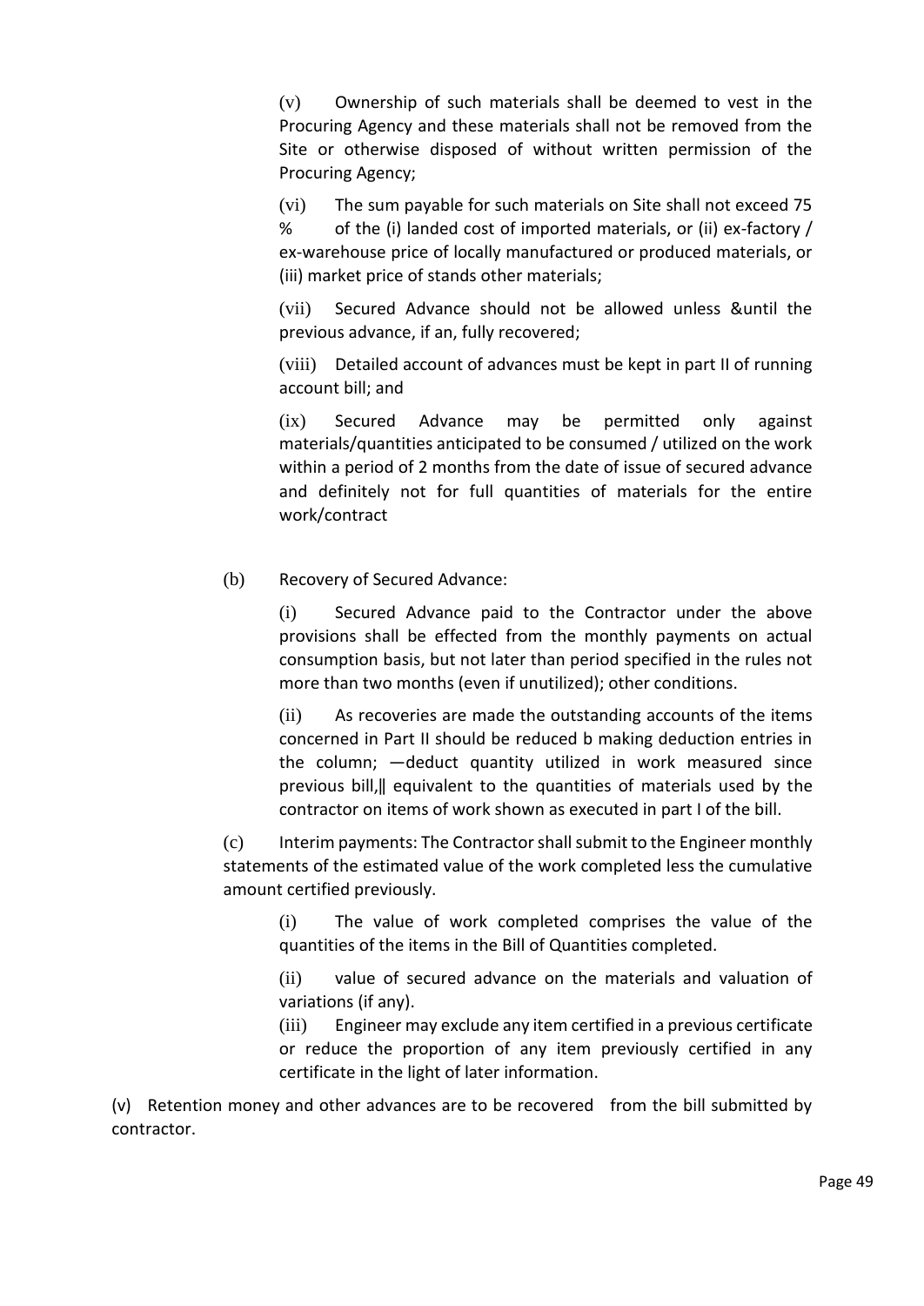(v) Ownership of such materials shall be deemed to vest in the Procuring Agency and these materials shall not be removed from the Site or otherwise disposed of without written permission of the Procuring Agency;

(vi) The sum payable for such materials on Site shall not exceed 75 % of the (i) landed cost of imported materials, or (ii) ex-factory / ex-warehouse price of locally manufactured or produced materials, or (iii) market price of stands other materials;

(vii) Secured Advance should not be allowed unless &until the previous advance, if an, fully recovered;

(viii) Detailed account of advances must be kept in part II of running account bill; and

(ix) Secured Advance may be permitted only against materials/quantities anticipated to be consumed / utilized on the work within a period of 2 months from the date of issue of secured advance and definitely not for full quantities of materials for the entire work/contract

(b) Recovery of Secured Advance:

(i) Secured Advance paid to the Contractor under the above provisions shall be effected from the monthly payments on actual consumption basis, but not later than period specified in the rules not more than two months (even if unutilized); other conditions.

(ii) As recoveries are made the outstanding accounts of the items concerned in Part II should be reduced b making deduction entries in the column; ―deduct quantity utilized in work measured since previous bill,‖ equivalent to the quantities of materials used by the contractor on items of work shown as executed in part I of the bill.

(c) Interim payments: The Contractor shall submit to the Engineer monthly statements of the estimated value of the work completed less the cumulative amount certified previously.

(i) The value of work completed comprises the value of the quantities of the items in the Bill of Quantities completed.

(ii) value of secured advance on the materials and valuation of variations (if any).

(iii) Engineer may exclude any item certified in a previous certificate or reduce the proportion of any item previously certified in any certificate in the light of later information.

(v) Retention money and other advances are to be recovered from the bill submitted by contractor.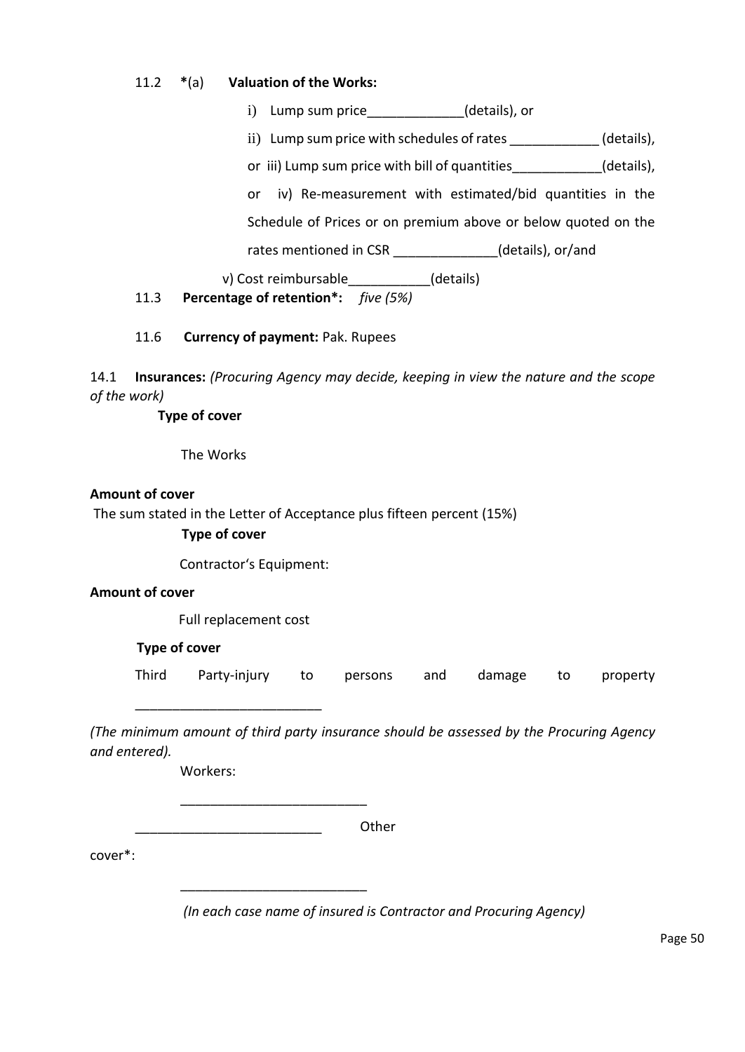11.2 *(a) **Valuation of the Works:**

i) Lump sum price_____________(details), or

ii) Lump sum price with schedules of rates ____________ (details),

or iii) Lump sum price with bill of quantities____________(details),

or iv) Re-measurement with estimated/bid quantities in the Schedule of Prices or on premium above or below quoted on the rates mentioned in CSR ______________(details), or/and

v) Cost reimbursable___________(details)

11.3 **Percentage of retention*:** *five (5%)*

11.6 **Currency of payment:** Pak. Rupees

14.1 **Insurances:** *(Procuring Agency may decide, keeping in view the nature and the scope of the work)*

**Type of cover**

The Works

**Amount of cover**

The sum stated in the Letter of Acceptance plus fifteen percent (15%)

**Type of cover**

Contractor's Equipment:

**Amount of cover**

Full replacement cost

**Type of cover**

Third Party-injury to persons and damage to property

_________________________

*(The minimum amount of third party insurance should be assessed by the Procuring Agency and entered).*

Workers:

_________________________

_________________________ Other cover*:

_________________________

*(In each case name of insured is Contractor and Procuring Agency)*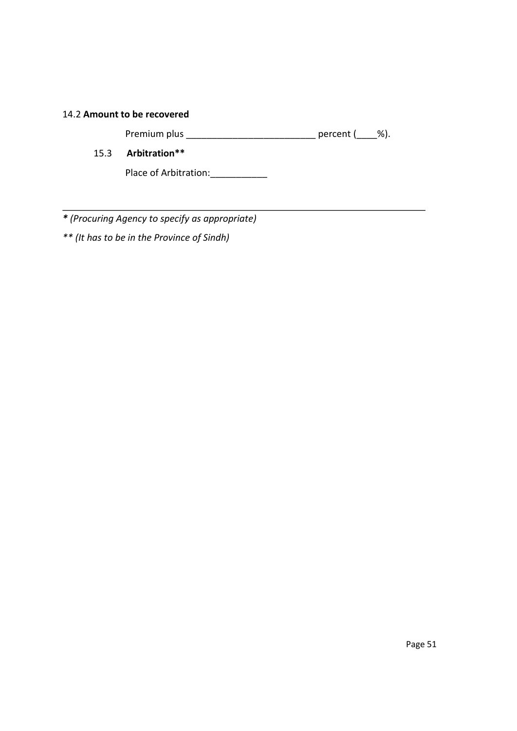14.2 **Amount to be recovered**

Premium plus ________________________ percent (____%).

15.3 **Arbitration****

Place of Arbitration:___________

---

***** *(Procuring Agency to specify as appropriate)*

*** (It has to be in the Province of Sindh)*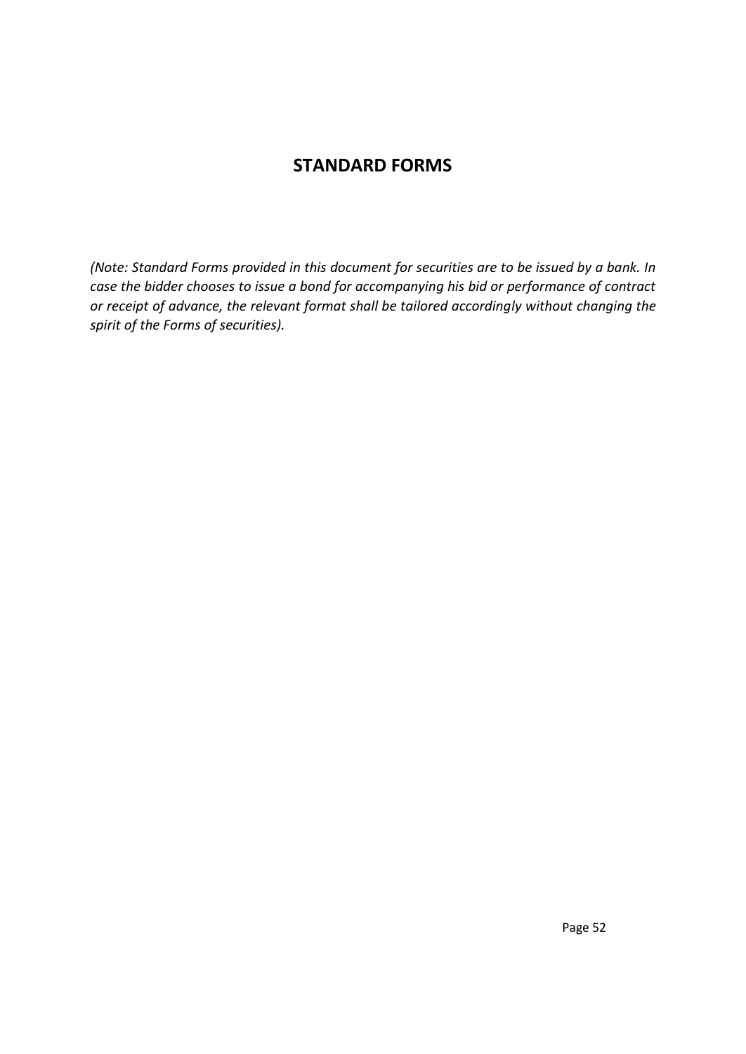# STANDARD FORMS

*(Note: Standard Forms provided in this document for securities are to be issued by a bank. In case the bidder chooses to issue a bond for accompanying his bid or performance of contract or receipt of advance, the relevant format shall be tailored accordingly without changing the spirit of the Forms of securities).*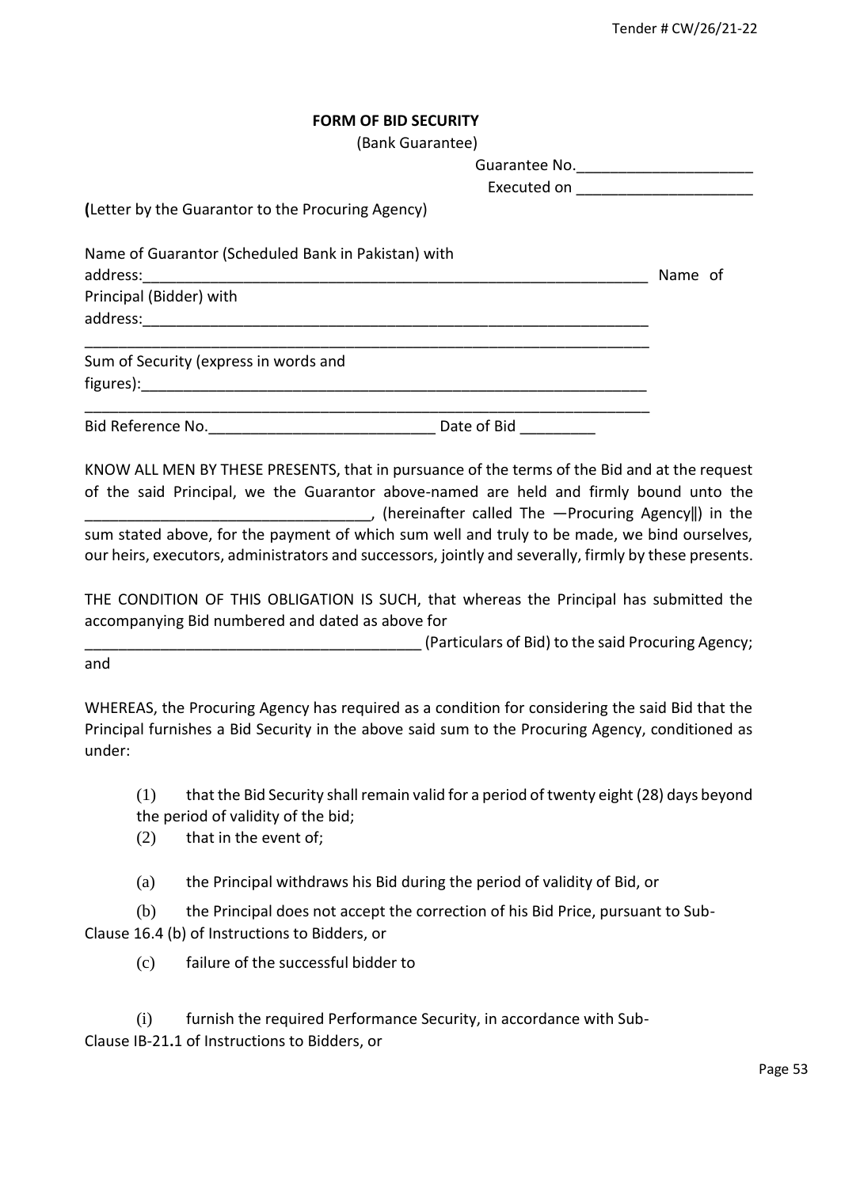## FORM OF BID SECURITY

(Bank Guarantee)

Guarantee No.____________________

Executed on ____________________

**(**Letter by the Guarantor to the Procuring Agency)

Name of Guarantor (Scheduled Bank in Pakistan) with address:_______________________________________________________________ Name of Principal (Bidder) with address:_______________________________________________________________

_______________________________________________________________________

Sum of Security (express in words and figures):_______________________________________________________________

_______________________________________________________________________

Bid Reference No.__________________________ Date of Bid _________

KNOW ALL MEN BY THESE PRESENTS, that in pursuance of the terms of the Bid and at the request of the said Principal, we the Guarantor above-named are held and firmly bound unto the _________________________________, (hereinafter called The ―Procuring Agency‖) in the sum stated above, for the payment of which sum well and truly to be made, we bind ourselves, our heirs, executors, administrators and successors, jointly and severally, firmly by these presents.

THE CONDITION OF THIS OBLIGATION IS SUCH, that whereas the Principal has submitted the accompanying Bid numbered and dated as above for _______________________________________ (Particulars of Bid) to the said Procuring Agency; and

WHEREAS, the Procuring Agency has required as a condition for considering the said Bid that the Principal furnishes a Bid Security in the above said sum to the Procuring Agency, conditioned as under:

(1) that the Bid Security shall remain valid for a period of twenty eight (28) days beyond the period of validity of the bid;

(2) that in the event of;

(a) the Principal withdraws his Bid during the period of validity of Bid, or

(b) the Principal does not accept the correction of his Bid Price, pursuant to Sub-Clause 16.4 (b) of Instructions to Bidders, or

(c) failure of the successful bidder to

(i) furnish the required Performance Security, in accordance with Sub-Clause IB-21.1 of Instructions to Bidders, or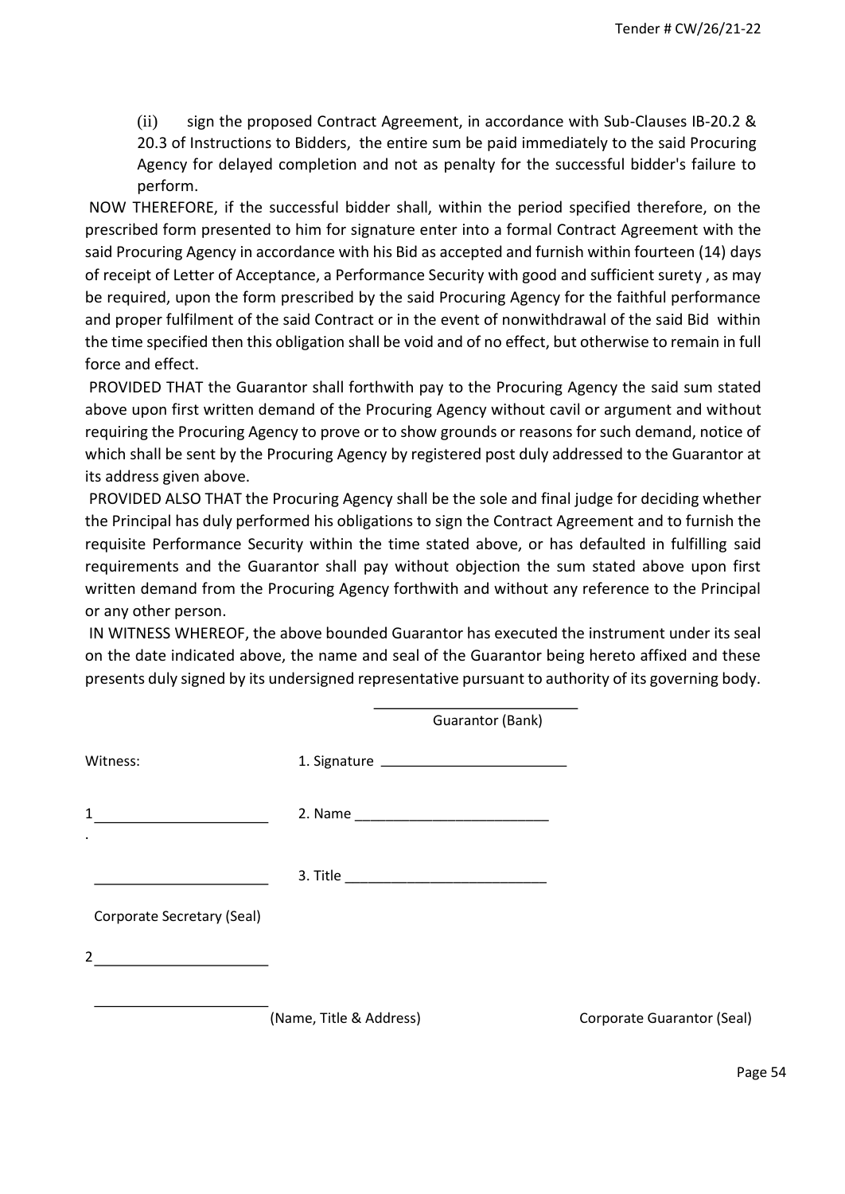(ii) sign the proposed Contract Agreement, in accordance with Sub-Clauses IB-20.2 & 20.3 of Instructions to Bidders, the entire sum be paid immediately to the said Procuring Agency for delayed completion and not as penalty for the successful bidder's failure to perform.

NOW THEREFORE, if the successful bidder shall, within the period specified therefore, on the prescribed form presented to him for signature enter into a formal Contract Agreement with the said Procuring Agency in accordance with his Bid as accepted and furnish within fourteen (14) days of receipt of Letter of Acceptance, a Performance Security with good and sufficient surety , as may be required, upon the form prescribed by the said Procuring Agency for the faithful performance and proper fulfilment of the said Contract or in the event of nonwithdrawal of the said Bid within the time specified then this obligation shall be void and of no effect, but otherwise to remain in full force and effect.

PROVIDED THAT the Guarantor shall forthwith pay to the Procuring Agency the said sum stated above upon first written demand of the Procuring Agency without cavil or argument and without requiring the Procuring Agency to prove or to show grounds or reasons for such demand, notice of which shall be sent by the Procuring Agency by registered post duly addressed to the Guarantor at its address given above.

PROVIDED ALSO THAT the Procuring Agency shall be the sole and final judge for deciding whether the Principal has duly performed his obligations to sign the Contract Agreement and to furnish the requisite Performance Security within the time stated above, or has defaulted in fulfilling said requirements and the Guarantor shall pay without objection the sum stated above upon first written demand from the Procuring Agency forthwith and without any reference to the Principal or any other person.

IN WITNESS WHEREOF, the above bounded Guarantor has executed the instrument under its seal on the date indicated above, the name and seal of the Guarantor being hereto affixed and these presents duly signed by its undersigned representative pursuant to authority of its governing body.

\_\_\_\_\_\_\_\_\_\_\_\_\_\_\_\_\_\_\_\_\_\_\_\_

Guarantor (Bank)

Witness:

1. \_\_\_\_\_\_\_\_\_\_\_\_\_\_\_\_\_\_\_\_\_\_

\_\_\_\_\_\_\_\_\_\_\_\_\_\_\_\_\_\_\_\_\_\_

Corporate Secretary (Seal)

2. \_\_\_\_\_\_\_\_\_\_\_\_\_\_\_\_\_\_\_\_\_\_

\_\_\_\_\_\_\_\_\_\_\_\_\_\_\_\_\_\_\_\_\_\_

1. Signature \_\_\_\_\_\_\_\_\_\_\_\_\_\_\_\_\_\_\_\_\_\_\_\_

2. Name \_\_\_\_\_\_\_\_\_\_\_\_\_\_\_\_\_\_\_\_\_\_\_\_

3. Title \_\_\_\_\_\_\_\_\_\_\_\_\_\_\_\_\_\_\_\_\_\_\_\_

(Name, Title & Address)

Corporate Guarantor (Seal)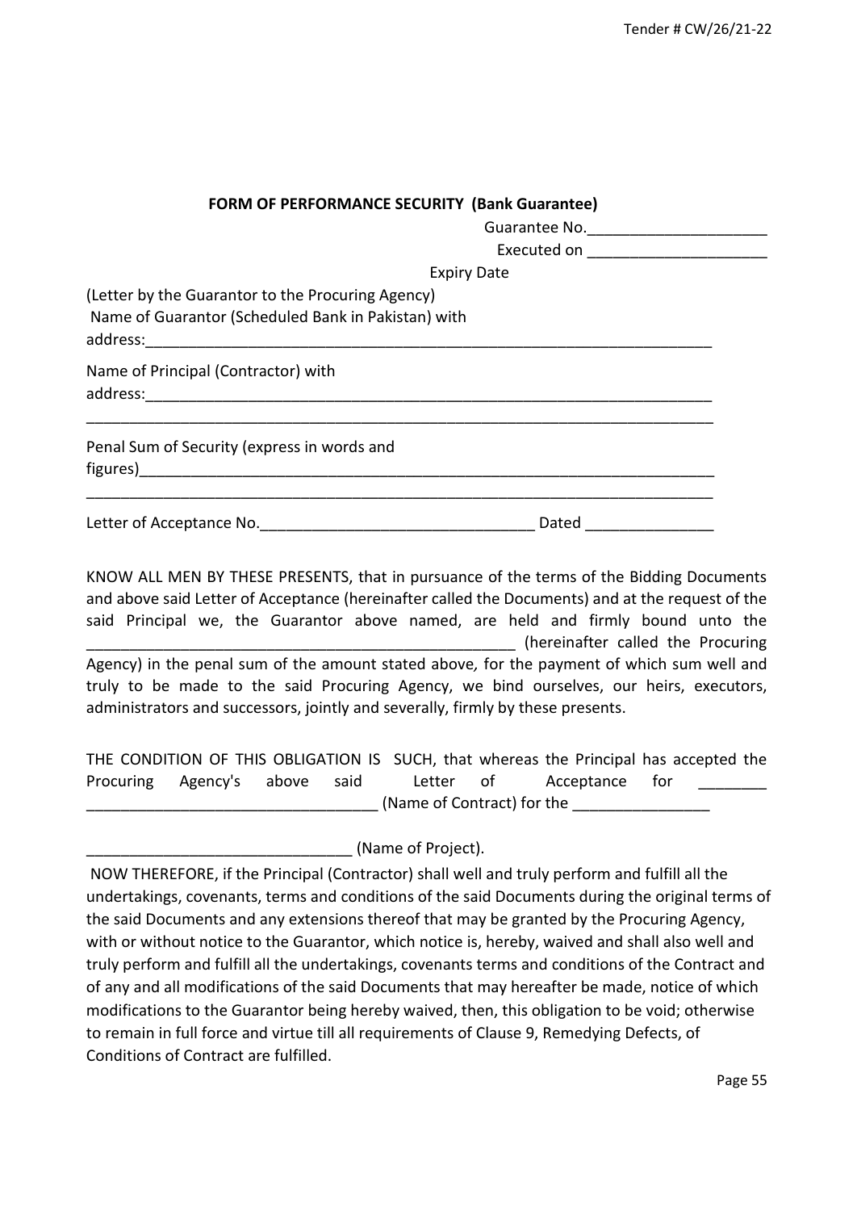**FORM OF PERFORMANCE SECURITY (Bank Guarantee)**

Guarantee No.____________________

Executed on ____________________

Expiry Date

(Letter by the Guarantor to the Procuring Agency)

Name of Guarantor (Scheduled Bank in Pakistan) with address:_______________________________________________________________

Name of Principal (Contractor) with address:_______________________________________________________________

_______________________________________________________________________

Penal Sum of Security (express in words and figures)_______________________________________________________________

_______________________________________________________________________

Letter of Acceptance No.______________________________ Dated ______________

KNOW ALL MEN BY THESE PRESENTS, that in pursuance of the terms of the Bidding Documents and above said Letter of Acceptance (hereinafter called the Documents) and at the request of the said Principal we, the Guarantor above named, are held and firmly bound unto the _______________________________________________ (hereinafter called the Procuring Agency) in the penal sum of the amount stated above, for the payment of which sum well and truly to be made to the said Procuring Agency, we bind ourselves, our heirs, executors, administrators and successors, jointly and severally, firmly by these presents.

THE CONDITION OF THIS OBLIGATION IS SUCH, that whereas the Principal has accepted the Procuring Agency's above said Letter of Acceptance for ________ ________________________________ (Name of Contract) for the _______________

______________________________ (Name of Project).

NOW THEREFORE, if the Principal (Contractor) shall well and truly perform and fulfill all the undertakings, covenants, terms and conditions of the said Documents during the original terms of the said Documents and any extensions thereof that may be granted by the Procuring Agency, with or without notice to the Guarantor, which notice is, hereby, waived and shall also well and truly perform and fulfill all the undertakings, covenants terms and conditions of the Contract and of any and all modifications of the said Documents that may hereafter be made, notice of which modifications to the Guarantor being hereby waived, then, this obligation to be void; otherwise to remain in full force and virtue till all requirements of Clause 9, Remedying Defects, of Conditions of Contract are fulfilled.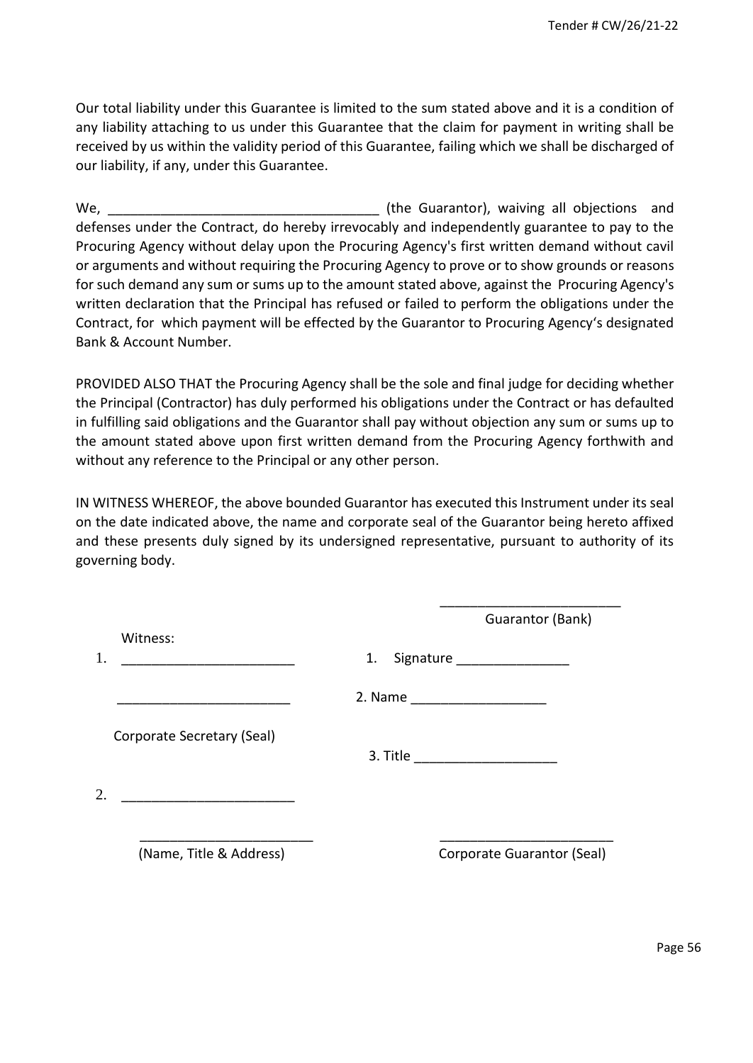Our total liability under this Guarantee is limited to the sum stated above and it is a condition of any liability attaching to us under this Guarantee that the claim for payment in writing shall be received by us within the validity period of this Guarantee, failing which we shall be discharged of our liability, if any, under this Guarantee.

We, ___________________________________ (the Guarantor), waiving all objections and defenses under the Contract, do hereby irrevocably and independently guarantee to pay to the Procuring Agency without delay upon the Procuring Agency's first written demand without cavil or arguments and without requiring the Procuring Agency to prove or to show grounds or reasons for such demand any sum or sums up to the amount stated above, against the Procuring Agency's written declaration that the Principal has refused or failed to perform the obligations under the Contract, for which payment will be effected by the Guarantor to Procuring Agency's designated Bank & Account Number.

PROVIDED ALSO THAT the Procuring Agency shall be the sole and final judge for deciding whether the Principal (Contractor) has duly performed his obligations under the Contract or has defaulted in fulfilling said obligations and the Guarantor shall pay without objection any sum or sums up to the amount stated above upon first written demand from the Procuring Agency forthwith and without any reference to the Principal or any other person.

IN WITNESS WHEREOF, the above bounded Guarantor has executed this Instrument under its seal on the date indicated above, the name and corporate seal of the Guarantor being hereto affixed and these presents duly signed by its undersigned representative, pursuant to authority of its governing body.

_______________________
Guarantor (Bank)

Witness:

1. _______________________

_______________________

Corporate Secretary (Seal)

2. _______________________

_______________________
(Name, Title & Address)

1. Signature _______________

2. Name __________________

3. Title ___________________

_______________________
Corporate Guarantor (Seal)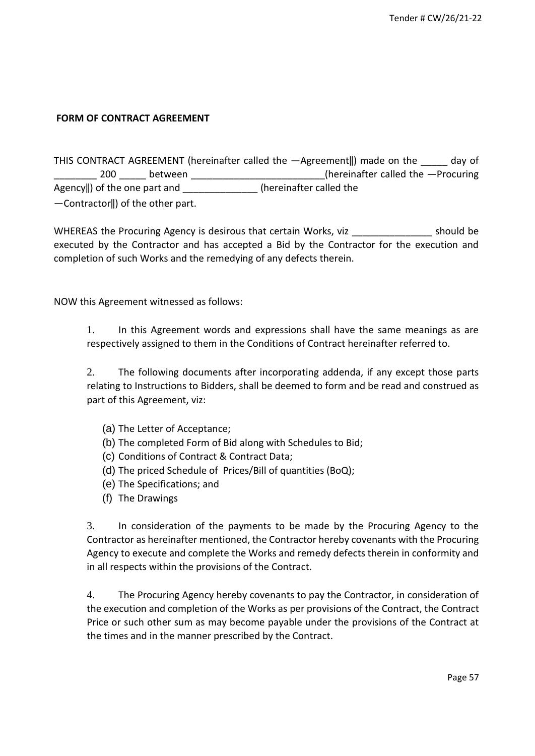## FORM OF CONTRACT AGREEMENT

THIS CONTRACT AGREEMENT (hereinafter called the —Agreement‖) made on the _____ day of ________ 200 _____ between _________________________(hereinafter called the —Procuring Agency‖) of the one part and ______________ (hereinafter called the —Contractor‖) of the other part.

WHEREAS the Procuring Agency is desirous that certain Works, viz _______________ should be executed by the Contractor and has accepted a Bid by the Contractor for the execution and completion of such Works and the remedying of any defects therein.

NOW this Agreement witnessed as follows:

1. In this Agreement words and expressions shall have the same meanings as are respectively assigned to them in the Conditions of Contract hereinafter referred to.

2. The following documents after incorporating addenda, if any except those parts relating to Instructions to Bidders, shall be deemed to form and be read and construed as part of this Agreement, viz:

   (a) The Letter of Acceptance;
   (b) The completed Form of Bid along with Schedules to Bid;
   (c) Conditions of Contract & Contract Data;
   (d) The priced Schedule of Prices/Bill of quantities (BoQ);
   (e) The Specifications; and
   (f) The Drawings

3. In consideration of the payments to be made by the Procuring Agency to the Contractor as hereinafter mentioned, the Contractor hereby covenants with the Procuring Agency to execute and complete the Works and remedy defects therein in conformity and in all respects within the provisions of the Contract.

4. The Procuring Agency hereby covenants to pay the Contractor, in consideration of the execution and completion of the Works as per provisions of the Contract, the Contract Price or such other sum as may become payable under the provisions of the Contract at the times and in the manner prescribed by the Contract.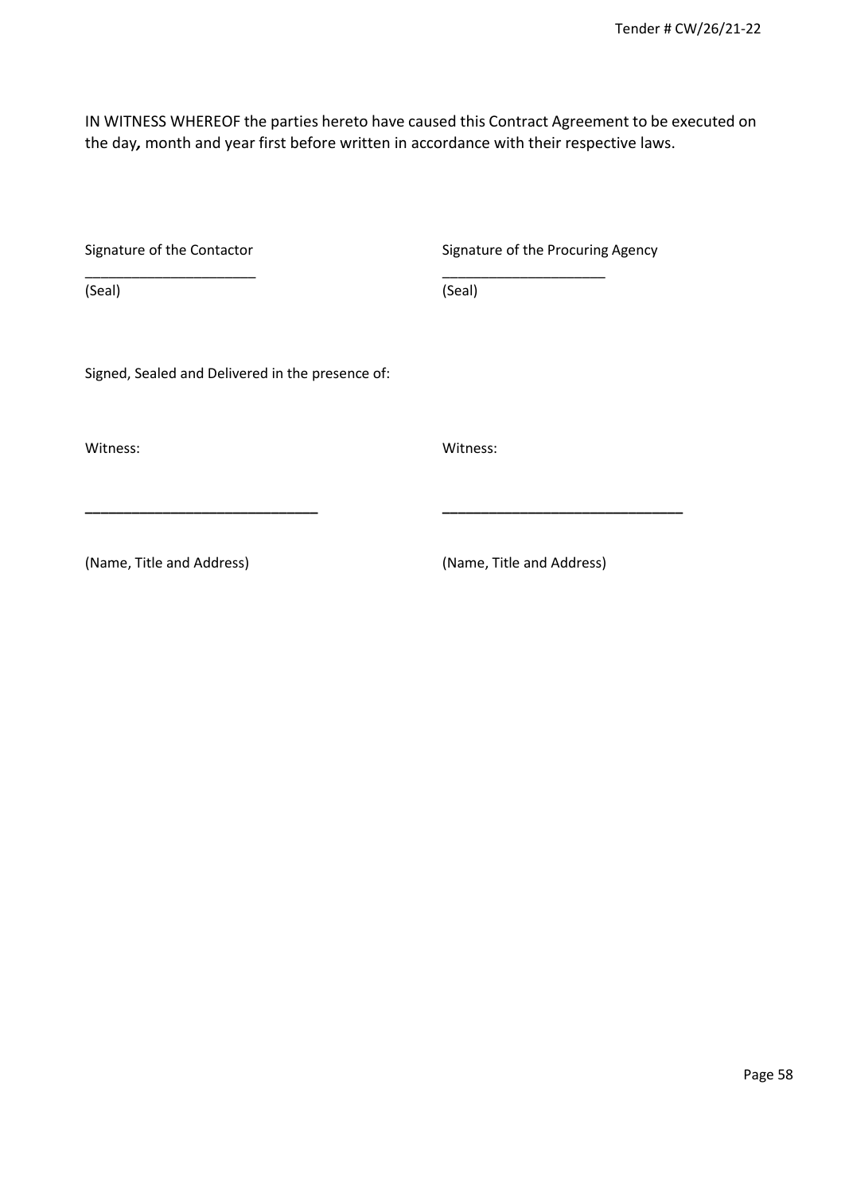IN WITNESS WHEREOF the parties hereto have caused this Contract Agreement to be executed on the day**,** month and year first before written in accordance with their respective laws.

| Signature of the Contactor | Signature of the Procuring Agency |
|---|---|
| ______________________ | _____________________ |
| (Seal) | (Seal) |

Signed, Sealed and Delivered in the presence of:

| Witness: | Witness: |
|---|---|
| ______________________________ | _______________________________ |
| (Name, Title and Address) | (Name, Title and Address) |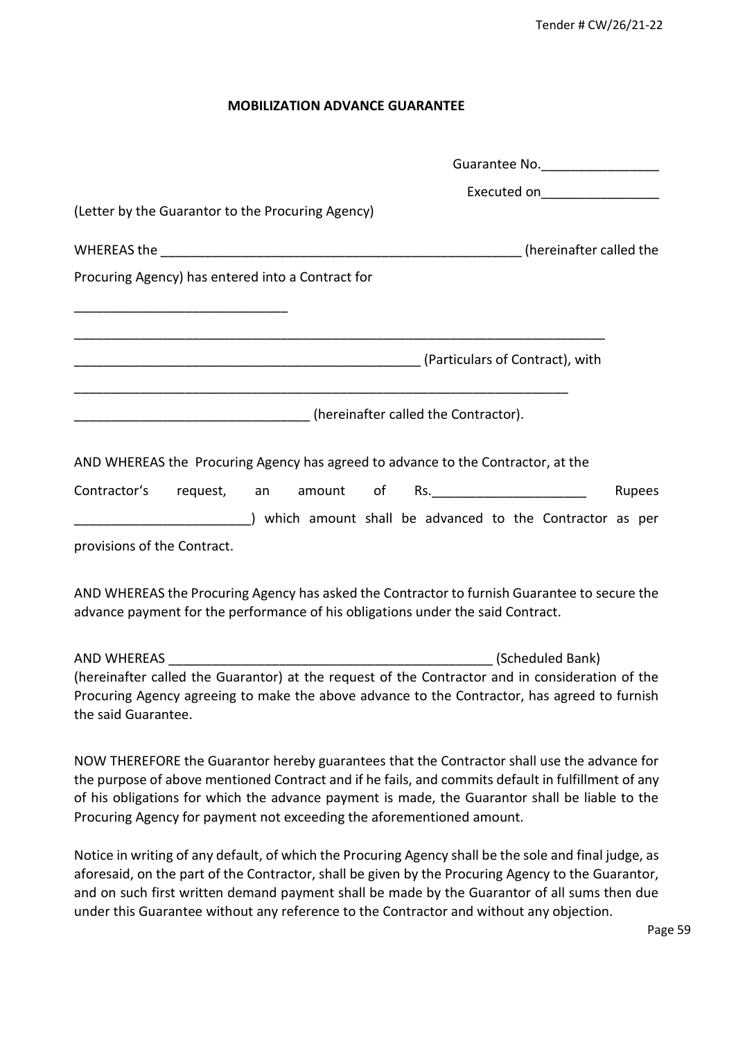## MOBILIZATION ADVANCE GUARANTEE

Guarantee No.________________

Executed on________________

(Letter by the Guarantor to the Procuring Agency)

WHEREAS the __________________________________________________ (hereinafter called the Procuring Agency) has entered into a Contract for

_____________________________

_________________________________________________________________________

_______________________________________________ (Particulars of Contract), with

____________________________________________________________________

________________________________ (hereinafter called the Contractor).

AND WHEREAS the Procuring Agency has agreed to advance to the Contractor, at the Contractor's request, an amount of Rs.____________________ Rupees ________________________) which amount shall be advanced to the Contractor as per provisions of the Contract.

AND WHEREAS the Procuring Agency has asked the Contractor to furnish Guarantee to secure the advance payment for the performance of his obligations under the said Contract.

AND WHEREAS _____________________________________________ (Scheduled Bank) (hereinafter called the Guarantor) at the request of the Contractor and in consideration of the Procuring Agency agreeing to make the above advance to the Contractor, has agreed to furnish the said Guarantee.

NOW THEREFORE the Guarantor hereby guarantees that the Contractor shall use the advance for the purpose of above mentioned Contract and if he fails, and commits default in fulfillment of any of his obligations for which the advance payment is made, the Guarantor shall be liable to the Procuring Agency for payment not exceeding the aforementioned amount.

Notice in writing of any default, of which the Procuring Agency shall be the sole and final judge, as aforesaid, on the part of the Contractor, shall be given by the Procuring Agency to the Guarantor, and on such first written demand payment shall be made by the Guarantor of all sums then due under this Guarantee without any reference to the Contractor and without any objection.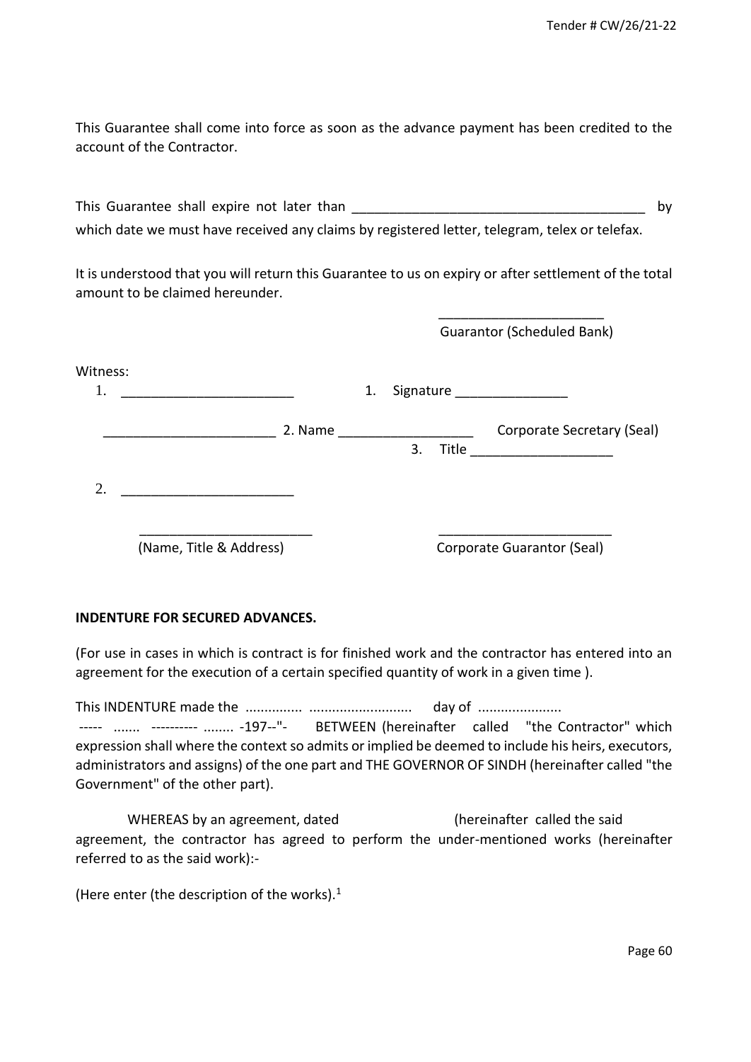This Guarantee shall come into force as soon as the advance payment has been credited to the account of the Contractor.

This Guarantee shall expire not later than ________________________________________ by which date we must have received any claims by registered letter, telegram, telex or telefax.

It is understood that you will return this Guarantee to us on expiry or after settlement of the total amount to be claimed hereunder.

______________________
Guarantor (Scheduled Bank)

Witness:

1. _______________________ 1. Signature _______________

_______________________ 2. Name __________________ Corporate Secretary (Seal)

3. Title ___________________

2. _______________________

_______________________ _______________________
(Name, Title & Address) Corporate Guarantor (Seal)

**INDENTURE FOR SECURED ADVANCES.**

(For use in cases in which is contract is for finished work and the contractor has entered into an agreement for the execution of a certain specified quantity of work in a given time ).

This INDENTURE made the ............... ........................... day of ......................
----- ....... ---------- ........ -197--"- BETWEEN (hereinafter called "the Contractor" which expression shall where the context so admits or implied be deemed to include his heirs, executors, administrators and assigns) of the one part and THE GOVERNOR OF SINDH (hereinafter called "the Government" of the other part).

WHEREAS by an agreement, dated (hereinafter called the said agreement, the contractor has agreed to perform the under-mentioned works (hereinafter referred to as the said work):-

(Here enter (the description of the works).[1]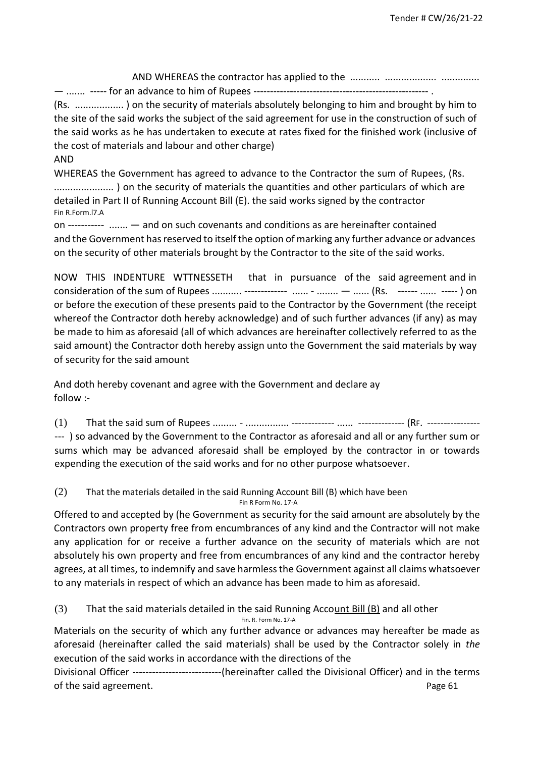AND WHEREAS the contractor has applied to the ........... .................. ............. — ....... ----- for an advance to him of Rupees ----------------------------------------------------- . (Rs. ................. ) on the security of materials absolutely belonging to him and brought by him to the site of the said works the subject of the said agreement for use in the construction of such of the said works as he has undertaken to execute at rates fixed for the finished work (inclusive of the cost of materials and labour and other charge)

AND

WHEREAS the Government has agreed to advance to the Contractor the sum of Rupees, (Rs. ..................... ) on the security of materials the quantities and other particulars of which are detailed in Part II of Running Account Bill (E). the said works signed by the contractor

Fin R.Form.l7.A

on ----------- ....... — and on such covenants and conditions as are hereinafter contained and the Government has reserved to itself the option of marking any further advance or advances on the security of other materials brought by the Contractor to the site of the said works.

NOW THIS INDENTURE WTTNESSETH that in pursuance of the said agreement and in consideration of the sum of Rupees ........... ------------- ...... - ........ — ...... (Rs. ------ ...... ----- ) on or before the execution of these presents paid to the Contractor by the Government (the receipt whereof the Contractor doth hereby acknowledge) and of such further advances (if any) as may be made to him as aforesaid (all of which advances are hereinafter collectively referred to as the said amount) the Contractor doth hereby assign unto the Government the said materials by way of security for the said amount

And doth hereby covenant and agree with the Government and declare ay follow :-

(1) That the said sum of Rupees ......... - ................ ------------- ...... -------------- (RF. ------------------- ) so advanced by the Government to the Contractor as aforesaid and all or any further sum or sums which may be advanced aforesaid shall be employed by the contractor in or towards expending the execution of the said works and for no other purpose whatsoever.

(2) That the materials detailed in the said Running Account Bill (B) which have been

Fin R Form No. 17-A

Offered to and accepted by (he Government as security for the said amount are absolutely by the Contractors own property free from encumbrances of any kind and the Contractor will not make any application for or receive a further advance on the security of materials which are not absolutely his own property and free from encumbrances of any kind and the contractor hereby agrees, at all times, to indemnify and save harmless the Government against all claims whatsoever to any materials in respect of which an advance has been made to him as aforesaid.

(3) That the said materials detailed in the said Running Account Bill (B) and all other

Fin. R. Form No. 17-A

Materials on the security of which any further advance or advances may hereafter be made as aforesaid (hereinafter called the said materials) shall be used by the Contractor solely in *the* execution of the said works in accordance with the directions of the Divisional Officer ---------------------------(hereinafter called the Divisional Officer) and in the terms of the said agreement.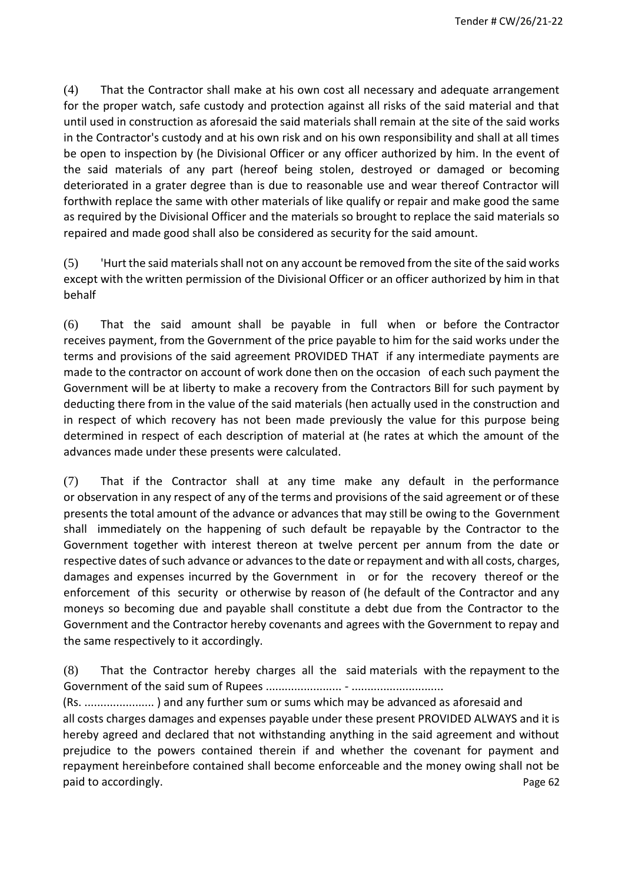(4) That the Contractor shall make at his own cost all necessary and adequate arrangement for the proper watch, safe custody and protection against all risks of the said material and that until used in construction as aforesaid the said materials shall remain at the site of the said works in the Contractor's custody and at his own risk and on his own responsibility and shall at all times be open to inspection by (he Divisional Officer or any officer authorized by him. In the event of the said materials of any part (hereof being stolen, destroyed or damaged or becoming deteriorated in a grater degree than is due to reasonable use and wear thereof Contractor will forthwith replace the same with other materials of like qualify or repair and make good the same as required by the Divisional Officer and the materials so brought to replace the said materials so repaired and made good shall also be considered as security for the said amount.

(5) 'Hurt the said materials shall not on any account be removed from the site of the said works except with the written permission of the Divisional Officer or an officer authorized by him in that behalf

(6) That the said amount shall be payable in full when or before the Contractor receives payment, from the Government of the price payable to him for the said works under the terms and provisions of the said agreement PROVIDED THAT if any intermediate payments are made to the contractor on account of work done then on the occasion of each such payment the Government will be at liberty to make a recovery from the Contractors Bill for such payment by deducting there from in the value of the said materials (hen actually used in the construction and in respect of which recovery has not been made previously the value for this purpose being determined in respect of each description of material at (he rates at which the amount of the advances made under these presents were calculated.

(7) That if the Contractor shall at any time make any default in the performance or observation in any respect of any of the terms and provisions of the said agreement or of these presents the total amount of the advance or advances that may still be owing to the Government shall immediately on the happening of such default be repayable by the Contractor to the Government together with interest thereon at twelve percent per annum from the date or respective dates of such advance or advances to the date or repayment and with all costs, charges, damages and expenses incurred by the Government in or for the recovery thereof or the enforcement of this security or otherwise by reason of (he default of the Contractor and any moneys so becoming due and payable shall constitute a debt due from the Contractor to the Government and the Contractor hereby covenants and agrees with the Government to repay and the same respectively to it accordingly.

(8) That the Contractor hereby charges all the said materials with the repayment to the Government of the said sum of Rupees ........................ - ............................
(Rs. ...................... ) and any further sum or sums which may be advanced as aforesaid and all costs charges damages and expenses payable under these present PROVIDED ALWAYS and it is hereby agreed and declared that not withstanding anything in the said agreement and without prejudice to the powers contained therein if and whether the covenant for payment and repayment hereinbefore contained shall become enforceable and the money owing shall not be paid to accordingly.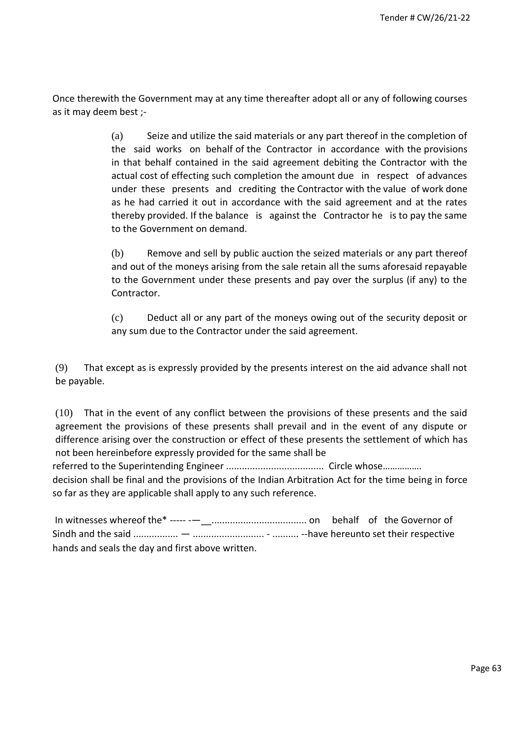Once therewith the Government may at any time thereafter adopt all or any of following courses as it may deem best ;-

> (a) Seize and utilize the said materials or any part thereof in the completion of the said works on behalf of the Contractor in accordance with the provisions in that behalf contained in the said agreement debiting the Contractor with the actual cost of effecting such completion the amount due in respect of advances under these presents and crediting the Contractor with the value of work done as he had carried it out in accordance with the said agreement and at the rates thereby provided. If the balance is against the Contractor he is to pay the same to the Government on demand.
>
> (b) Remove and sell by public auction the seized materials or any part thereof and out of the moneys arising from the sale retain all the sums aforesaid repayable to the Government under these presents and pay over the surplus (if any) to the Contractor.
>
> (c) Deduct all or any part of the moneys owing out of the security deposit or any sum due to the Contractor under the said agreement.

(9) That except as is expressly provided by the presents interest on the aid advance shall not be payable.

(10) That in the event of any conflict between the provisions of these presents and the said agreement the provisions of these presents shall prevail and in the event of any dispute or difference arising over the construction or effect of these presents the settlement of which has not been hereinbefore expressly provided for the same shall be referred to the Superintending Engineer .................................... Circle whose……………. decision shall be final and the provisions of the Indian Arbitration Act for the time being in force so far as they are applicable shall apply to any such reference.

In witnesses whereof the* ----- -—__.................................. on behalf of the Governor of Sindh and the said ................ — .......................... - .......... --have hereunto set their respective hands and seals the day and first above written.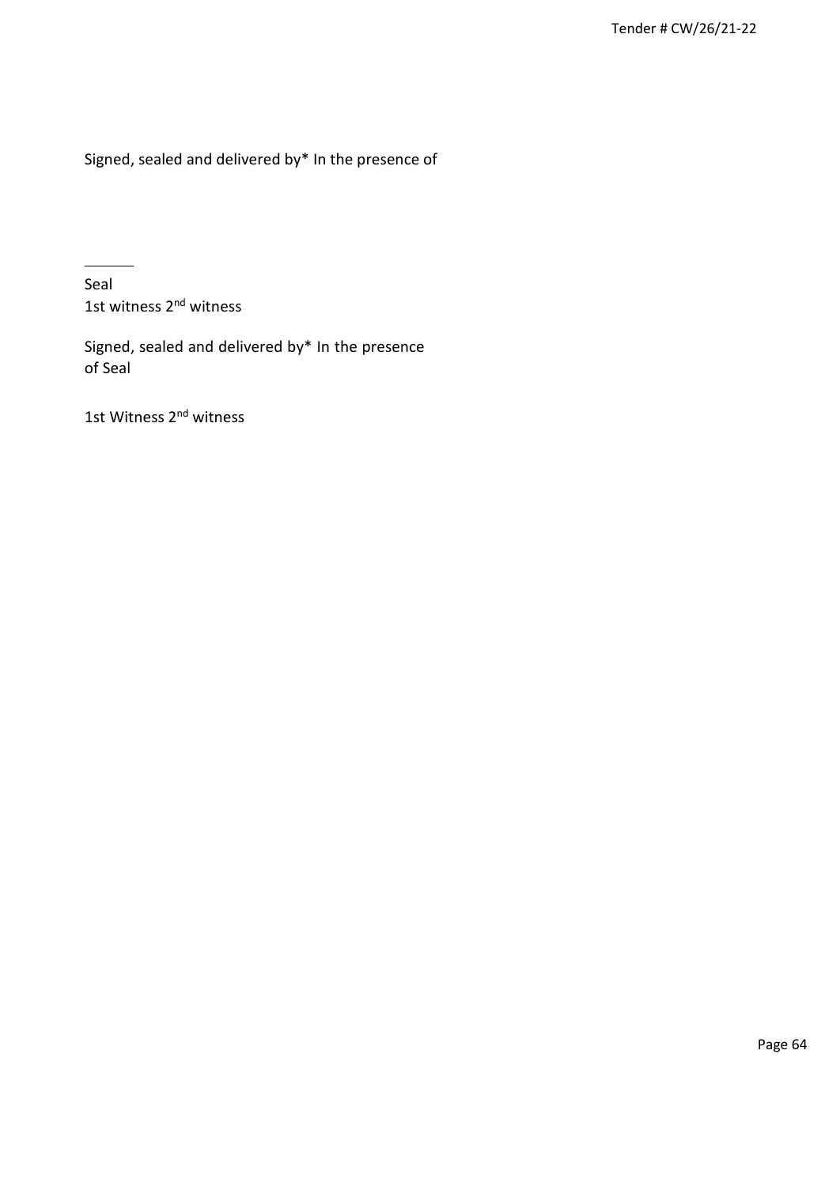Signed, sealed and delivered by* In the presence of

______

Seal
1st witness 2nd witness

Signed, sealed and delivered by* In the presence of Seal

1st Witness 2nd witness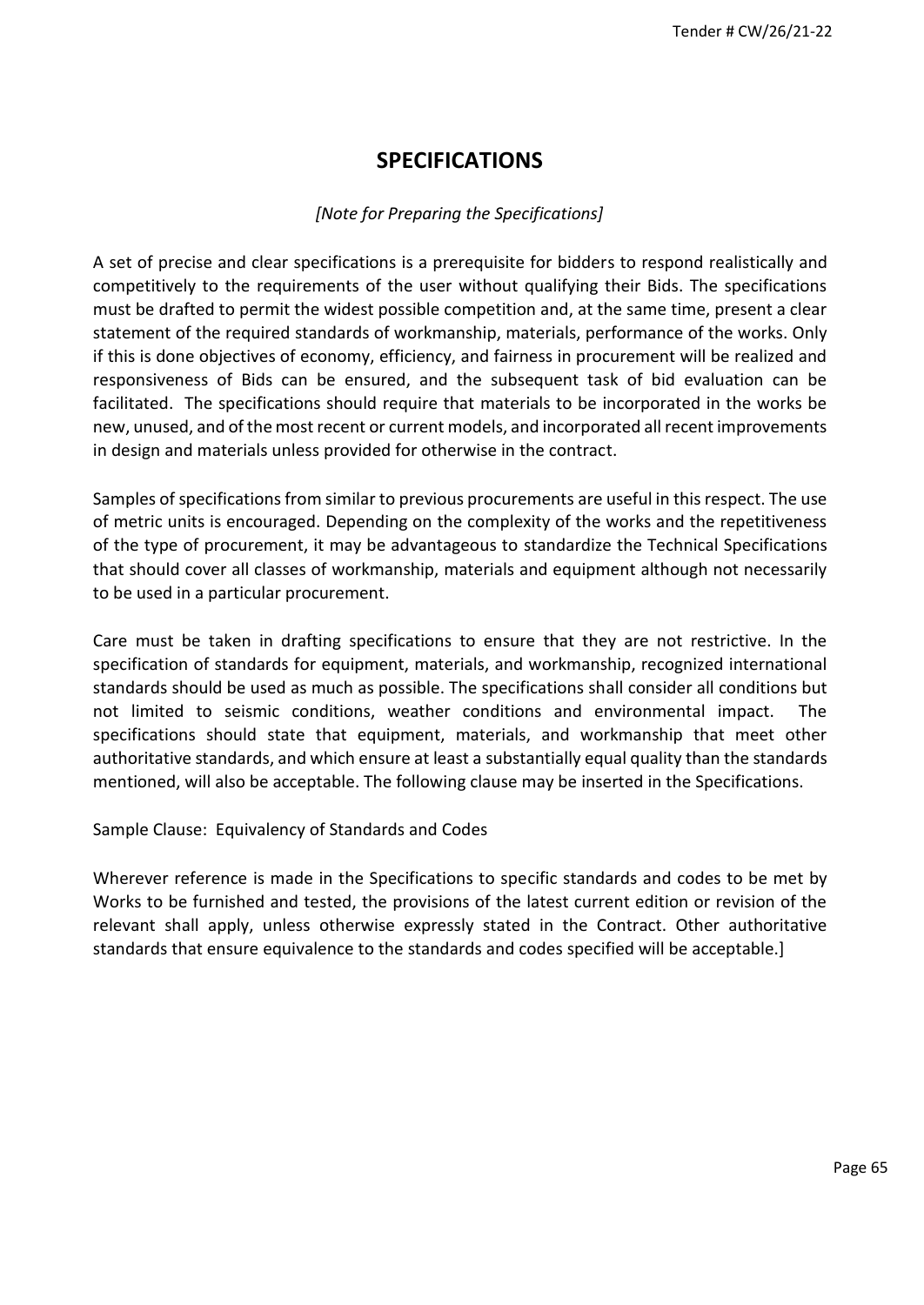# SPECIFICATIONS

*[Note for Preparing the Specifications]*

A set of precise and clear specifications is a prerequisite for bidders to respond realistically and competitively to the requirements of the user without qualifying their Bids. The specifications must be drafted to permit the widest possible competition and, at the same time, present a clear statement of the required standards of workmanship, materials, performance of the works. Only if this is done objectives of economy, efficiency, and fairness in procurement will be realized and responsiveness of Bids can be ensured, and the subsequent task of bid evaluation can be facilitated. The specifications should require that materials to be incorporated in the works be new, unused, and of the most recent or current models, and incorporated all recent improvements in design and materials unless provided for otherwise in the contract.

Samples of specifications from similar to previous procurements are useful in this respect. The use of metric units is encouraged. Depending on the complexity of the works and the repetitiveness of the type of procurement, it may be advantageous to standardize the Technical Specifications that should cover all classes of workmanship, materials and equipment although not necessarily to be used in a particular procurement.

Care must be taken in drafting specifications to ensure that they are not restrictive. In the specification of standards for equipment, materials, and workmanship, recognized international standards should be used as much as possible. The specifications shall consider all conditions but not limited to seismic conditions, weather conditions and environmental impact. The specifications should state that equipment, materials, and workmanship that meet other authoritative standards, and which ensure at least a substantially equal quality than the standards mentioned, will also be acceptable. The following clause may be inserted in the Specifications.

Sample Clause: Equivalency of Standards and Codes

Wherever reference is made in the Specifications to specific standards and codes to be met by Works to be furnished and tested, the provisions of the latest current edition or revision of the relevant shall apply, unless otherwise expressly stated in the Contract. Other authoritative standards that ensure equivalence to the standards and codes specified will be acceptable.]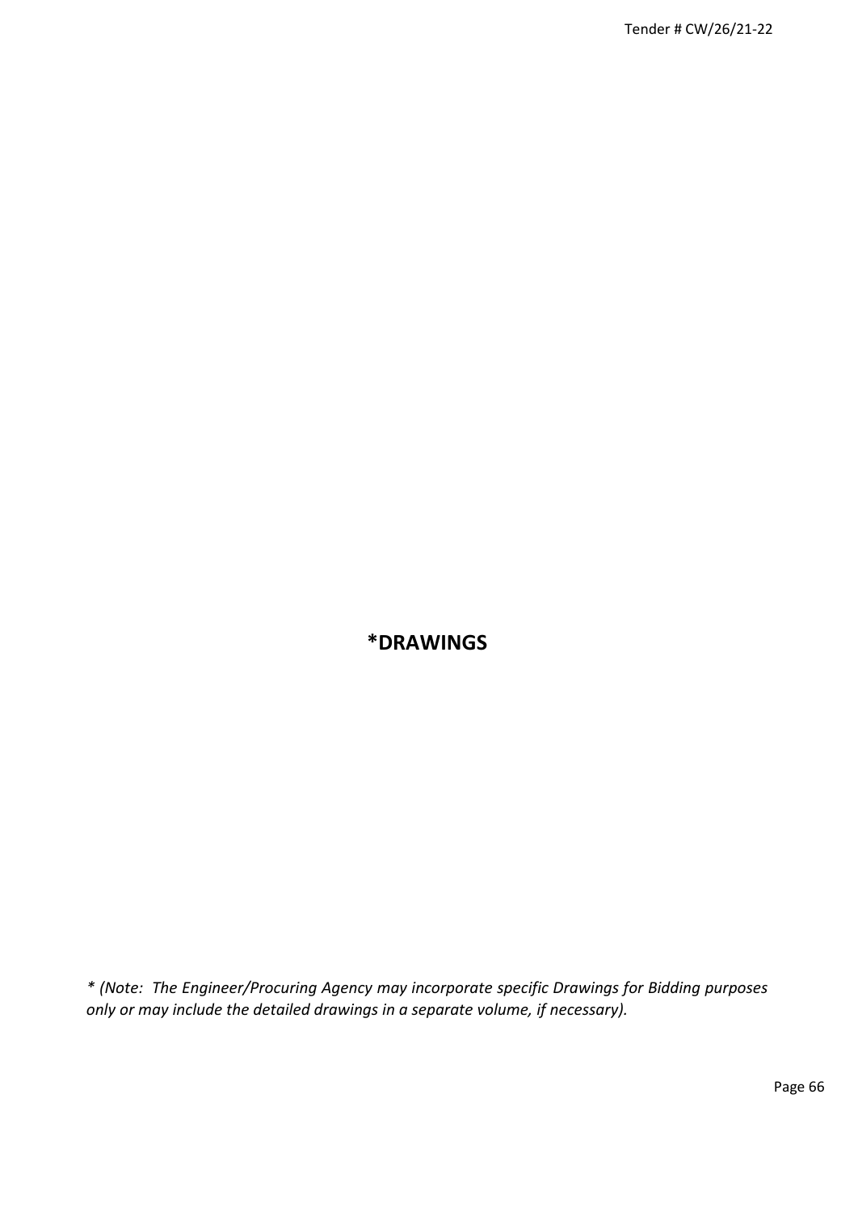# *DRAWINGS

*\* (Note: The Engineer/Procuring Agency may incorporate specific Drawings for Bidding purposes only or may include the detailed drawings in a separate volume, if necessary).*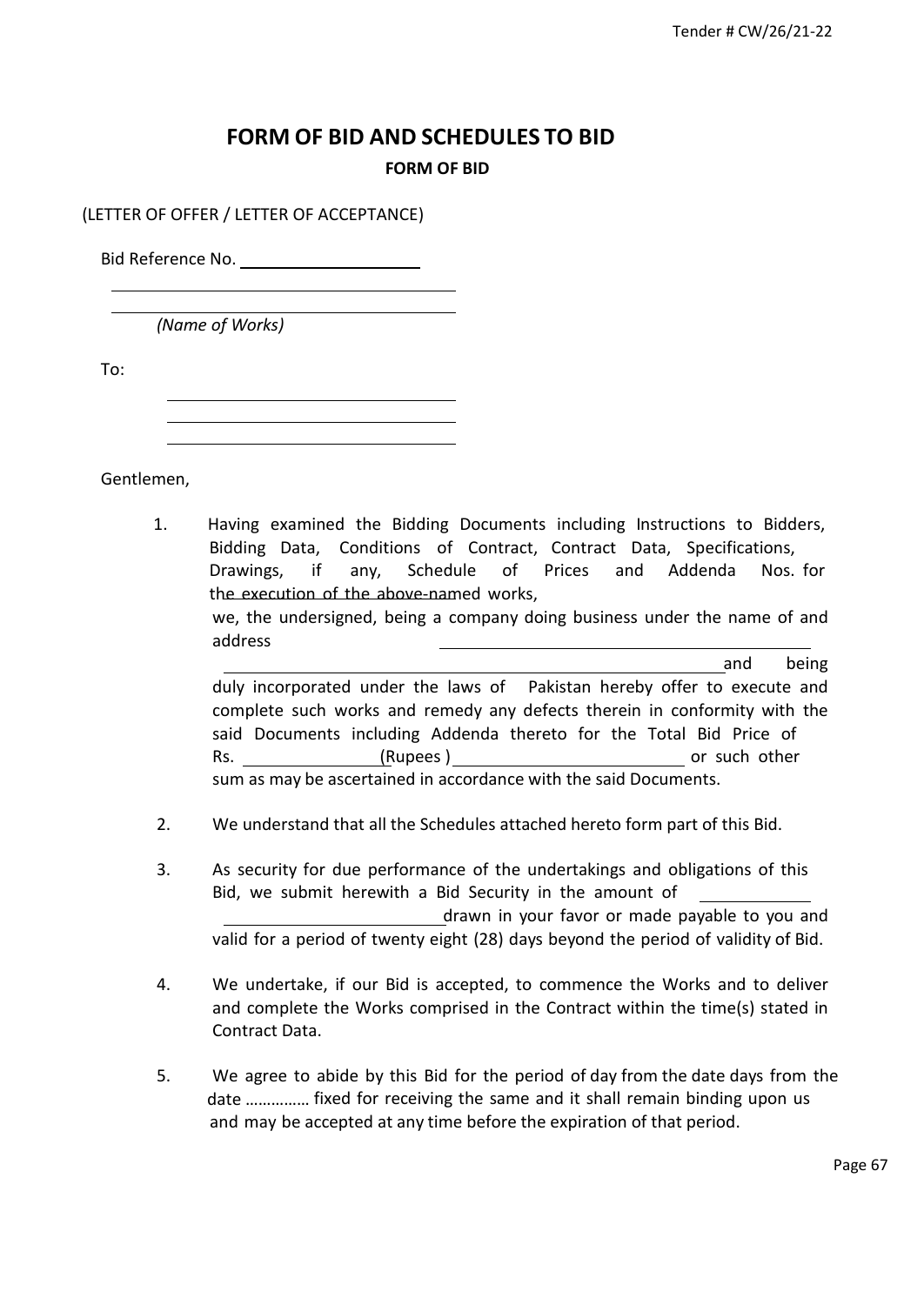# FORM OF BID AND SCHEDULES TO BID

**FORM OF BID**

(LETTER OF OFFER / LETTER OF ACCEPTANCE)

Bid Reference No. ____________________

________________________________________

________________________________________

*(Name of Works)*

To:

________________________________

________________________________

________________________________

Gentlemen,

1. Having examined the Bidding Documents including Instructions to Bidders, Bidding Data, Conditions of Contract, Contract Data, Specifications, Drawings, if any, Schedule of Prices and Addenda Nos. for the execution of the above-named works,
   we, the undersigned, being a company doing business under the name of and address ________________________________________ ________________________________________________________ and being duly incorporated under the laws of Pakistan hereby offer to execute and complete such works and remedy any defects therein in conformity with the said Documents including Addenda thereto for the Total Bid Price of Rs. ______________ (Rupees ) ________________________ or such other sum as may be ascertained in accordance with the said Documents.

2. We understand that all the Schedules attached hereto form part of this Bid.

3. As security for due performance of the undertakings and obligations of this Bid, we submit herewith a Bid Security in the amount of ____________ ________________________ drawn in your favor or made payable to you and valid for a period of twenty eight (28) days beyond the period of validity of Bid.

4. We undertake, if our Bid is accepted, to commence the Works and to deliver and complete the Works comprised in the Contract within the time(s) stated in Contract Data.

5. We agree to abide by this Bid for the period of day from the date days from the date …………… fixed for receiving the same and it shall remain binding upon us and may be accepted at any time before the expiration of that period.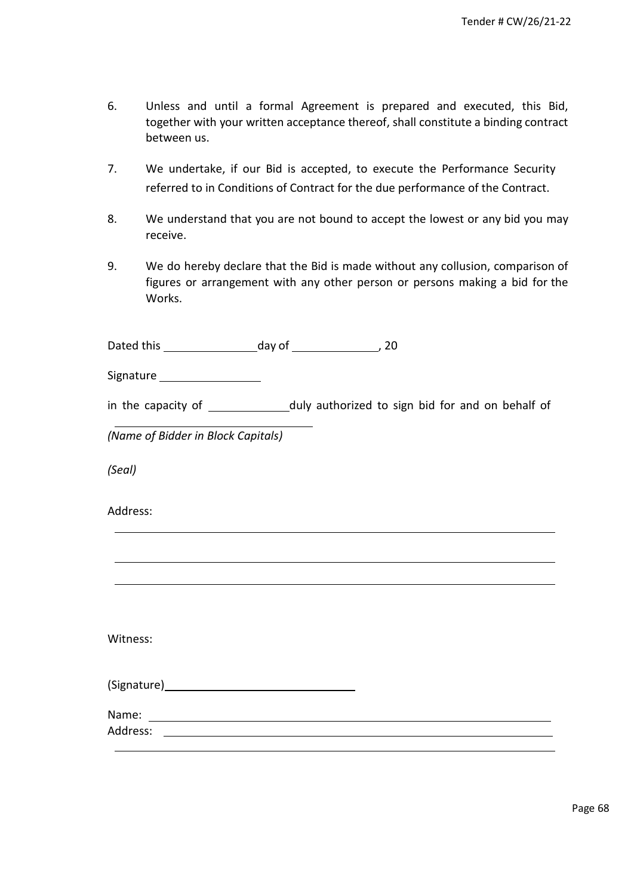6. Unless and until a formal Agreement is prepared and executed, this Bid, together with your written acceptance thereof, shall constitute a binding contract between us.

7. We undertake, if our Bid is accepted, to execute the Performance Security referred to in Conditions of Contract for the due performance of the Contract.

8. We understand that you are not bound to accept the lowest or any bid you may receive.

9. We do hereby declare that the Bid is made without any collusion, comparison of figures or arrangement with any other person or persons making a bid for the Works.

Dated this ______________ day of ______________, 20

Signature ________________

in the capacity of ____________ duly authorized to sign bid for and on behalf of

________________________________

*(Name of Bidder in Block Capitals)*

*(Seal)*

Address:

________________________________________________________________

________________________________________________________________

________________________________________________________________

Witness:

(Signature)________________________________

Name: ____________________________________________________________

Address: __________________________________________________________

________________________________________________________________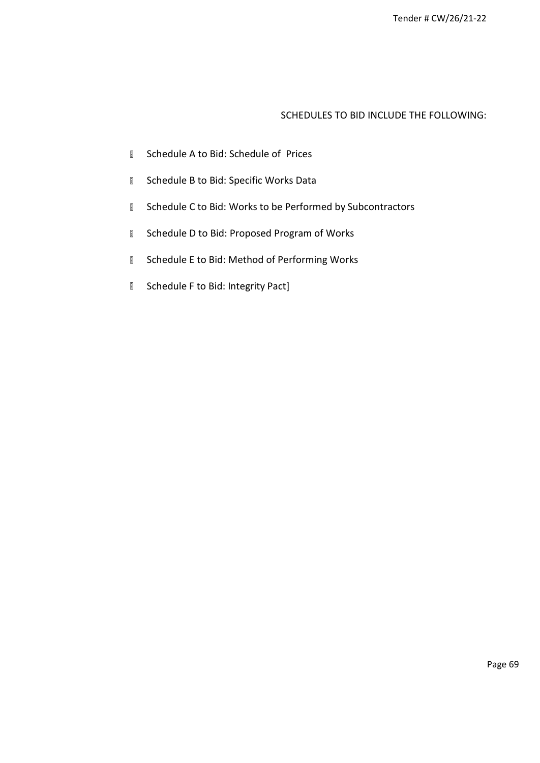## SCHEDULES TO BID INCLUDE THE FOLLOWING:

- Schedule A to Bid: Schedule of Prices
- Schedule B to Bid: Specific Works Data
- Schedule C to Bid: Works to be Performed by Subcontractors
- Schedule D to Bid: Proposed Program of Works
- Schedule E to Bid: Method of Performing Works
- Schedule F to Bid: Integrity Pact]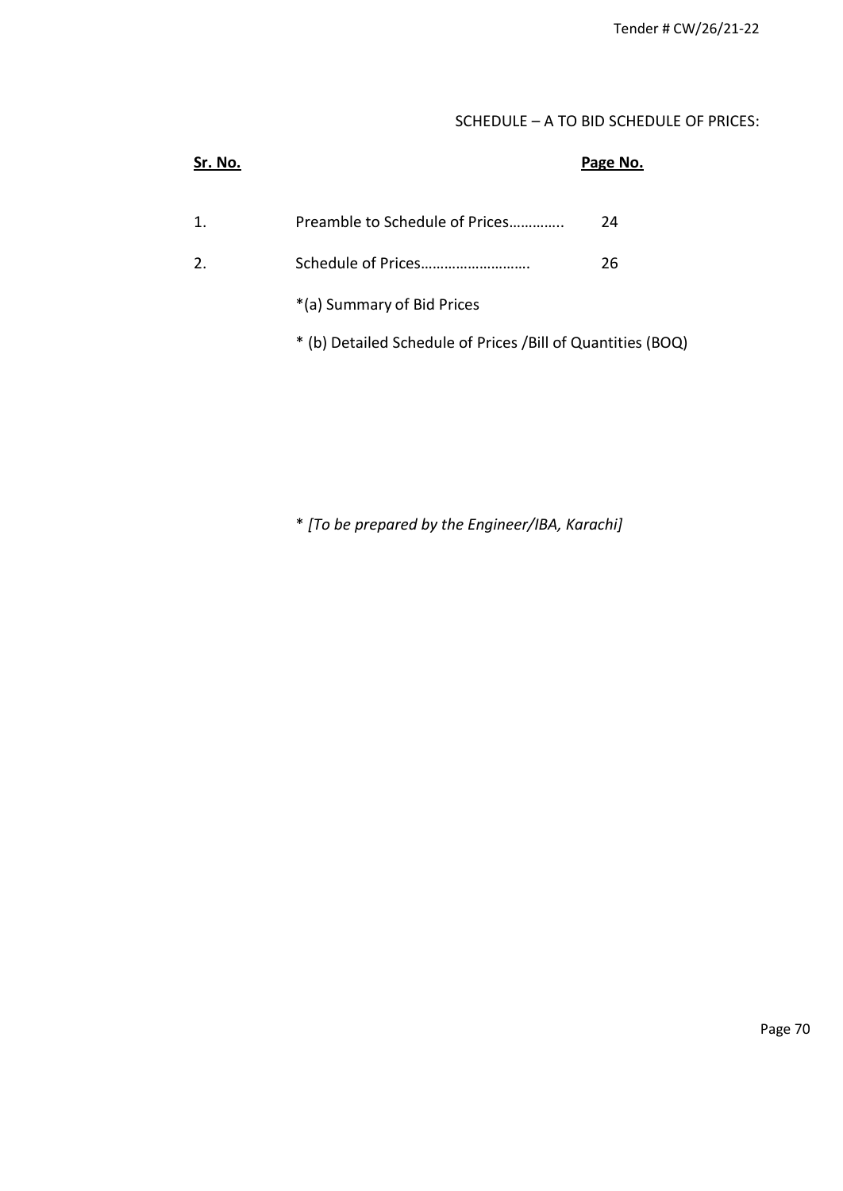SCHEDULE – A TO BID SCHEDULE OF PRICES:

| **Sr. No.** | | **Page No.** |
|---|---|---|
| 1. | Preamble to Schedule of Prices………….. | 24 |
| 2. | Schedule of Prices………………………. | 26 |
| | *(a) Summary of Bid Prices | |
| | * (b) Detailed Schedule of Prices /Bill of Quantities (BOQ) | |

* *[To be prepared by the Engineer/IBA, Karachi]*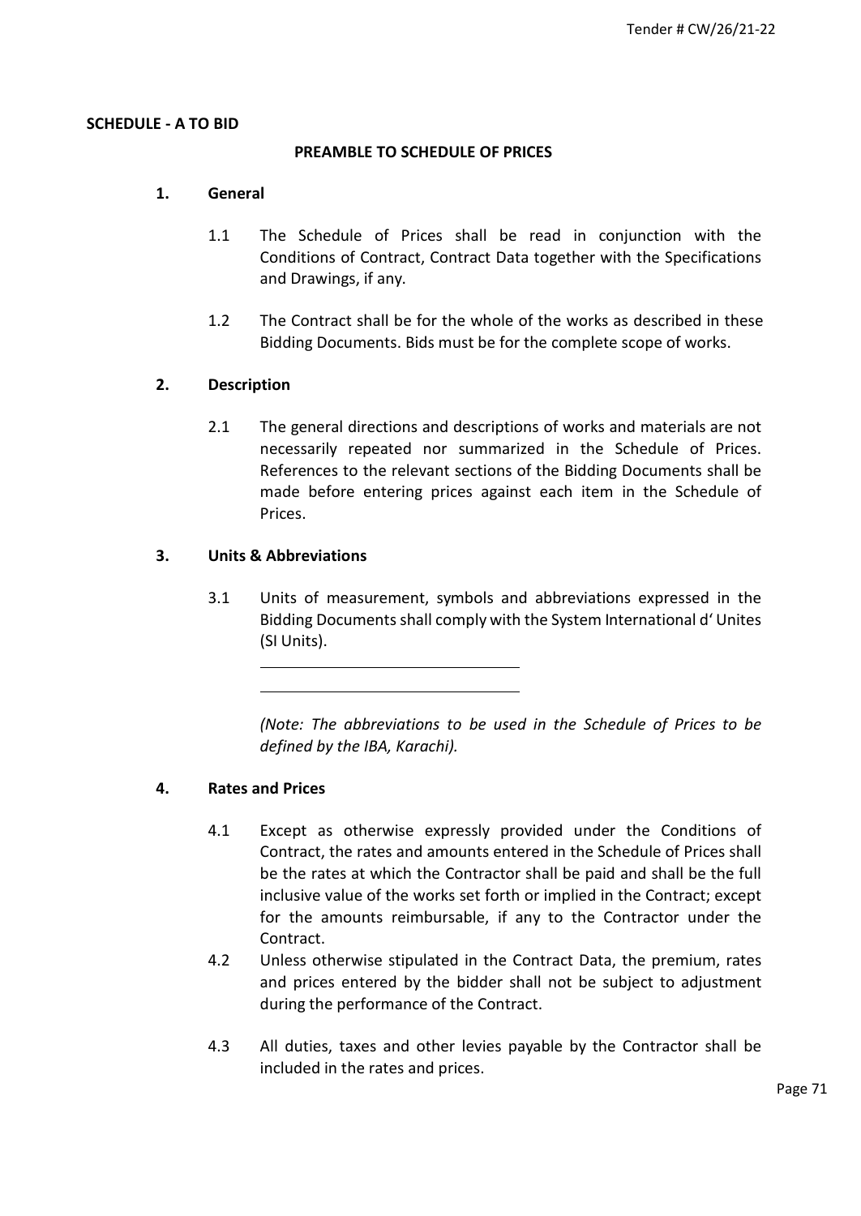**SCHEDULE - A TO BID**

**PREAMBLE TO SCHEDULE OF PRICES**

**1. General**

1.1 The Schedule of Prices shall be read in conjunction with the Conditions of Contract, Contract Data together with the Specifications and Drawings, if any.

1.2 The Contract shall be for the whole of the works as described in these Bidding Documents. Bids must be for the complete scope of works.

**2. Description**

2.1 The general directions and descriptions of works and materials are not necessarily repeated nor summarized in the Schedule of Prices. References to the relevant sections of the Bidding Documents shall be made before entering prices against each item in the Schedule of Prices.

**3. Units & Abbreviations**

3.1 Units of measurement, symbols and abbreviations expressed in the Bidding Documents shall comply with the System International d' Unites (SI Units).

\_\_\_\_\_\_\_\_\_\_\_\_\_\_\_\_\_\_\_\_\_\_\_\_\_\_\_\_\_\_

\_\_\_\_\_\_\_\_\_\_\_\_\_\_\_\_\_\_\_\_\_\_\_\_\_\_\_\_\_\_

*(Note: The abbreviations to be used in the Schedule of Prices to be defined by the IBA, Karachi).*

**4. Rates and Prices**

4.1 Except as otherwise expressly provided under the Conditions of Contract, the rates and amounts entered in the Schedule of Prices shall be the rates at which the Contractor shall be paid and shall be the full inclusive value of the works set forth or implied in the Contract; except for the amounts reimbursable, if any to the Contractor under the Contract.

4.2 Unless otherwise stipulated in the Contract Data, the premium, rates and prices entered by the bidder shall not be subject to adjustment during the performance of the Contract.

4.3 All duties, taxes and other levies payable by the Contractor shall be included in the rates and prices.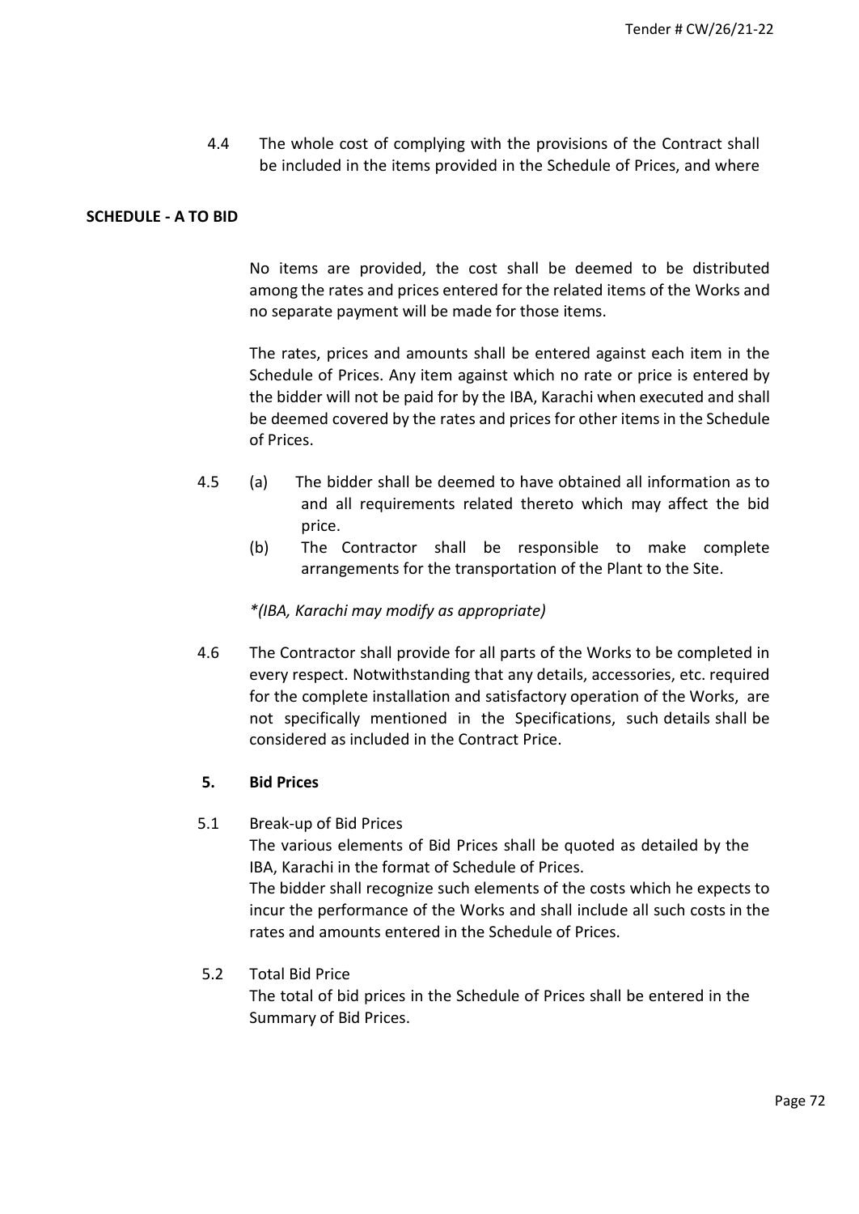4.4 The whole cost of complying with the provisions of the Contract shall be included in the items provided in the Schedule of Prices, and where

**SCHEDULE - A TO BID**

No items are provided, the cost shall be deemed to be distributed among the rates and prices entered for the related items of the Works and no separate payment will be made for those items.

The rates, prices and amounts shall be entered against each item in the Schedule of Prices. Any item against which no rate or price is entered by the bidder will not be paid for by the IBA, Karachi when executed and shall be deemed covered by the rates and prices for other items in the Schedule of Prices.

4.5 (a) The bidder shall be deemed to have obtained all information as to and all requirements related thereto which may affect the bid price.

(b) The Contractor shall be responsible to make complete arrangements for the transportation of the Plant to the Site.

*\*(IBA, Karachi may modify as appropriate)*

4.6 The Contractor shall provide for all parts of the Works to be completed in every respect. Notwithstanding that any details, accessories, etc. required for the complete installation and satisfactory operation of the Works, are not specifically mentioned in the Specifications, such details shall be considered as included in the Contract Price.

**5. Bid Prices**

5.1 Break-up of Bid Prices

The various elements of Bid Prices shall be quoted as detailed by the IBA, Karachi in the format of Schedule of Prices.

The bidder shall recognize such elements of the costs which he expects to incur the performance of the Works and shall include all such costs in the rates and amounts entered in the Schedule of Prices.

5.2 Total Bid Price

The total of bid prices in the Schedule of Prices shall be entered in the Summary of Bid Prices.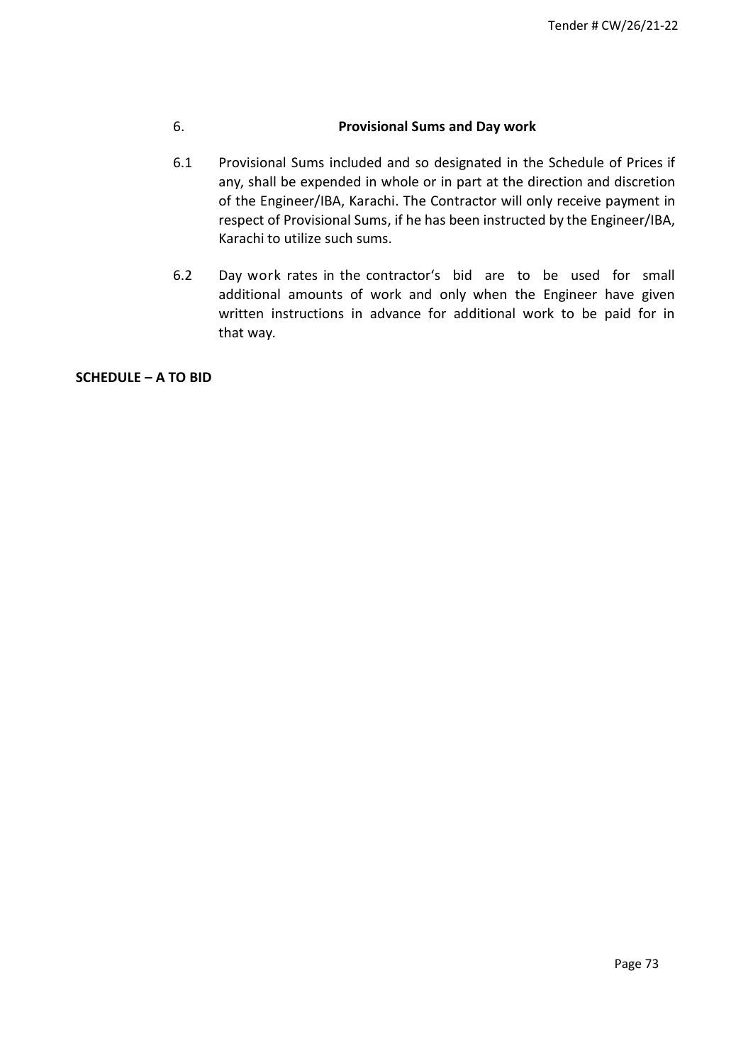## 6. Provisional Sums and Day work

6.1 Provisional Sums included and so designated in the Schedule of Prices if any, shall be expended in whole or in part at the direction and discretion of the Engineer/IBA, Karachi. The Contractor will only receive payment in respect of Provisional Sums, if he has been instructed by the Engineer/IBA, Karachi to utilize such sums.

6.2 Day work rates in the contractor's bid are to be used for small additional amounts of work and only when the Engineer have given written instructions in advance for additional work to be paid for in that way.

**SCHEDULE – A TO BID**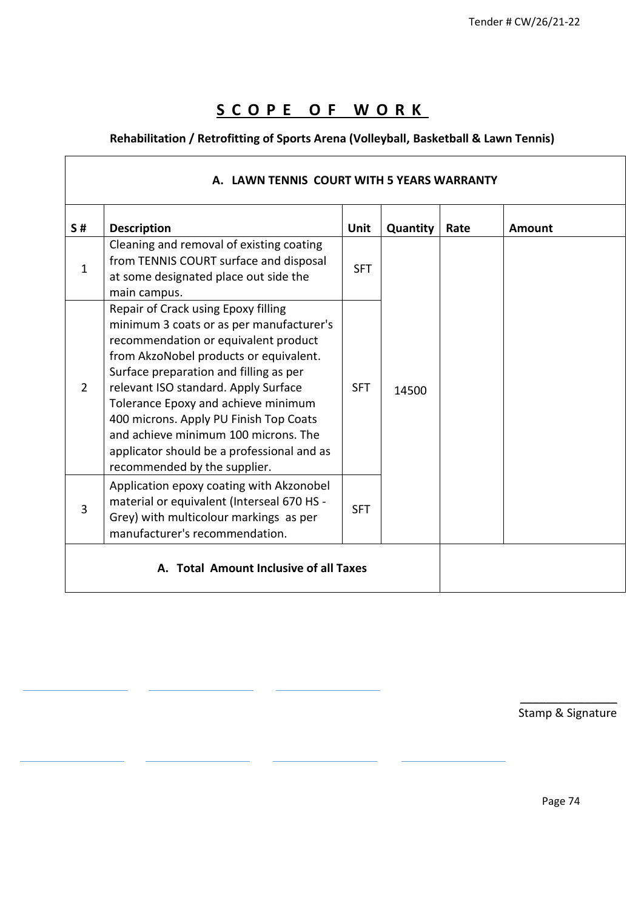# S C O P E   O F   W O R K

**Rehabilitation / Retrofitting of Sports Arena (Volleyball, Basketball & Lawn Tennis)**

| **A. LAWN TENNIS COURT WITH 5 YEARS WARRANTY** | | | | | |
|---|---|---|---|---|---|
| **S #** | **Description** | **Unit** | **Quantity** | **Rate** | **Amount** |
| 1 | Cleaning and removal of existing coating from TENNIS COURT surface and disposal at some designated place out side the main campus. | SFT | 14500 | | |
| 2 | Repair of Crack using Epoxy filling minimum 3 coats or as per manufacturer's recommendation or equivalent product from AkzoNobel products or equivalent. Surface preparation and filling as per relevant ISO standard. Apply Surface Tolerance Epoxy and achieve minimum 400 microns. Apply PU Finish Top Coats and achieve minimum 100 microns. The applicator should be a professional and as recommended by the supplier. | SFT | | | |
| 3 | Application epoxy coating with Akzonobel material or equivalent (Interseal 670 HS - Grey) with multicolour markings as per manufacturer's recommendation. | SFT | | | |
| **A. Total Amount Inclusive of all Taxes** | | | | | |

Stamp & Signature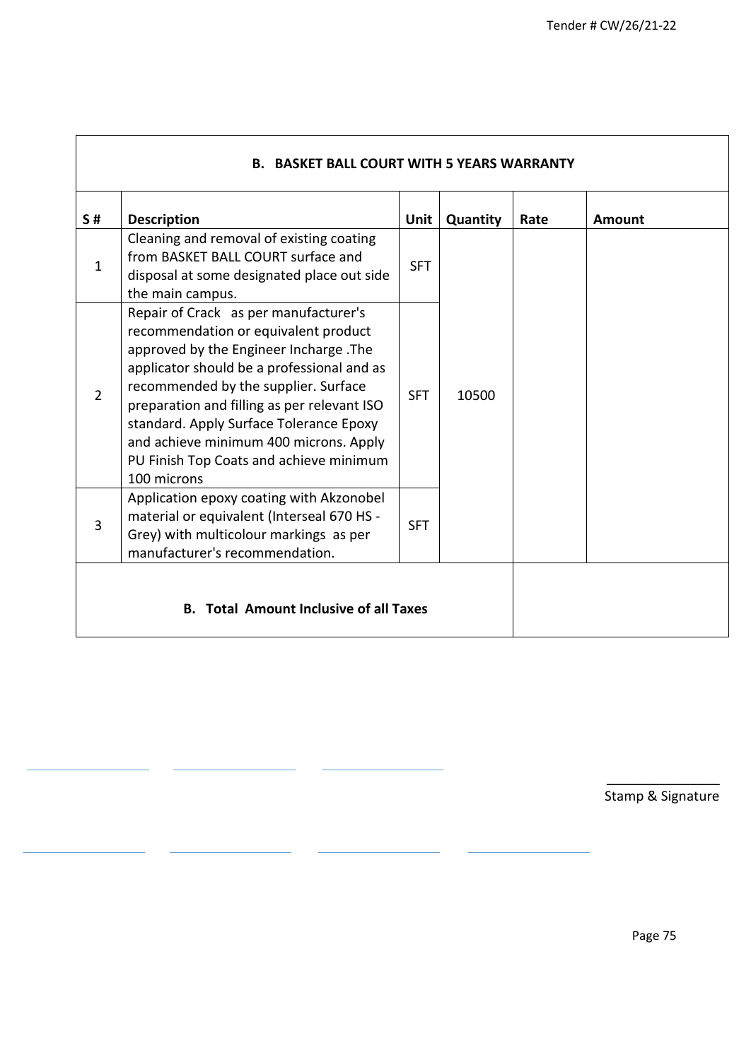| B. BASKET BALL COURT WITH 5 YEARS WARRANTY | | | | | |
|---|---|---|---|---|---|
| **S #** | **Description** | **Unit** | **Quantity** | **Rate** | **Amount** |
| 1 | Cleaning and removal of existing coating from BASKET BALL COURT surface and disposal at some designated place out side the main campus. | SFT | 10500 | | |
| 2 | Repair of Crack as per manufacturer's recommendation or equivalent product approved by the Engineer Incharge .The applicator should be a professional and as recommended by the supplier. Surface preparation and filling as per relevant ISO standard. Apply Surface Tolerance Epoxy and achieve minimum 400 microns. Apply PU Finish Top Coats and achieve minimum 100 microns | SFT | | | |
| 3 | Application epoxy coating with Akzonobel material or equivalent (Interseal 670 HS - Grey) with multicolour markings as per manufacturer's recommendation. | SFT | | | |
| **B. Total Amount Inclusive of all Taxes** | | | | | |

Stamp & Signature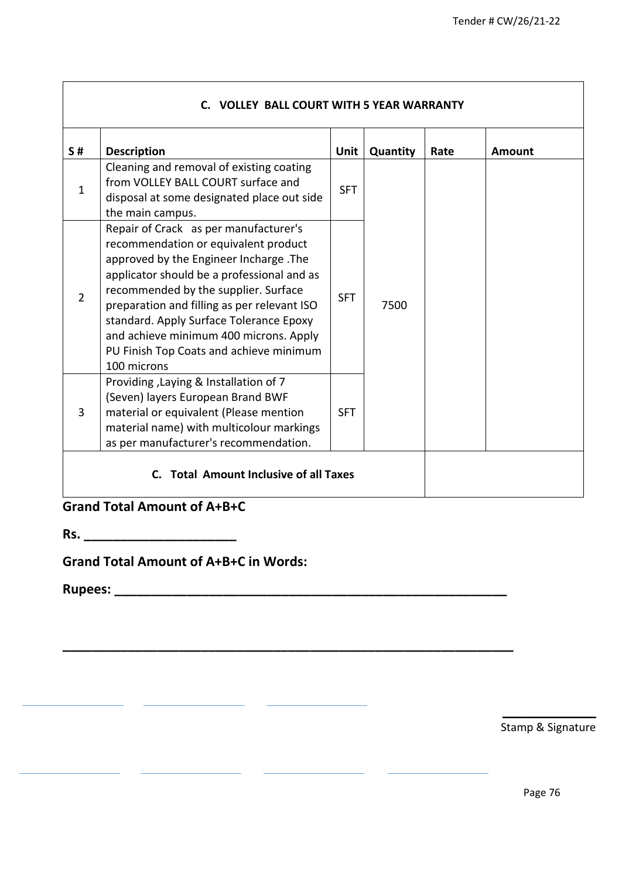| C. VOLLEY BALL COURT WITH 5 YEAR WARRANTY | | | | | |
|---|---|---|---|---|---|
| **S #** | **Description** | **Unit** | **Quantity** | **Rate** | **Amount** |
| 1 | Cleaning and removal of existing coating from VOLLEY BALL COURT surface and disposal at some designated place out side the main campus. | SFT | 7500 | | |
| 2 | Repair of Crack as per manufacturer's recommendation or equivalent product approved by the Engineer Incharge .The applicator should be a professional and as recommended by the supplier. Surface preparation and filling as per relevant ISO standard. Apply Surface Tolerance Epoxy and achieve minimum 400 microns. Apply PU Finish Top Coats and achieve minimum 100 microns | SFT | | | |
| 3 | Providing ,Laying & Installation of 7 (Seven) layers European Brand BWF material or equivalent (Please mention material name) with multicolour markings as per manufacturer's recommendation. | SFT | | | |
| **C. Total Amount Inclusive of all Taxes** | | | | | |

**Grand Total Amount of A+B+C**

**Rs. ____________________**

**Grand Total Amount of A+B+C in Words:**

**Rupees: ______________________________________________________**

**_____________________________________________________________**

Stamp & Signature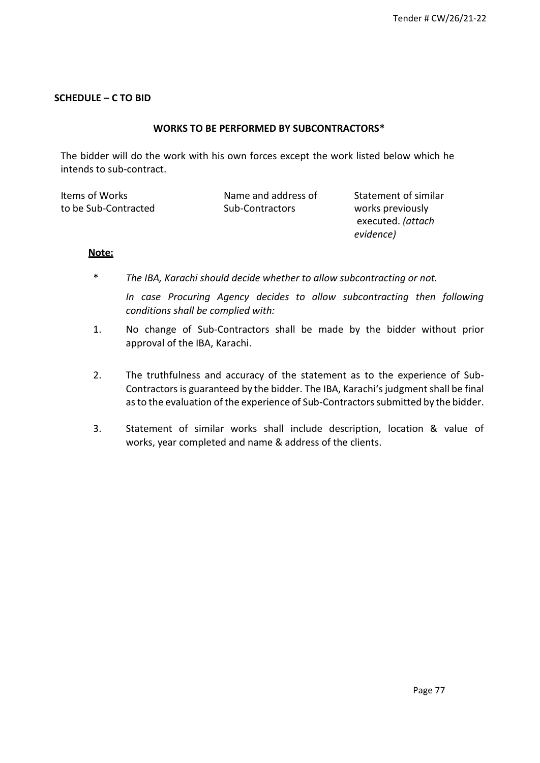**SCHEDULE – C TO BID**

**WORKS TO BE PERFORMED BY SUBCONTRACTORS***

The bidder will do the work with his own forces except the work listed below which he intends to sub-contract.

| Items of Works to be Sub-Contracted | Name and address of Sub-Contractors | Statement of similar works previously executed. *(attach evidence)* |
|---|---|---|

**Note:**

\* *The IBA, Karachi should decide whether to allow subcontracting or not.*

*In case Procuring Agency decides to allow subcontracting then following conditions shall be complied with:*

1. No change of Sub-Contractors shall be made by the bidder without prior approval of the IBA, Karachi.

2. The truthfulness and accuracy of the statement as to the experience of Sub-Contractors is guaranteed by the bidder. The IBA, Karachi's judgment shall be final as to the evaluation of the experience of Sub-Contractors submitted by the bidder.

3. Statement of similar works shall include description, location & value of works, year completed and name & address of the clients.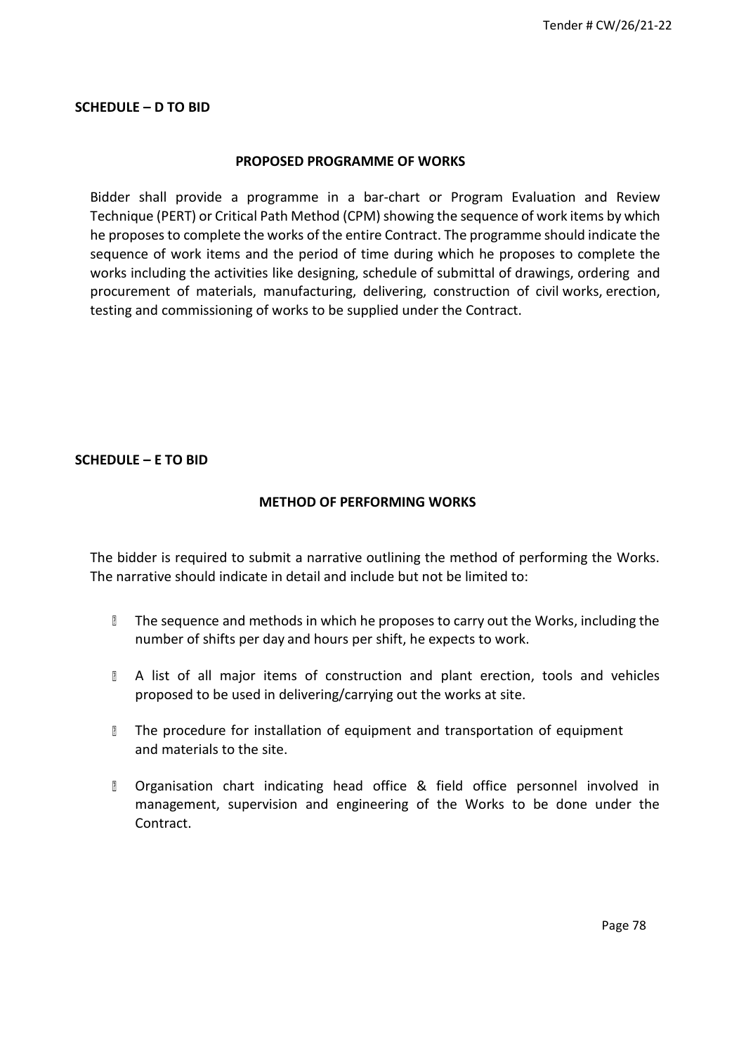**SCHEDULE – D TO BID**

**PROPOSED PROGRAMME OF WORKS**

Bidder shall provide a programme in a bar-chart or Program Evaluation and Review Technique (PERT) or Critical Path Method (CPM) showing the sequence of work items by which he proposes to complete the works of the entire Contract. The programme should indicate the sequence of work items and the period of time during which he proposes to complete the works including the activities like designing, schedule of submittal of drawings, ordering and procurement of materials, manufacturing, delivering, construction of civil works, erection, testing and commissioning of works to be supplied under the Contract.

**SCHEDULE – E TO BID**

**METHOD OF PERFORMING WORKS**

The bidder is required to submit a narrative outlining the method of performing the Works. The narrative should indicate in detail and include but not be limited to:

- The sequence and methods in which he proposes to carry out the Works, including the number of shifts per day and hours per shift, he expects to work.
- A list of all major items of construction and plant erection, tools and vehicles proposed to be used in delivering/carrying out the works at site.
- The procedure for installation of equipment and transportation of equipment and materials to the site.
- Organisation chart indicating head office & field office personnel involved in management, supervision and engineering of the Works to be done under the Contract.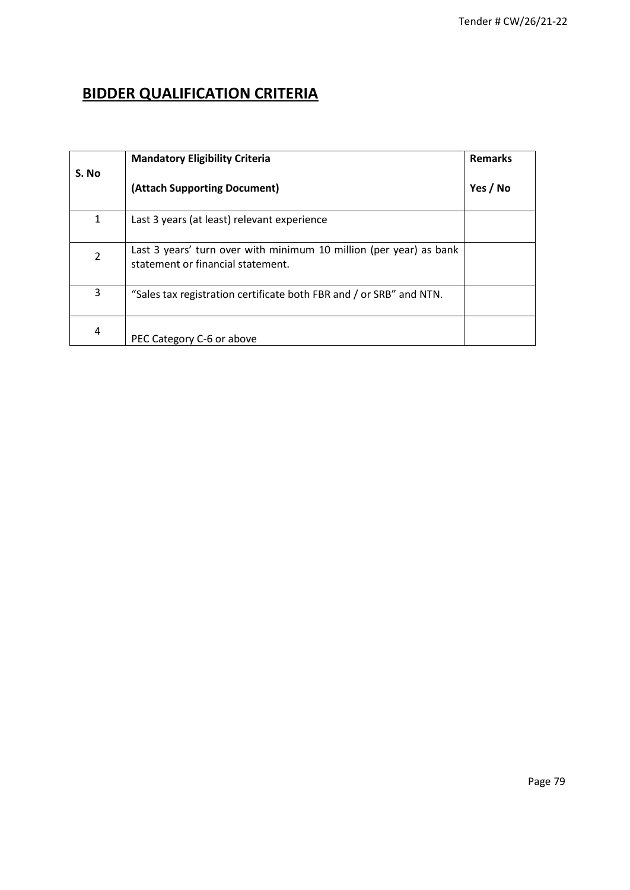# BIDDER QUALIFICATION CRITERIA

| S. No | Mandatory Eligibility Criteria<br><br>(Attach Supporting Document) | Remarks<br><br>Yes / No |
|---|---|---|
| 1 | Last 3 years (at least) relevant experience | |
| 2 | Last 3 years' turn over with minimum 10 million (per year) as bank statement or financial statement. | |
| 3 | "Sales tax registration certificate both FBR and / or SRB" and NTN. | |
| 4 | PEC Category C-6 or above | |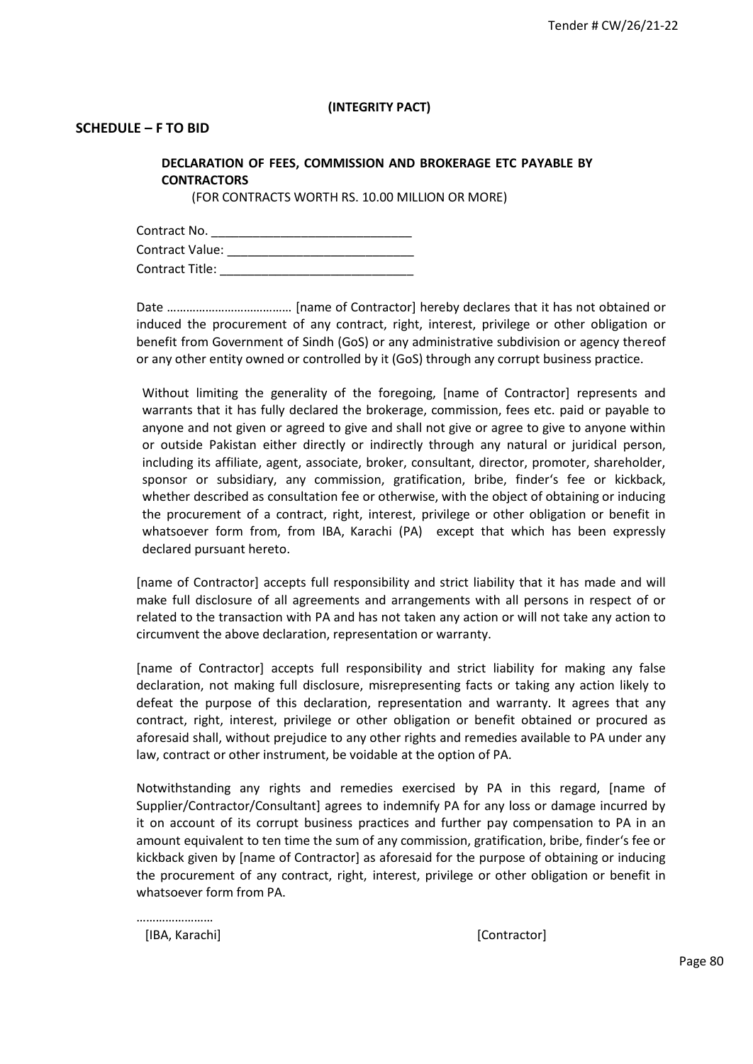**(INTEGRITY PACT)**

**SCHEDULE – F TO BID**

**DECLARATION OF FEES, COMMISSION AND BROKERAGE ETC PAYABLE BY CONTRACTORS**

(FOR CONTRACTS WORTH RS. 10.00 MILLION OR MORE)

Contract No. \_\_\_\_\_\_\_\_\_\_\_\_\_\_\_\_\_\_\_\_\_\_\_\_\_\_\_\_\_\_

Contract Value: \_\_\_\_\_\_\_\_\_\_\_\_\_\_\_\_\_\_\_\_\_\_\_\_\_\_\_\_

Contract Title: \_\_\_\_\_\_\_\_\_\_\_\_\_\_\_\_\_\_\_\_\_\_\_\_\_\_\_\_\_

Date ………………………………… [name of Contractor] hereby declares that it has not obtained or induced the procurement of any contract, right, interest, privilege or other obligation or benefit from Government of Sindh (GoS) or any administrative subdivision or agency thereof or any other entity owned or controlled by it (GoS) through any corrupt business practice.

Without limiting the generality of the foregoing, [name of Contractor] represents and warrants that it has fully declared the brokerage, commission, fees etc. paid or payable to anyone and not given or agreed to give and shall not give or agree to give to anyone within or outside Pakistan either directly or indirectly through any natural or juridical person, including its affiliate, agent, associate, broker, consultant, director, promoter, shareholder, sponsor or subsidiary, any commission, gratification, bribe, finder's fee or kickback, whether described as consultation fee or otherwise, with the object of obtaining or inducing the procurement of a contract, right, interest, privilege or other obligation or benefit in whatsoever form from, from IBA, Karachi (PA) except that which has been expressly declared pursuant hereto.

[name of Contractor] accepts full responsibility and strict liability that it has made and will make full disclosure of all agreements and arrangements with all persons in respect of or related to the transaction with PA and has not taken any action or will not take any action to circumvent the above declaration, representation or warranty.

[name of Contractor] accepts full responsibility and strict liability for making any false declaration, not making full disclosure, misrepresenting facts or taking any action likely to defeat the purpose of this declaration, representation and warranty. It agrees that any contract, right, interest, privilege or other obligation or benefit obtained or procured as aforesaid shall, without prejudice to any other rights and remedies available to PA under any law, contract or other instrument, be voidable at the option of PA.

Notwithstanding any rights and remedies exercised by PA in this regard, [name of Supplier/Contractor/Consultant] agrees to indemnify PA for any loss or damage incurred by it on account of its corrupt business practices and further pay compensation to PA in an amount equivalent to ten time the sum of any commission, gratification, bribe, finder's fee or kickback given by [name of Contractor] as aforesaid for the purpose of obtaining or inducing the procurement of any contract, right, interest, privilege or other obligation or benefit in whatsoever form from PA.

……………………

[IBA, Karachi] [Contractor]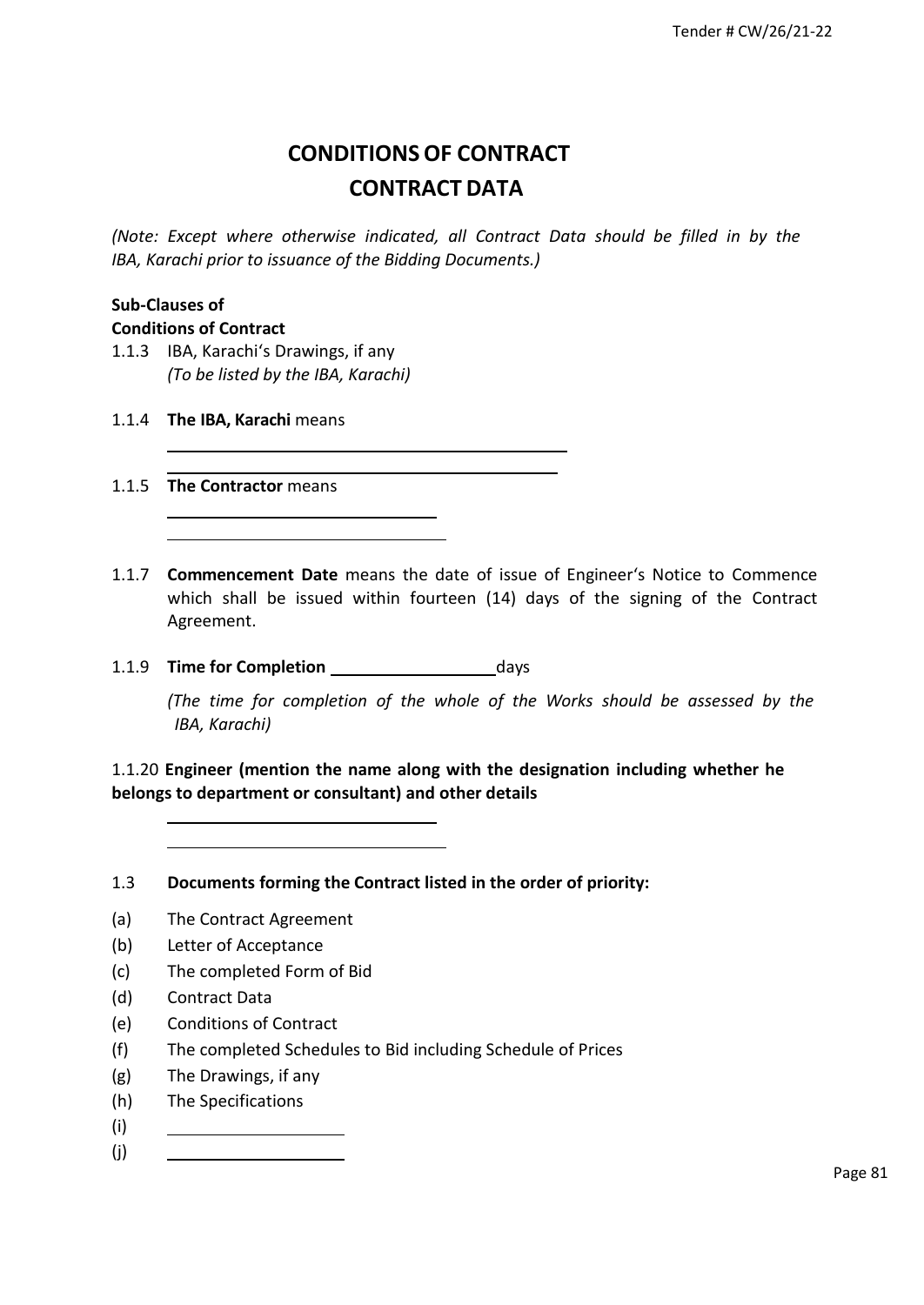# CONDITIONS OF CONTRACT

## CONTRACT DATA

*(Note: Except where otherwise indicated, all Contract Data should be filled in by the IBA, Karachi prior to issuance of the Bidding Documents.)*

**Sub-Clauses of Conditions of Contract**

1.1.3 IBA, Karachi's Drawings, if any
*(To be listed by the IBA, Karachi)*

1.1.4 **The IBA, Karachi** means

\_\_\_\_\_\_\_\_\_\_\_\_\_\_\_\_\_\_\_\_\_\_\_\_\_\_\_\_\_\_\_\_\_\_\_\_\_\_\_\_

\_\_\_\_\_\_\_\_\_\_\_\_\_\_\_\_\_\_\_\_\_\_\_\_\_\_\_\_\_\_\_\_\_\_\_\_\_\_\_\_

1.1.5 **The Contractor** means

\_\_\_\_\_\_\_\_\_\_\_\_\_\_\_\_\_\_\_\_\_\_\_\_\_\_\_\_

\_\_\_\_\_\_\_\_\_\_\_\_\_\_\_\_\_\_\_\_\_\_\_\_\_\_\_\_

1.1.7 **Commencement Date** means the date of issue of Engineer's Notice to Commence which shall be issued within fourteen (14) days of the signing of the Contract Agreement.

1.1.9 **Time for Completion** \_\_\_\_\_\_\_\_\_\_\_\_\_\_\_\_ days

*(The time for completion of the whole of the Works should be assessed by the IBA, Karachi)*

1.1.20 **Engineer (mention the name along with the designation including whether he belongs to department or consultant) and other details**

\_\_\_\_\_\_\_\_\_\_\_\_\_\_\_\_\_\_\_\_\_\_\_\_\_\_\_\_

\_\_\_\_\_\_\_\_\_\_\_\_\_\_\_\_\_\_\_\_\_\_\_\_\_\_\_\_

1.3 **Documents forming the Contract listed in the order of priority:**

(a) The Contract Agreement
(b) Letter of Acceptance
(c) The completed Form of Bid
(d) Contract Data
(e) Conditions of Contract
(f) The completed Schedules to Bid including Schedule of Prices
(g) The Drawings, if any
(h) The Specifications
(i) \_\_\_\_\_\_\_\_\_\_\_\_\_\_\_\_\_\_
(j) \_\_\_\_\_\_\_\_\_\_\_\_\_\_\_\_\_\_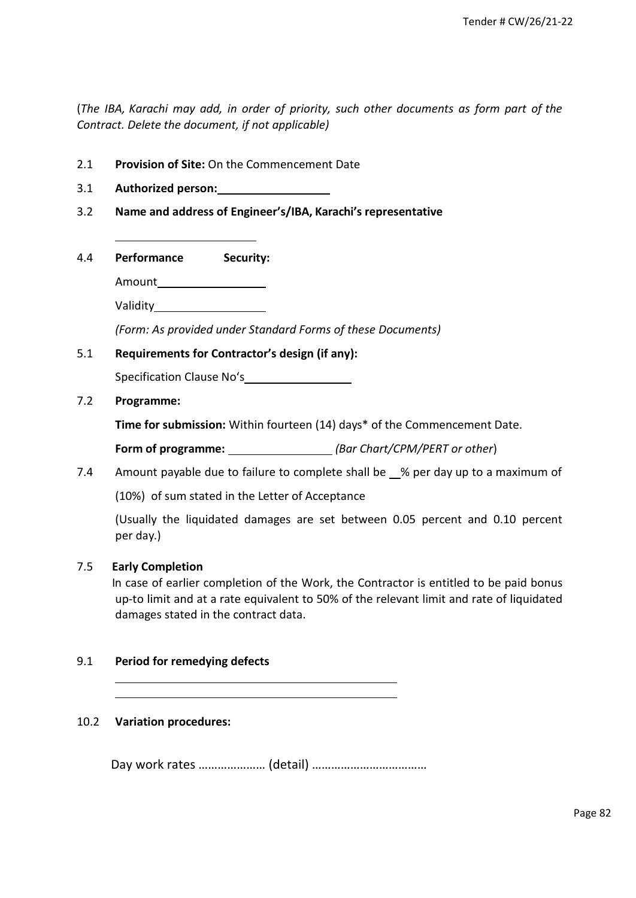(*The IBA, Karachi may add, in order of priority, such other documents as form part of the Contract. Delete the document, if not applicable)*

2.1 **Provision of Site:** On the Commencement Date

3.1 **Authorized person:** ___________________

3.2 **Name and address of Engineer's/IBA, Karachi's representative**

_________________________

4.4 **Performance Security:**

Amount___________________

Validity___________________

*(Form: As provided under Standard Forms of these Documents)*

5.1 **Requirements for Contractor's design (if any):**

Specification Clause No's___________________

7.2 **Programme:**

**Time for submission:** Within fourteen (14) days* of the Commencement Date.

**Form of programme:** ___________________ *(Bar Chart/CPM/PERT or other*)

7.4 Amount payable due to failure to complete shall be __% per day up to a maximum of (10%) of sum stated in the Letter of Acceptance

(Usually the liquidated damages are set between 0.05 percent and 0.10 percent per day.)

7.5 **Early Completion**

In case of earlier completion of the Work, the Contractor is entitled to be paid bonus up-to limit and at a rate equivalent to 50% of the relevant limit and rate of liquidated damages stated in the contract data.

9.1 **Period for remedying defects**

_________________________________________________

_________________________________________________

10.2 **Variation procedures:**

Day work rates ………………… (detail) ………………………………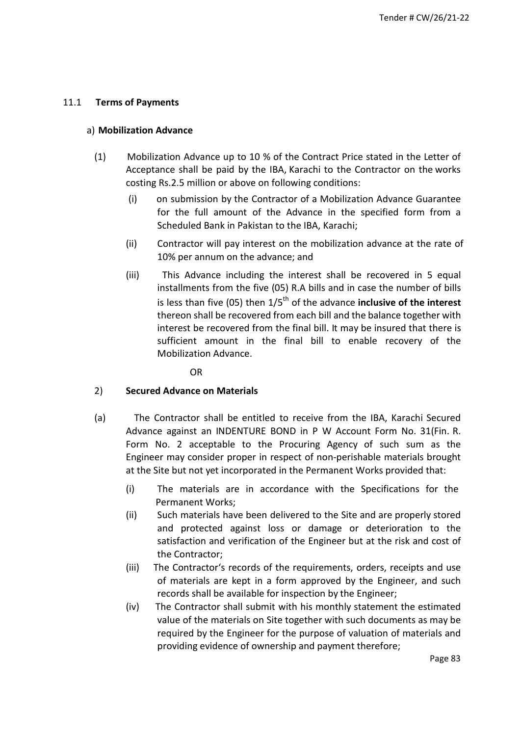## 11.1 Terms of Payments

### a) Mobilization Advance

(1) Mobilization Advance up to 10 % of the Contract Price stated in the Letter of Acceptance shall be paid by the IBA, Karachi to the Contractor on the works costing Rs.2.5 million or above on following conditions:

(i) on submission by the Contractor of a Mobilization Advance Guarantee for the full amount of the Advance in the specified form from a Scheduled Bank in Pakistan to the IBA, Karachi;

(ii) Contractor will pay interest on the mobilization advance at the rate of 10% per annum on the advance; and

(iii) This Advance including the interest shall be recovered in 5 equal installments from the five (05) R.A bills and in case the number of bills is less than five (05) then $1/5^{th}$ of the advance **inclusive of the interest** thereon shall be recovered from each bill and the balance together with interest be recovered from the final bill. It may be insured that there is sufficient amount in the final bill to enable recovery of the Mobilization Advance.

OR

2) **Secured Advance on Materials**

(a) The Contractor shall be entitled to receive from the IBA, Karachi Secured Advance against an INDENTURE BOND in P W Account Form No. 31(Fin. R. Form No. 2 acceptable to the Procuring Agency of such sum as the Engineer may consider proper in respect of non-perishable materials brought at the Site but not yet incorporated in the Permanent Works provided that:

(i) The materials are in accordance with the Specifications for the Permanent Works;

(ii) Such materials have been delivered to the Site and are properly stored and protected against loss or damage or deterioration to the satisfaction and verification of the Engineer but at the risk and cost of the Contractor;

(iii) The Contractor's records of the requirements, orders, receipts and use of materials are kept in a form approved by the Engineer, and such records shall be available for inspection by the Engineer;

(iv) The Contractor shall submit with his monthly statement the estimated value of the materials on Site together with such documents as may be required by the Engineer for the purpose of valuation of materials and providing evidence of ownership and payment therefore;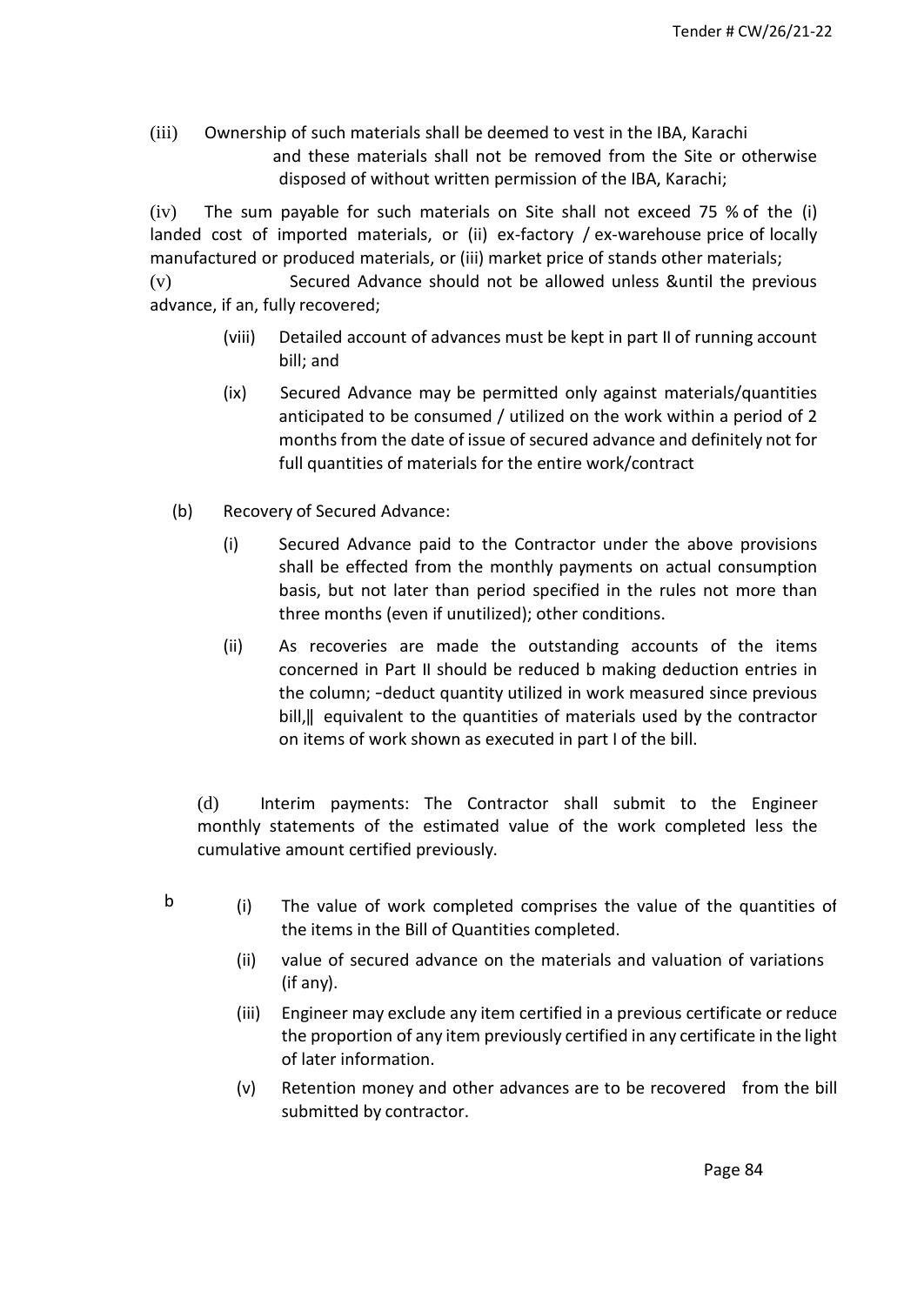(iii) Ownership of such materials shall be deemed to vest in the IBA, Karachi and these materials shall not be removed from the Site or otherwise disposed of without written permission of the IBA, Karachi;

(iv) The sum payable for such materials on Site shall not exceed 75 % of the (i) landed cost of imported materials, or (ii) ex-factory / ex-warehouse price of locally manufactured or produced materials, or (iii) market price of stands other materials;

(v) Secured Advance should not be allowed unless &until the previous advance, if an, fully recovered;

(viii) Detailed account of advances must be kept in part II of running account bill; and

(ix) Secured Advance may be permitted only against materials/quantities anticipated to be consumed / utilized on the work within a period of 2 months from the date of issue of secured advance and definitely not for full quantities of materials for the entire work/contract

(b) Recovery of Secured Advance:

(i) Secured Advance paid to the Contractor under the above provisions shall be effected from the monthly payments on actual consumption basis, but not later than period specified in the rules not more than three months (even if unutilized); other conditions.

(ii) As recoveries are made the outstanding accounts of the items concerned in Part II should be reduced b making deduction entries in the column; -deduct quantity utilized in work measured since previous bill,‖ equivalent to the quantities of materials used by the contractor on items of work shown as executed in part I of the bill.

(d) Interim payments: The Contractor shall submit to the Engineer monthly statements of the estimated value of the work completed less the cumulative amount certified previously.

b

(i) The value of work completed comprises the value of the quantities of the items in the Bill of Quantities completed.

(ii) value of secured advance on the materials and valuation of variations (if any).

(iii) Engineer may exclude any item certified in a previous certificate or reduce the proportion of any item previously certified in any certificate in the light of later information.

(v) Retention money and other advances are to be recovered from the bill submitted by contractor.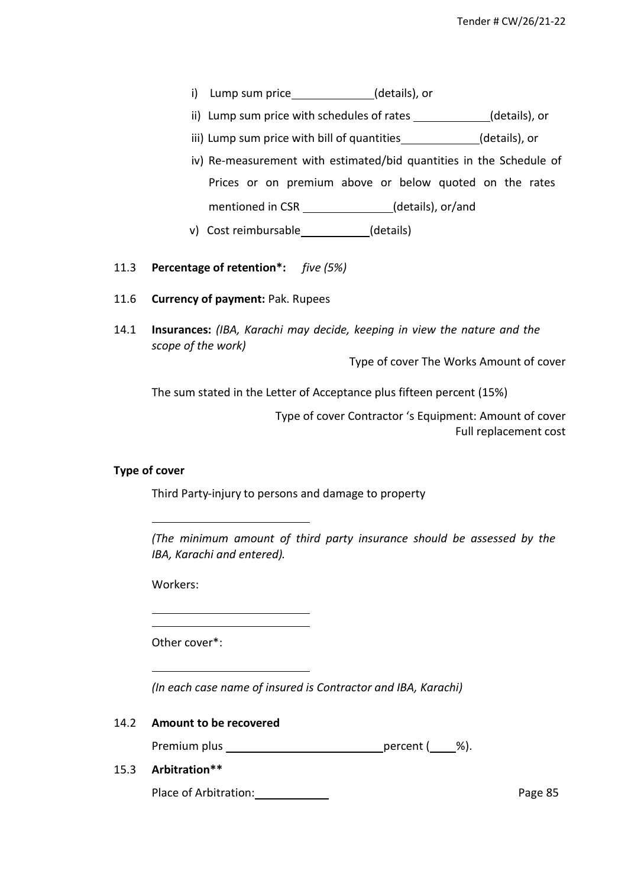i) Lump sum price ____________ (details), or

ii) Lump sum price with schedules of rates ____________ (details), or

iii) Lump sum price with bill of quantities ____________ (details), or

iv) Re-measurement with estimated/bid quantities in the Schedule of Prices or on premium above or below quoted on the rates mentioned in CSR ______________ (details), or/and

v) Cost reimbursable ___________ (details)

11.3 **Percentage of retention*:** *five (5%)*

11.6 **Currency of payment:** Pak. Rupees

14.1 **Insurances:** *(IBA, Karachi may decide, keeping in view the nature and the scope of the work)*

Type of cover The Works Amount of cover

The sum stated in the Letter of Acceptance plus fifteen percent (15%)

Type of cover Contractor 's Equipment: Amount of cover
Full replacement cost

**Type of cover**

Third Party-injury to persons and damage to property

_________________________

*(The minimum amount of third party insurance should be assessed by the IBA, Karachi and entered).*

Workers:

_________________________

_________________________

Other cover*:

_________________________

*(In each case name of insured is Contractor and IBA, Karachi)*

14.2 **Amount to be recovered**

Premium plus _________________________ percent (____%).

15.3 **Arbitration****

Place of Arbitration: ____________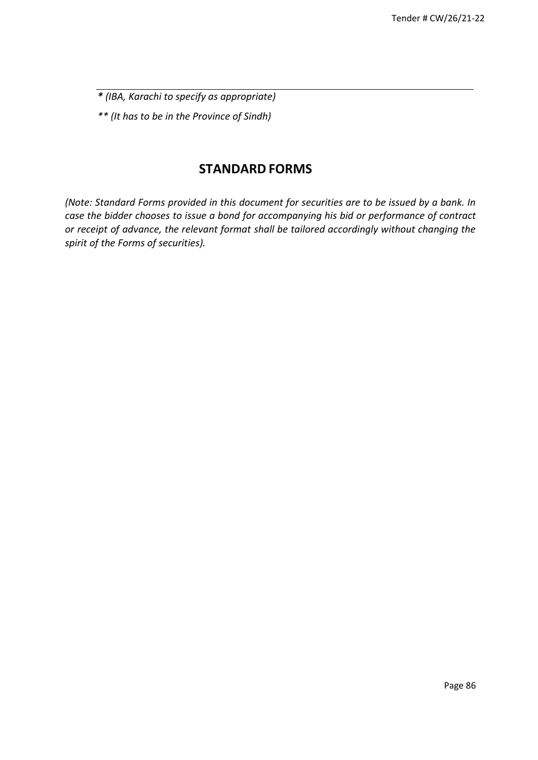---

*\* (IBA, Karachi to specify as appropriate)*

*\*\* (It has to be in the Province of Sindh)*

## STANDARD FORMS

*(Note: Standard Forms provided in this document for securities are to be issued by a bank. In case the bidder chooses to issue a bond for accompanying his bid or performance of contract or receipt of advance, the relevant format shall be tailored accordingly without changing the spirit of the Forms of securities).*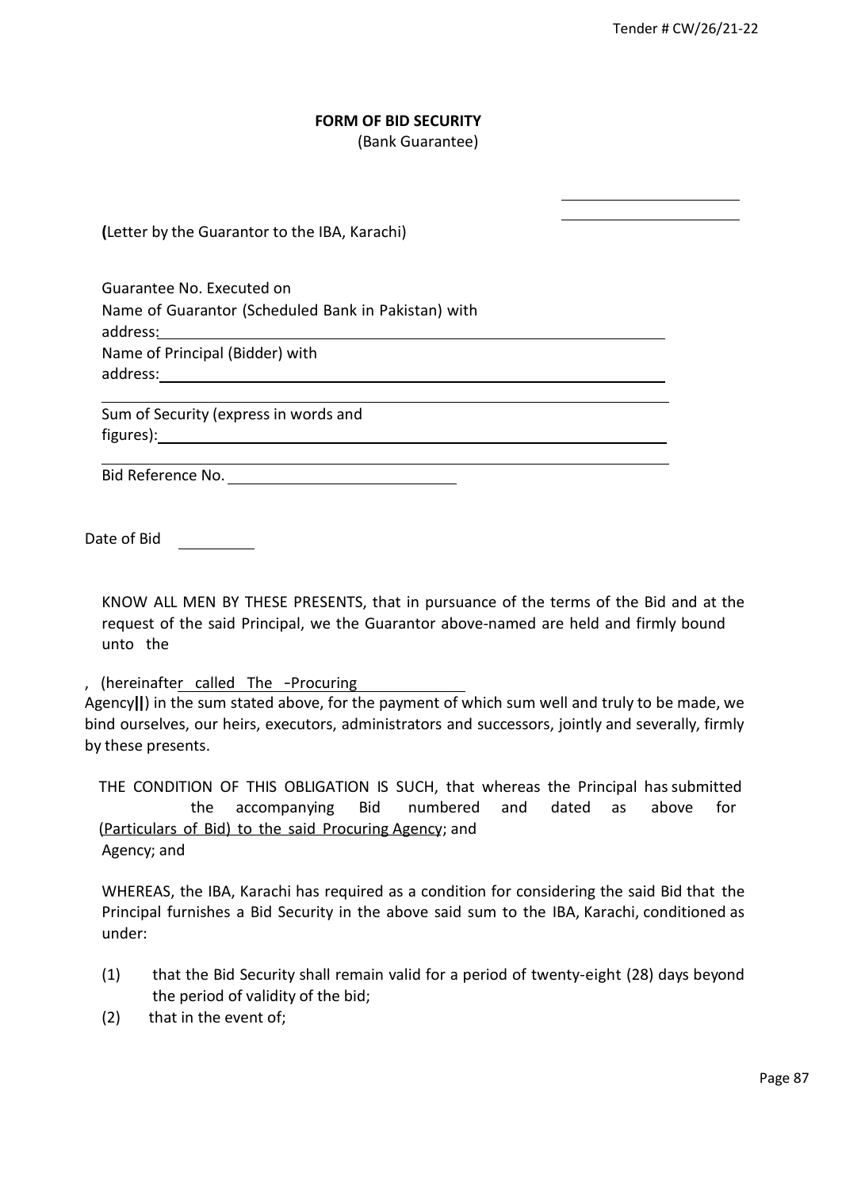**FORM OF BID SECURITY**
(Bank Guarantee)

**(**Letter by the Guarantor to the IBA, Karachi)

Guarantee No. Executed on
Name of Guarantor (Scheduled Bank in Pakistan) with address:
Name of Principal (Bidder) with address:

Sum of Security (express in words and figures):

Bid Reference No.

Date of Bid

KNOW ALL MEN BY THESE PRESENTS, that in pursuance of the terms of the Bid and at the request of the said Principal, we the Guarantor above-named are held and firmly bound unto the

, (hereinafter called The –Procuring Agency||) in the sum stated above, for the payment of which sum well and truly to be made, we bind ourselves, our heirs, executors, administrators and successors, jointly and severally, firmly by these presents.

THE CONDITION OF THIS OBLIGATION IS SUCH, that whereas the Principal has submitted the accompanying Bid numbered and dated as above for (Particulars of Bid) to the said Procuring Agency; and Agency; and

WHEREAS, the IBA, Karachi has required as a condition for considering the said Bid that the Principal furnishes a Bid Security in the above said sum to the IBA, Karachi, conditioned as under:

(1) that the Bid Security shall remain valid for a period of twenty-eight (28) days beyond the period of validity of the bid;
(2) that in the event of;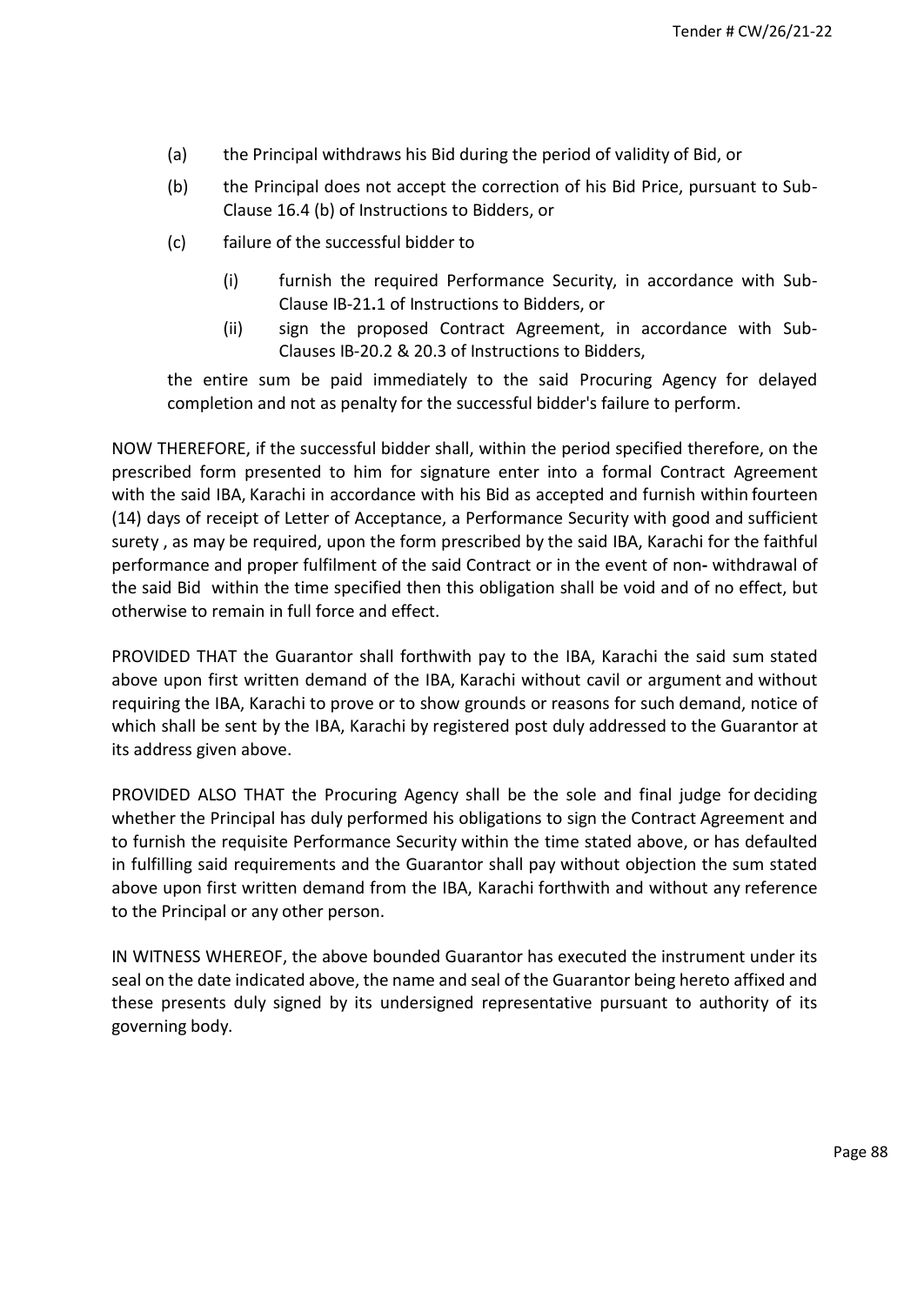(a) the Principal withdraws his Bid during the period of validity of Bid, or

(b) the Principal does not accept the correction of his Bid Price, pursuant to Sub-Clause 16.4 (b) of Instructions to Bidders, or

(c) failure of the successful bidder to

   (i) furnish the required Performance Security, in accordance with Sub-Clause IB-21**.**1 of Instructions to Bidders, or

   (ii) sign the proposed Contract Agreement, in accordance with Sub-Clauses IB-20.2 & 20.3 of Instructions to Bidders,

the entire sum be paid immediately to the said Procuring Agency for delayed completion and not as penalty for the successful bidder's failure to perform.

NOW THEREFORE, if the successful bidder shall, within the period specified therefore, on the prescribed form presented to him for signature enter into a formal Contract Agreement with the said IBA, Karachi in accordance with his Bid as accepted and furnish within fourteen (14) days of receipt of Letter of Acceptance, a Performance Security with good and sufficient surety , as may be required, upon the form prescribed by the said IBA, Karachi for the faithful performance and proper fulfilment of the said Contract or in the event of non**-** withdrawal of the said Bid within the time specified then this obligation shall be void and of no effect, but otherwise to remain in full force and effect.

PROVIDED THAT the Guarantor shall forthwith pay to the IBA, Karachi the said sum stated above upon first written demand of the IBA, Karachi without cavil or argument and without requiring the IBA, Karachi to prove or to show grounds or reasons for such demand, notice of which shall be sent by the IBA, Karachi by registered post duly addressed to the Guarantor at its address given above.

PROVIDED ALSO THAT the Procuring Agency shall be the sole and final judge for deciding whether the Principal has duly performed his obligations to sign the Contract Agreement and to furnish the requisite Performance Security within the time stated above, or has defaulted in fulfilling said requirements and the Guarantor shall pay without objection the sum stated above upon first written demand from the IBA, Karachi forthwith and without any reference to the Principal or any other person.

IN WITNESS WHEREOF, the above bounded Guarantor has executed the instrument under its seal on the date indicated above, the name and seal of the Guarantor being hereto affixed and these presents duly signed by its undersigned representative pursuant to authority of its governing body.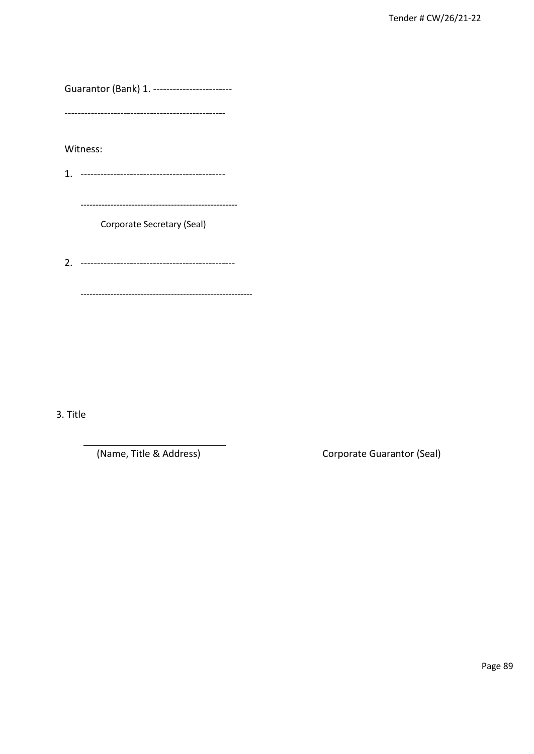Guarantor (Bank) 1. ------------------------

-------------------------------------------------

Witness:

1. --------------------------------------------

---------------------------------------------------

Corporate Secretary (Seal)

2. -----------------------------------------------

-------------------------------------------------------

3. Title

_____________________________

(Name, Title & Address)

Corporate Guarantor (Seal)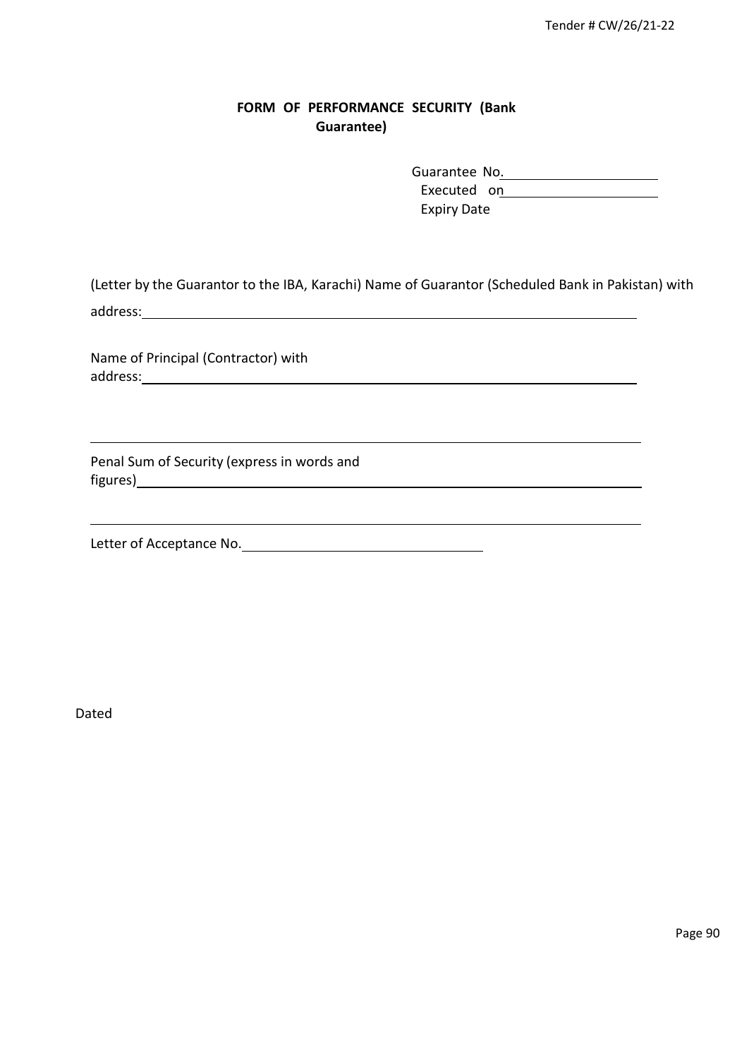## FORM OF PERFORMANCE SECURITY (Bank Guarantee)

Guarantee No.\_\_\_\_\_\_\_\_\_\_\_\_\_\_\_\_\_\_\_\_

Executed on\_\_\_\_\_\_\_\_\_\_\_\_\_\_\_\_\_\_\_\_

Expiry Date

(Letter by the Guarantor to the IBA, Karachi) Name of Guarantor (Scheduled Bank in Pakistan) with address:\_\_\_\_\_\_\_\_\_\_\_\_\_\_\_\_\_\_\_\_\_\_\_\_\_\_\_\_\_\_\_\_\_\_\_\_\_\_\_\_\_\_\_\_\_\_\_\_\_\_\_\_\_\_\_\_\_\_\_\_

Name of Principal (Contractor) with address:\_\_\_\_\_\_\_\_\_\_\_\_\_\_\_\_\_\_\_\_\_\_\_\_\_\_\_\_\_\_\_\_\_\_\_\_\_\_\_\_\_\_\_\_\_\_\_\_\_\_\_\_\_\_\_\_\_\_\_\_

\_\_\_\_\_\_\_\_\_\_\_\_\_\_\_\_\_\_\_\_\_\_\_\_\_\_\_\_\_\_\_\_\_\_\_\_\_\_\_\_\_\_\_\_\_\_\_\_\_\_\_\_\_\_\_\_\_\_\_\_\_\_\_\_\_\_\_\_

Penal Sum of Security (express in words and figures)\_\_\_\_\_\_\_\_\_\_\_\_\_\_\_\_\_\_\_\_\_\_\_\_\_\_\_\_\_\_\_\_\_\_\_\_\_\_\_\_\_\_\_\_\_\_\_\_\_\_\_\_\_\_\_\_\_\_\_\_

\_\_\_\_\_\_\_\_\_\_\_\_\_\_\_\_\_\_\_\_\_\_\_\_\_\_\_\_\_\_\_\_\_\_\_\_\_\_\_\_\_\_\_\_\_\_\_\_\_\_\_\_\_\_\_\_\_\_\_\_\_\_\_\_\_\_\_\_

Letter of Acceptance No.\_\_\_\_\_\_\_\_\_\_\_\_\_\_\_\_\_\_\_\_\_\_\_\_\_\_\_\_\_\_\_\_

Dated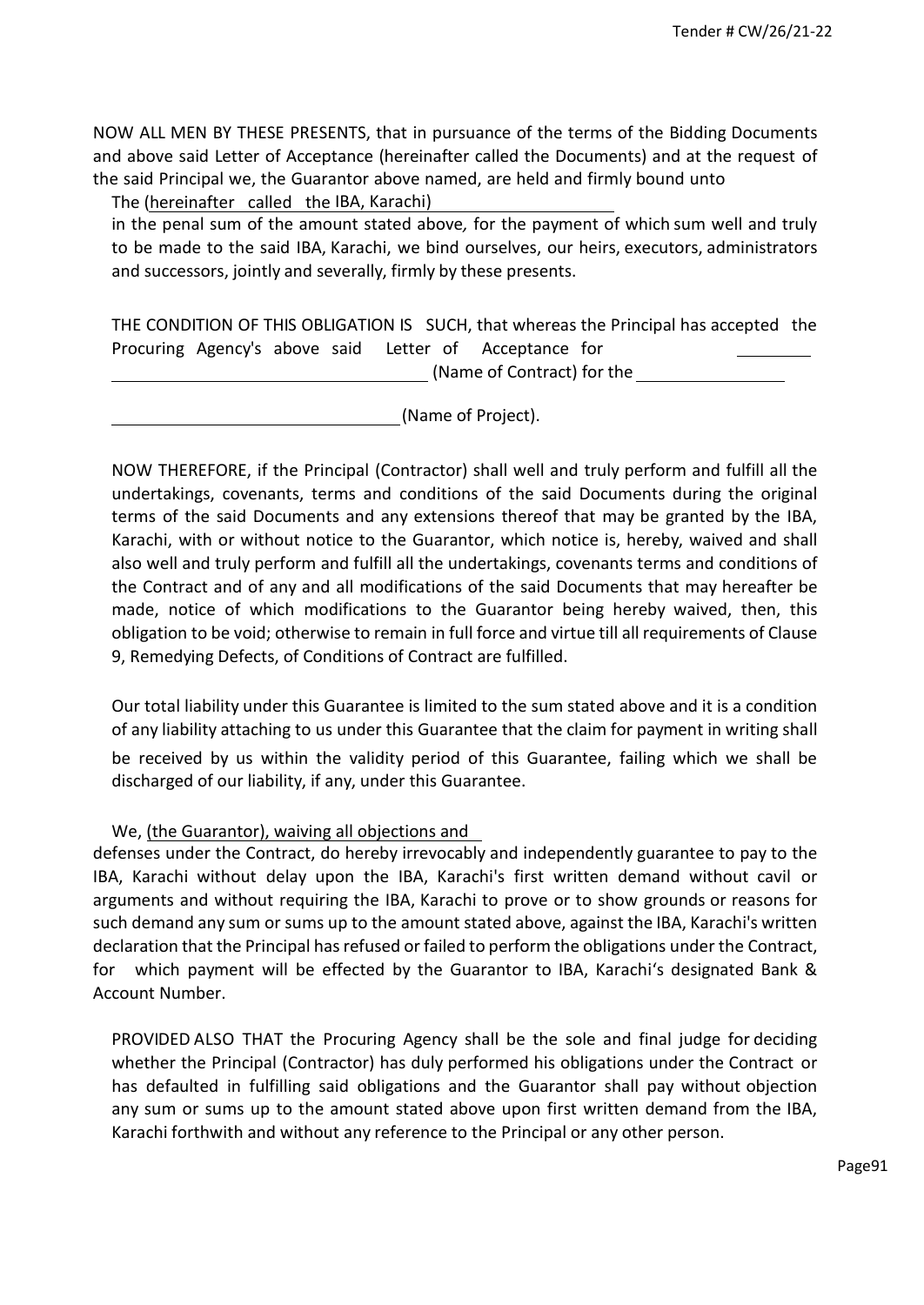NOW ALL MEN BY THESE PRESENTS, that in pursuance of the terms of the Bidding Documents and above said Letter of Acceptance (hereinafter called the Documents) and at the request of the said Principal we, the Guarantor above named, are held and firmly bound unto

The (hereinafter called the IBA, Karachi)

in the penal sum of the amount stated above, for the payment of which sum well and truly to be made to the said IBA, Karachi, we bind ourselves, our heirs, executors, administrators and successors, jointly and severally, firmly by these presents.

THE CONDITION OF THIS OBLIGATION IS SUCH, that whereas the Principal has accepted the Procuring Agency's above said Letter of Acceptance for ________ ________________________________ (Name of Contract) for the ________________

________________________________ (Name of Project).

NOW THEREFORE, if the Principal (Contractor) shall well and truly perform and fulfill all the undertakings, covenants, terms and conditions of the said Documents during the original terms of the said Documents and any extensions thereof that may be granted by the IBA, Karachi, with or without notice to the Guarantor, which notice is, hereby, waived and shall also well and truly perform and fulfill all the undertakings, covenants terms and conditions of the Contract and of any and all modifications of the said Documents that may hereafter be made, notice of which modifications to the Guarantor being hereby waived, then, this obligation to be void; otherwise to remain in full force and virtue till all requirements of Clause 9, Remedying Defects, of Conditions of Contract are fulfilled.

Our total liability under this Guarantee is limited to the sum stated above and it is a condition of any liability attaching to us under this Guarantee that the claim for payment in writing shall be received by us within the validity period of this Guarantee, failing which we shall be discharged of our liability, if any, under this Guarantee.

We, (the Guarantor), waiving all objections and defenses under the Contract, do hereby irrevocably and independently guarantee to pay to the IBA, Karachi without delay upon the IBA, Karachi's first written demand without cavil or arguments and without requiring the IBA, Karachi to prove or to show grounds or reasons for such demand any sum or sums up to the amount stated above, against the IBA, Karachi's written declaration that the Principal has refused or failed to perform the obligations under the Contract, for which payment will be effected by the Guarantor to IBA, Karachi's designated Bank & Account Number.

PROVIDED ALSO THAT the Procuring Agency shall be the sole and final judge for deciding whether the Principal (Contractor) has duly performed his obligations under the Contract or has defaulted in fulfilling said obligations and the Guarantor shall pay without objection any sum or sums up to the amount stated above upon first written demand from the IBA, Karachi forthwith and without any reference to the Principal or any other person.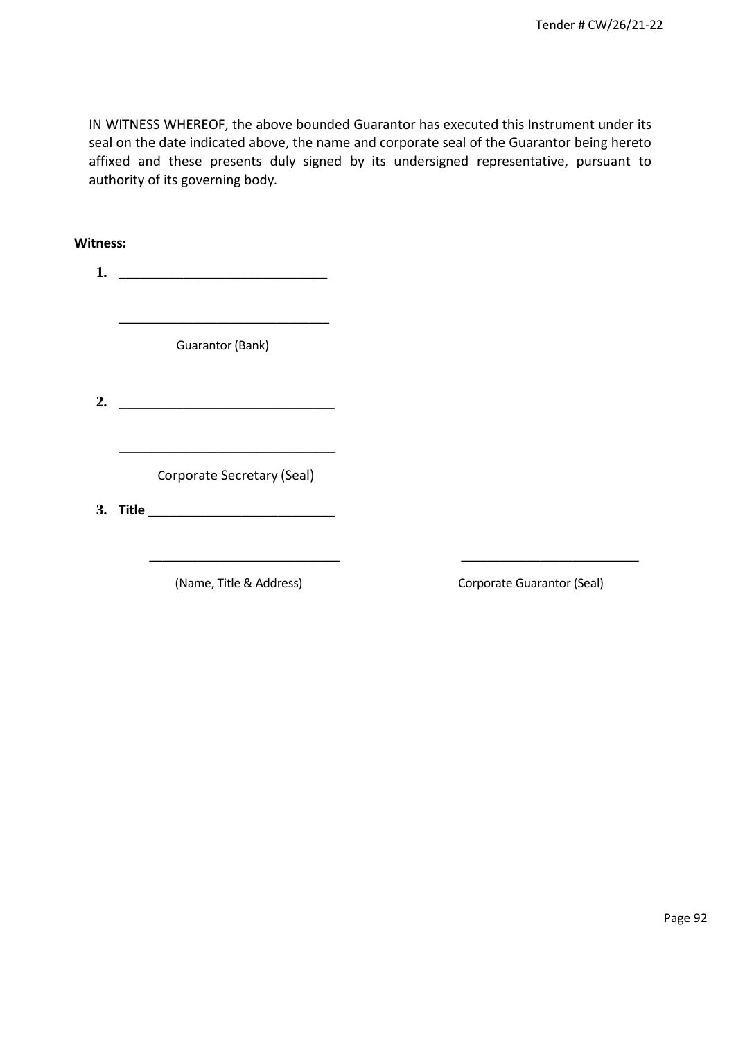IN WITNESS WHEREOF, the above bounded Guarantor has executed this Instrument under its seal on the date indicated above, the name and corporate seal of the Guarantor being hereto affixed and these presents duly signed by its undersigned representative, pursuant to authority of its governing body.

**Witness:**

1. ____________________________

   ____________________________

   Guarantor (Bank)

2. ____________________________

   ____________________________

   Corporate Secretary (Seal)

3. **Title** ________________________

   ____________________________ ____________________________

   (Name, Title & Address) Corporate Guarantor (Seal)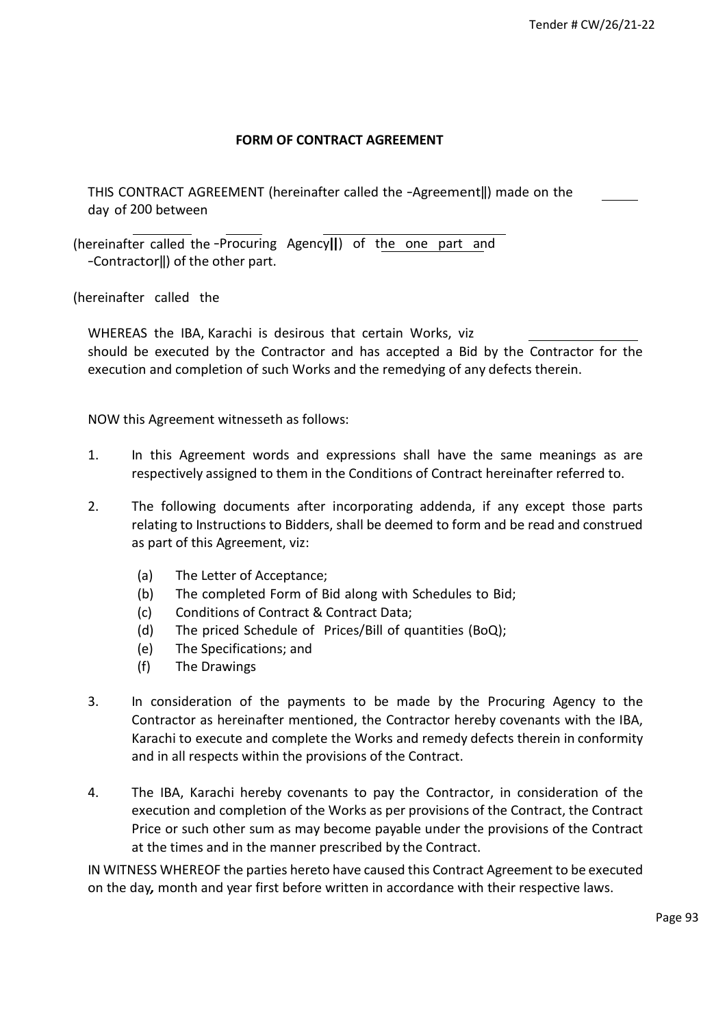**FORM OF CONTRACT AGREEMENT**

THIS CONTRACT AGREEMENT (hereinafter called the -Agreement‖) made on the \_\_\_\_\_ day of 200 between

\_\_\_\_\_\_\_\_ \_\_\_\_\_ \_\_\_\_\_\_\_\_\_\_\_\_\_\_\_\_\_\_\_\_\_\_\_\_\_\_ (hereinafter called the -Procuring Agency‖) of the one part and \_\_\_\_\_\_\_\_\_\_ (hereinafter called the -Contractor‖) of the other part.

WHEREAS the IBA, Karachi is desirous that certain Works, viz \_\_\_\_\_\_\_\_\_\_\_\_\_\_\_\_ should be executed by the Contractor and has accepted a Bid by the Contractor for the execution and completion of such Works and the remedying of any defects therein.

NOW this Agreement witnesseth as follows:

1. In this Agreement words and expressions shall have the same meanings as are respectively assigned to them in the Conditions of Contract hereinafter referred to.

2. The following documents after incorporating addenda, if any except those parts relating to Instructions to Bidders, shall be deemed to form and be read and construed as part of this Agreement, viz:
   - (a) The Letter of Acceptance;
   - (b) The completed Form of Bid along with Schedules to Bid;
   - (c) Conditions of Contract & Contract Data;
   - (d) The priced Schedule of Prices/Bill of quantities (BoQ);
   - (e) The Specifications; and
   - (f) The Drawings

3. In consideration of the payments to be made by the Procuring Agency to the Contractor as hereinafter mentioned, the Contractor hereby covenants with the IBA, Karachi to execute and complete the Works and remedy defects therein in conformity and in all respects within the provisions of the Contract.

4. The IBA, Karachi hereby covenants to pay the Contractor, in consideration of the execution and completion of the Works as per provisions of the Contract, the Contract Price or such other sum as may become payable under the provisions of the Contract at the times and in the manner prescribed by the Contract.

IN WITNESS WHEREOF the parties hereto have caused this Contract Agreement to be executed on the day, month and year first before written in accordance with their respective laws.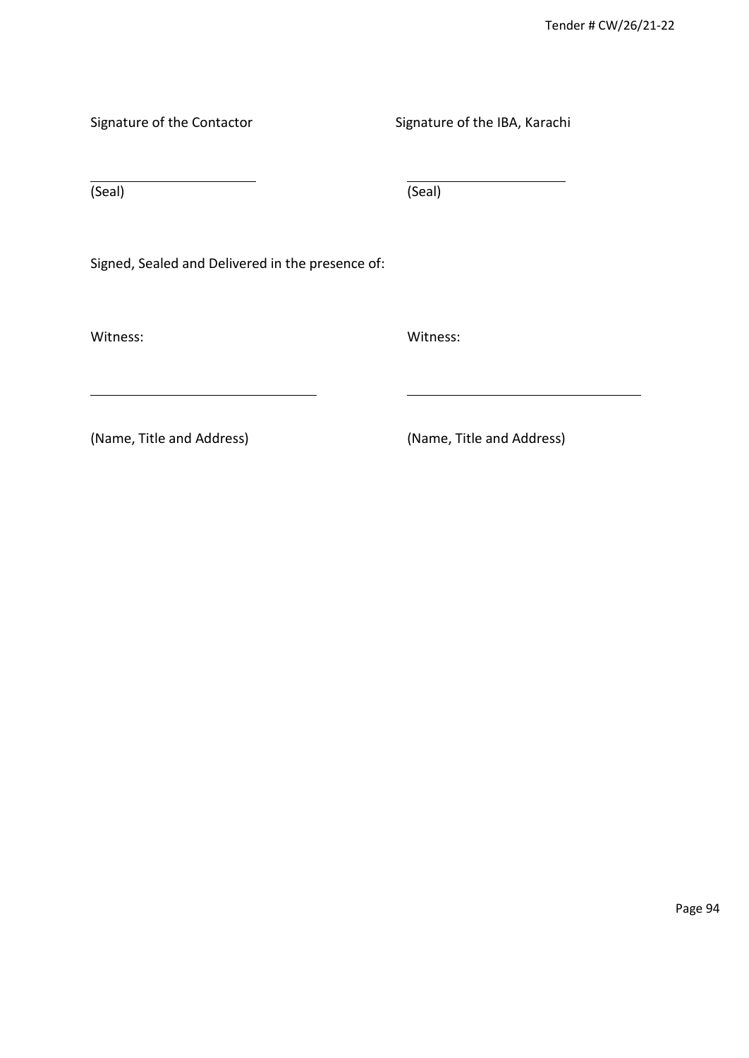| Signature of the Contactor | Signature of the IBA, Karachi |
|---|---|
| ______________________ | ______________________ |
| (Seal) | (Seal) |

Signed, Sealed and Delivered in the presence of:

| Witness: | Witness: |
|---|---|
| ______________________________ | ______________________________ |
| (Name, Title and Address) | (Name, Title and Address) |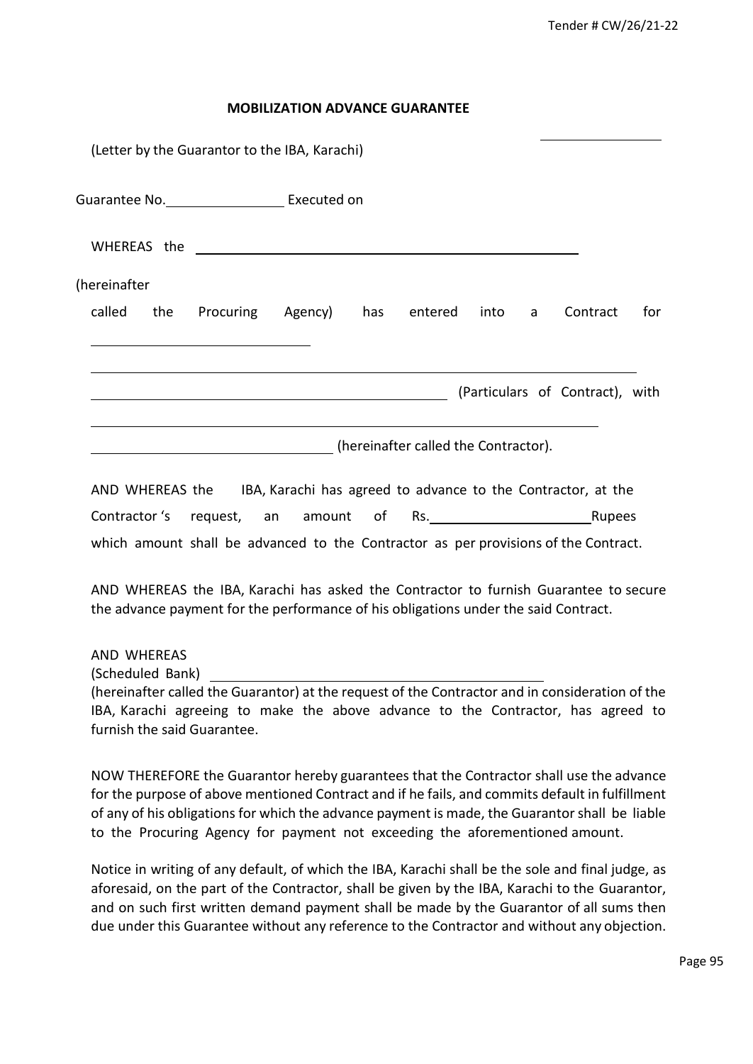## MOBILIZATION ADVANCE GUARANTEE

(Letter by the Guarantor to the IBA, Karachi)

Guarantee No.________________ Executed on

WHEREAS the ______________________________________________________

(hereinafter called the Procuring Agency) has entered into a Contract for ______________________________

______________________________________________________________________________

_________________________________________________ (Particulars of Contract), with

______________________________________________________________________________

________________________________ (hereinafter called the Contractor).

AND WHEREAS the IBA, Karachi has agreed to advance to the Contractor, at the Contractor 's request, an amount of Rs.______________________Rupees which amount shall be advanced to the Contractor as per provisions of the Contract.

AND WHEREAS the IBA, Karachi has asked the Contractor to furnish Guarantee to secure the advance payment for the performance of his obligations under the said Contract.

AND WHEREAS
(Scheduled Bank) _____________________________________________
(hereinafter called the Guarantor) at the request of the Contractor and in consideration of the IBA, Karachi agreeing to make the above advance to the Contractor, has agreed to furnish the said Guarantee.

NOW THEREFORE the Guarantor hereby guarantees that the Contractor shall use the advance for the purpose of above mentioned Contract and if he fails, and commits default in fulfillment of any of his obligations for which the advance payment is made, the Guarantor shall be liable to the Procuring Agency for payment not exceeding the aforementioned amount.

Notice in writing of any default, of which the IBA, Karachi shall be the sole and final judge, as aforesaid, on the part of the Contractor, shall be given by the IBA, Karachi to the Guarantor, and on such first written demand payment shall be made by the Guarantor of all sums then due under this Guarantee without any reference to the Contractor and without any objection.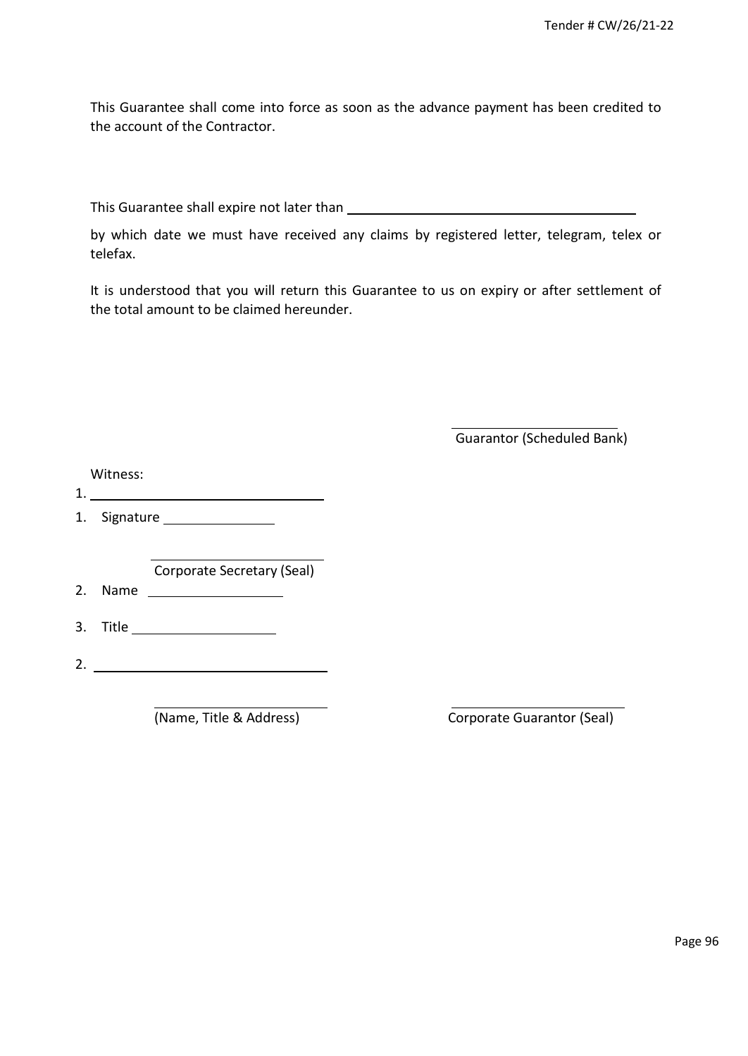This Guarantee shall come into force as soon as the advance payment has been credited to the account of the Contractor.

This Guarantee shall expire not later than \_\_\_\_\_\_\_\_\_\_\_\_\_\_\_\_\_\_\_\_\_\_\_\_\_\_\_\_\_\_\_\_\_\_\_\_\_\_\_\_

by which date we must have received any claims by registered letter, telegram, telex or telefax.

It is understood that you will return this Guarantee to us on expiry or after settlement of the total amount to be claimed hereunder.

\_\_\_\_\_\_\_\_\_\_\_\_\_\_\_\_\_\_\_\_\_\_\_\_\_\_

Guarantor (Scheduled Bank)

Witness:

1. \_\_\_\_\_\_\_\_\_\_\_\_\_\_\_\_\_\_\_\_\_\_\_\_\_\_\_\_\_\_\_\_\_\_

1. Signature \_\_\_\_\_\_\_\_\_\_\_\_\_\_\_\_

\_\_\_\_\_\_\_\_\_\_\_\_\_\_\_\_\_\_\_\_\_\_\_\_\_\_

Corporate Secretary (Seal)

2. Name \_\_\_\_\_\_\_\_\_\_\_\_\_\_\_\_\_\_\_\_

3. Title \_\_\_\_\_\_\_\_\_\_\_\_\_\_\_\_\_\_\_\_\_

2. \_\_\_\_\_\_\_\_\_\_\_\_\_\_\_\_\_\_\_\_\_\_\_\_\_\_\_\_\_\_\_\_\_\_

\_\_\_\_\_\_\_\_\_\_\_\_\_\_\_\_\_\_\_\_\_\_\_\_\_\_ &nbsp;&nbsp;&nbsp;&nbsp;&nbsp;&nbsp;&nbsp;&nbsp; \_\_\_\_\_\_\_\_\_\_\_\_\_\_\_\_\_\_\_\_\_\_\_\_\_\_

(Name, Title & Address) &nbsp;&nbsp;&nbsp;&nbsp;&nbsp;&nbsp;&nbsp;&nbsp; Corporate Guarantor (Seal)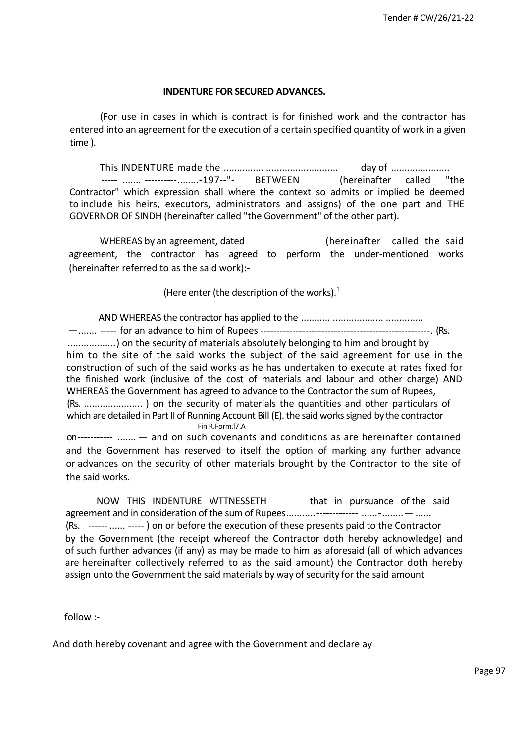## INDENTURE FOR SECURED ADVANCES.

(For use in cases in which is contract is for finished work and the contractor has entered into an agreement for the execution of a certain specified quantity of work in a given time ).

This INDENTURE made the ............... ........................... day of ......................
----- ....... ----------........-197--"- BETWEEN (hereinafter called "the Contractor" which expression shall where the context so admits or implied be deemed to include his heirs, executors, administrators and assigns) of the one part and THE GOVERNOR OF SINDH (hereinafter called "the Government" of the other part).

WHEREAS by an agreement, dated (hereinafter called the said agreement, the contractor has agreed to perform the under-mentioned works (hereinafter referred to as the said work):-

(Here enter (the description of the works).[1]

AND WHEREAS the contractor has applied to the ........... ................... ..............
—....... ----- for an advance to him of Rupees -----------------------------------------------------. (Rs. .................) on the security of materials absolutely belonging to him and brought by him to the site of the said works the subject of the said agreement for use in the construction of such of the said works as he has undertaken to execute at rates fixed for the finished work (inclusive of the cost of materials and labour and other charge) AND WHEREAS the Government has agreed to advance to the Contractor the sum of Rupees, (Rs. ...................... ) on the security of materials the quantities and other particulars of which are detailed in Part II of Running Account Bill (E). the said works signed by the contractor
Fin R.Form.l7.A
on----------- ....... — and on such covenants and conditions as are hereinafter contained and the Government has reserved to itself the option of marking any further advance or advances on the security of other materials brought by the Contractor to the site of the said works.

NOW THIS INDENTURE WTTNESSETH that in pursuance of the said agreement and in consideration of the sum of Rupees...........------------- ......-........— ......
(Rs. ------ ...... ----- ) on or before the execution of these presents paid to the Contractor by the Government (the receipt whereof the Contractor doth hereby acknowledge) and of such further advances (if any) as may be made to him as aforesaid (all of which advances are hereinafter collectively referred to as the said amount) the Contractor doth hereby assign unto the Government the said materials by way of security for the said amount

follow :-

And doth hereby covenant and agree with the Government and declare ay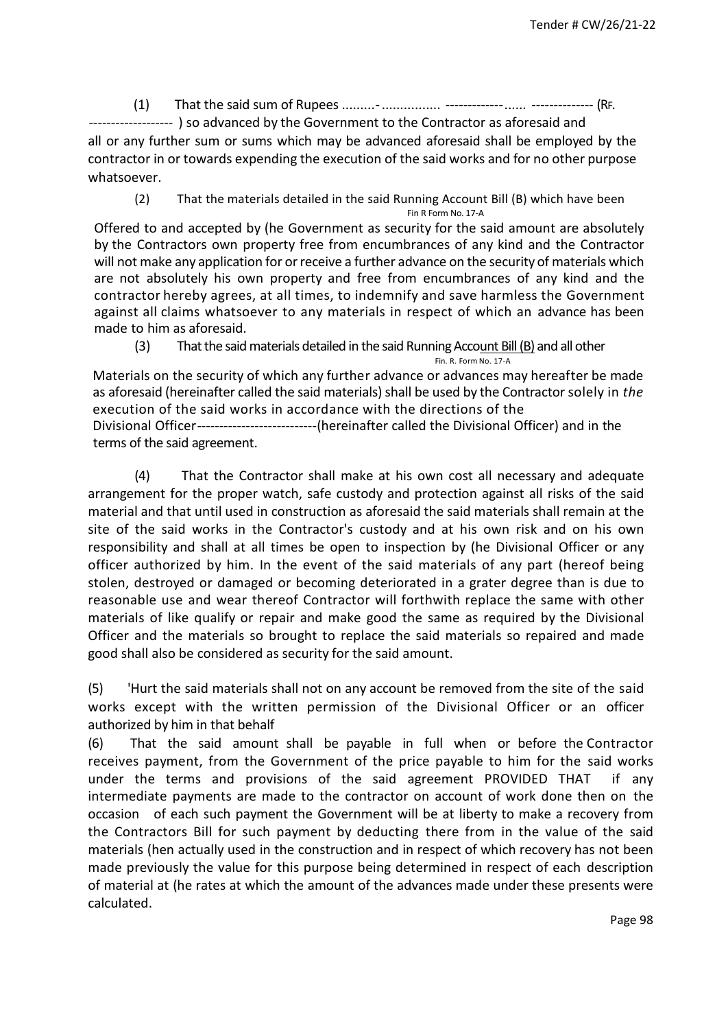(1) That the said sum of Rupees .........-................ -------------...... -------------- (RF. ------------------- ) so advanced by the Government to the Contractor as aforesaid and all or any further sum or sums which may be advanced aforesaid shall be employed by the contractor in or towards expending the execution of the said works and for no other purpose whatsoever.

(2) That the materials detailed in the said Running Account Bill (B) which have been
Fin R Form No. 17-A
Offered to and accepted by (he Government as security for the said amount are absolutely by the Contractors own property free from encumbrances of any kind and the Contractor will not make any application for or receive a further advance on the security of materials which are not absolutely his own property and free from encumbrances of any kind and the contractor hereby agrees, at all times, to indemnify and save harmless the Government against all claims whatsoever to any materials in respect of which an advance has been made to him as aforesaid.

(3) That the said materials detailed in the said Running Account Bill (B) and all other
Fin. R. Form No. 17-A
Materials on the security of which any further advance or advances may hereafter be made as aforesaid (hereinafter called the said materials) shall be used by the Contractor solely in *the* execution of the said works in accordance with the directions of the Divisional Officer---------------------------(hereinafter called the Divisional Officer) and in the terms of the said agreement.

(4) That the Contractor shall make at his own cost all necessary and adequate arrangement for the proper watch, safe custody and protection against all risks of the said material and that until used in construction as aforesaid the said materials shall remain at the site of the said works in the Contractor's custody and at his own risk and on his own responsibility and shall at all times be open to inspection by (he Divisional Officer or any officer authorized by him. In the event of the said materials of any part (hereof being stolen, destroyed or damaged or becoming deteriorated in a grater degree than is due to reasonable use and wear thereof Contractor will forthwith replace the same with other materials of like qualify or repair and make good the same as required by the Divisional Officer and the materials so brought to replace the said materials so repaired and made good shall also be considered as security for the said amount.

(5) 'Hurt the said materials shall not on any account be removed from the site of the said works except with the written permission of the Divisional Officer or an officer authorized by him in that behalf

(6) That the said amount shall be payable in full when or before the Contractor receives payment, from the Government of the price payable to him for the said works under the terms and provisions of the said agreement PROVIDED THAT if any intermediate payments are made to the contractor on account of work done then on the occasion of each such payment the Government will be at liberty to make a recovery from the Contractors Bill for such payment by deducting there from in the value of the said materials (hen actually used in the construction and in respect of which recovery has not been made previously the value for this purpose being determined in respect of each description of material at (he rates at which the amount of the advances made under these presents were calculated.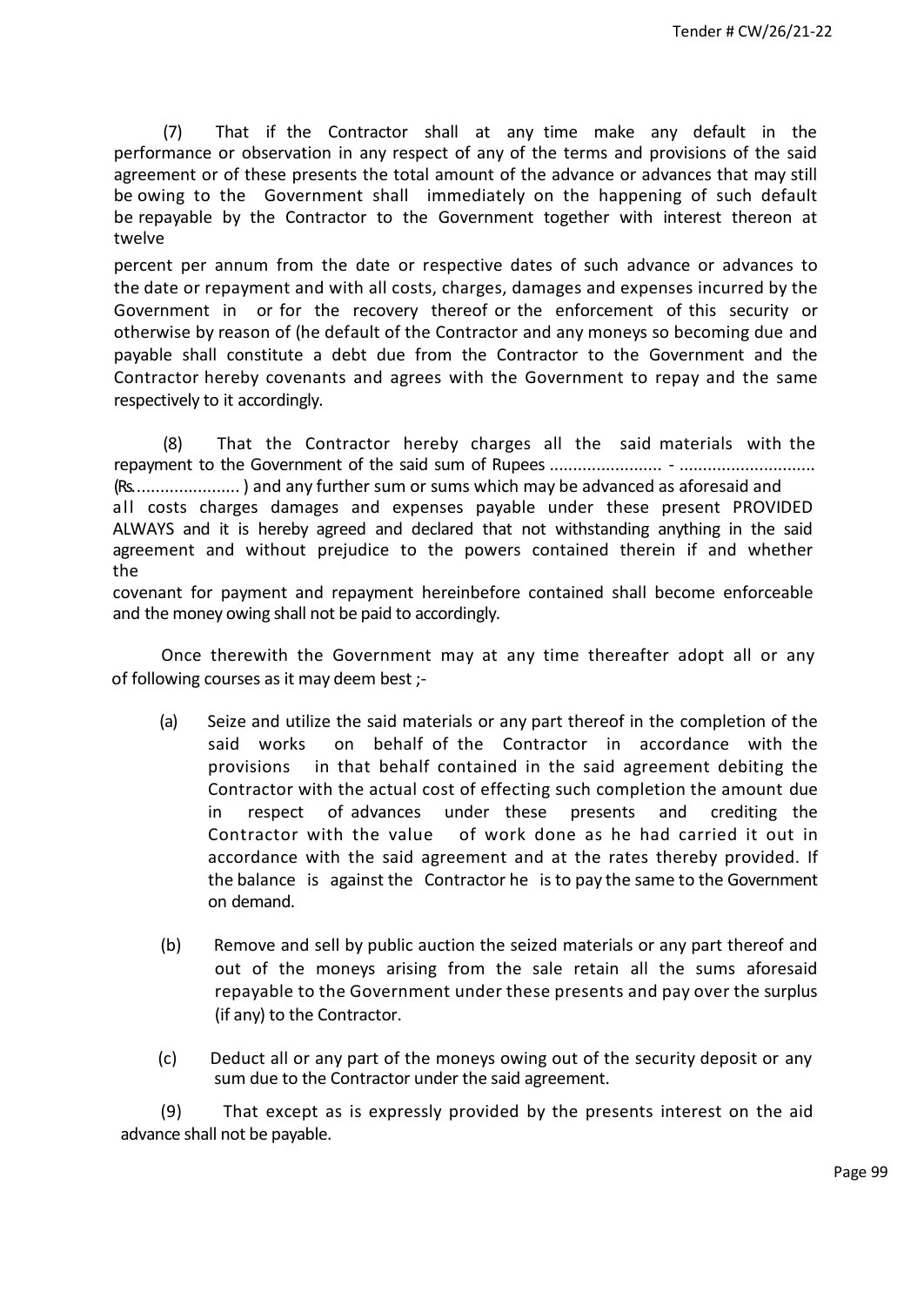(7) That if the Contractor shall at any time make any default in the performance or observation in any respect of any of the terms and provisions of the said agreement or of these presents the total amount of the advance or advances that may still be owing to the Government shall immediately on the happening of such default be repayable by the Contractor to the Government together with interest thereon at twelve percent per annum from the date or respective dates of such advance or advances to the date or repayment and with all costs, charges, damages and expenses incurred by the Government in or for the recovery thereof or the enforcement of this security or otherwise by reason of (he default of the Contractor and any moneys so becoming due and payable shall constitute a debt due from the Contractor to the Government and the Contractor hereby covenants and agrees with the Government to repay and the same respectively to it accordingly.

(8) That the Contractor hereby charges all the said materials with the repayment to the Government of the said sum of Rupees ........................ - ............................ (Rs...................... ) and any further sum or sums which may be advanced as aforesaid and all costs charges damages and expenses payable under these present PROVIDED ALWAYS and it is hereby agreed and declared that not withstanding anything in the said agreement and without prejudice to the powers contained therein if and whether the covenant for payment and repayment hereinbefore contained shall become enforceable and the money owing shall not be paid to accordingly.

Once therewith the Government may at any time thereafter adopt all or any of following courses as it may deem best ;-

(a) Seize and utilize the said materials or any part thereof in the completion of the said works on behalf of the Contractor in accordance with the provisions in that behalf contained in the said agreement debiting the Contractor with the actual cost of effecting such completion the amount due in respect of advances under these presents and crediting the Contractor with the value of work done as he had carried it out in accordance with the said agreement and at the rates thereby provided. If the balance is against the Contractor he is to pay the same to the Government on demand.

(b) Remove and sell by public auction the seized materials or any part thereof and out of the moneys arising from the sale retain all the sums aforesaid repayable to the Government under these presents and pay over the surplus (if any) to the Contractor.

(c) Deduct all or any part of the moneys owing out of the security deposit or any sum due to the Contractor under the said agreement.

(9) That except as is expressly provided by the presents interest on the aid advance shall not be payable.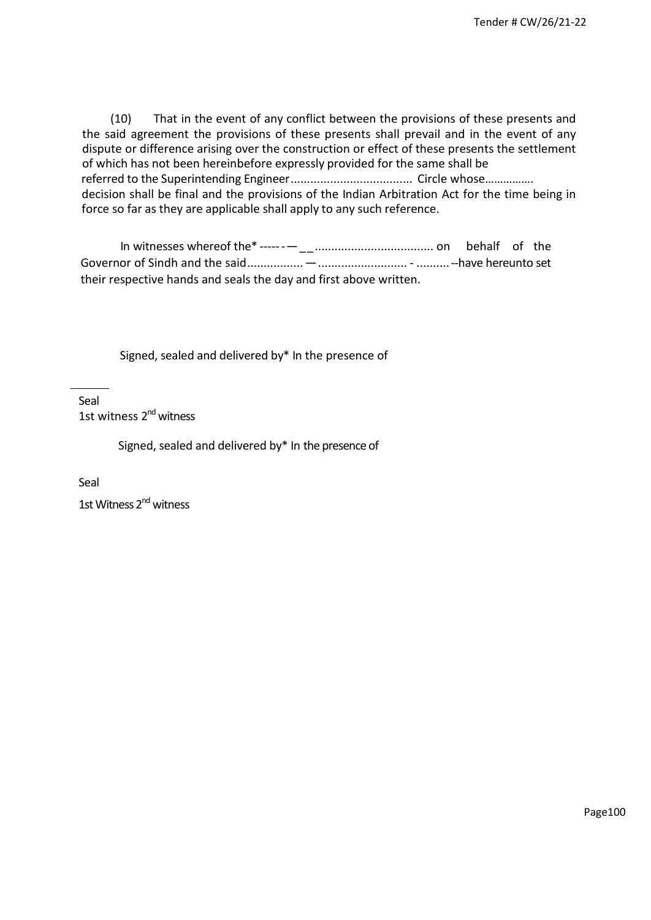(10) That in the event of any conflict between the provisions of these presents and the said agreement the provisions of these presents shall prevail and in the event of any dispute or difference arising over the construction or effect of these presents the settlement of which has not been hereinbefore expressly provided for the same shall be referred to the Superintending Engineer.................................... Circle whose……………. decision shall be final and the provisions of the Indian Arbitration Act for the time being in force so far as they are applicable shall apply to any such reference.

In witnesses whereof the* ----- - — _ _ .................................... on behalf of the Governor of Sindh and the said................ — .......................... - .......... --have hereunto set their respective hands and seals the day and first above written.

Signed, sealed and delivered by* In the presence of

Seal
1st witness 2nd witness

Signed, sealed and delivered by* In the presence of

Seal

1st Witness 2nd witness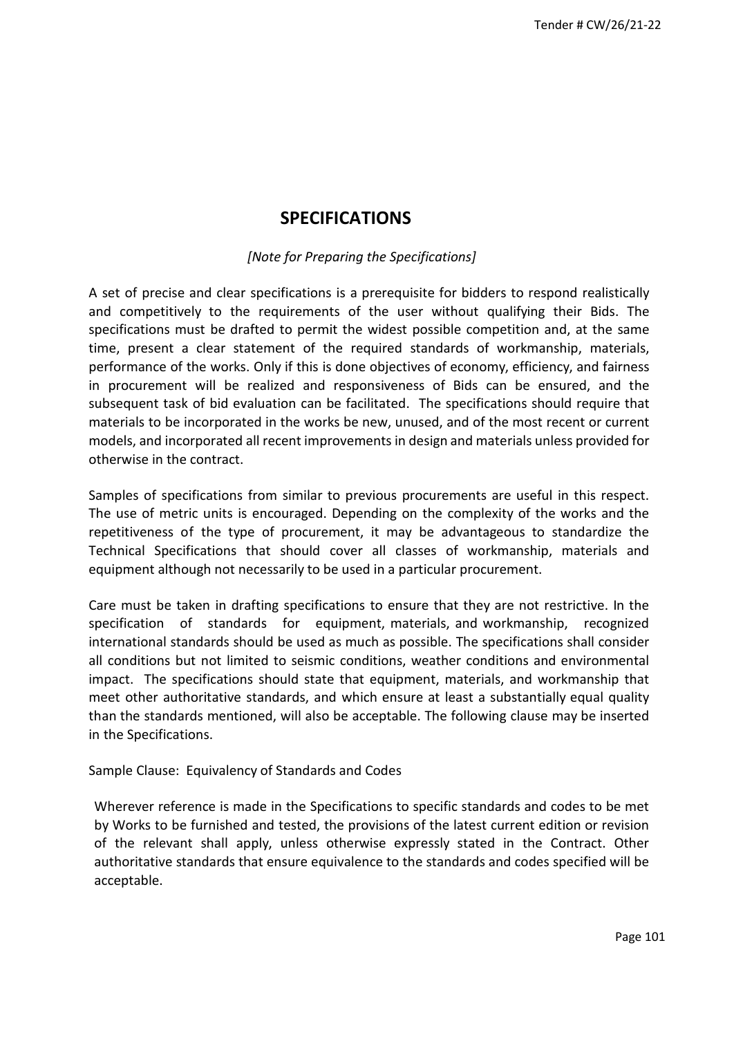# SPECIFICATIONS

*[Note for Preparing the Specifications]*

A set of precise and clear specifications is a prerequisite for bidders to respond realistically and competitively to the requirements of the user without qualifying their Bids. The specifications must be drafted to permit the widest possible competition and, at the same time, present a clear statement of the required standards of workmanship, materials, performance of the works. Only if this is done objectives of economy, efficiency, and fairness in procurement will be realized and responsiveness of Bids can be ensured, and the subsequent task of bid evaluation can be facilitated. The specifications should require that materials to be incorporated in the works be new, unused, and of the most recent or current models, and incorporated all recent improvements in design and materials unless provided for otherwise in the contract.

Samples of specifications from similar to previous procurements are useful in this respect. The use of metric units is encouraged. Depending on the complexity of the works and the repetitiveness of the type of procurement, it may be advantageous to standardize the Technical Specifications that should cover all classes of workmanship, materials and equipment although not necessarily to be used in a particular procurement.

Care must be taken in drafting specifications to ensure that they are not restrictive. In the specification of standards for equipment, materials, and workmanship, recognized international standards should be used as much as possible. The specifications shall consider all conditions but not limited to seismic conditions, weather conditions and environmental impact. The specifications should state that equipment, materials, and workmanship that meet other authoritative standards, and which ensure at least a substantially equal quality than the standards mentioned, will also be acceptable. The following clause may be inserted in the Specifications.

Sample Clause: Equivalency of Standards and Codes

> Wherever reference is made in the Specifications to specific standards and codes to be met by Works to be furnished and tested, the provisions of the latest current edition or revision of the relevant shall apply, unless otherwise expressly stated in the Contract. Other authoritative standards that ensure equivalence to the standards and codes specified will be acceptable.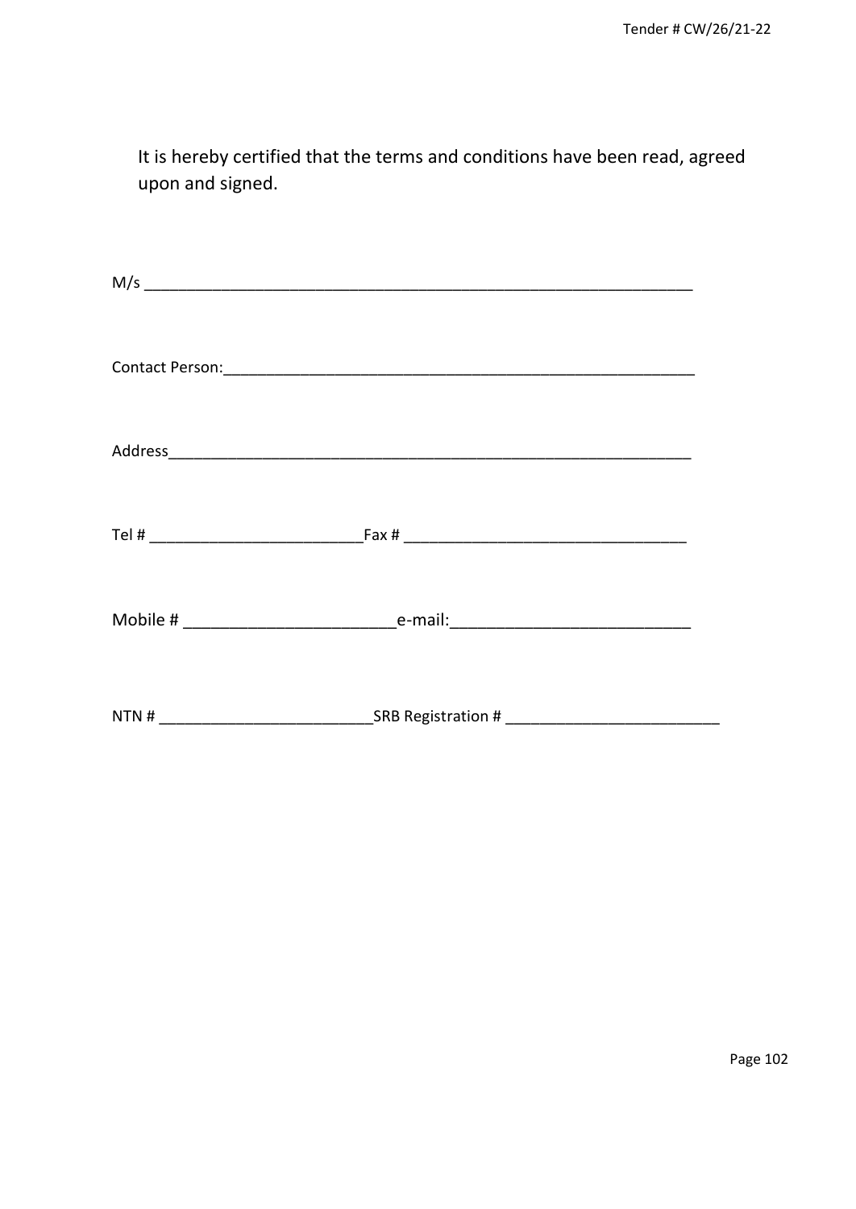It is hereby certified that the terms and conditions have been read, agreed upon and signed.

M/s ___________________________________________________________

Contact Person:_____________________________________________________

Address___________________________________________________________

Tel # ________________________Fax # ________________________________

Mobile # _______________________e-mail:__________________________

NTN # ________________________SRB Registration # ________________________